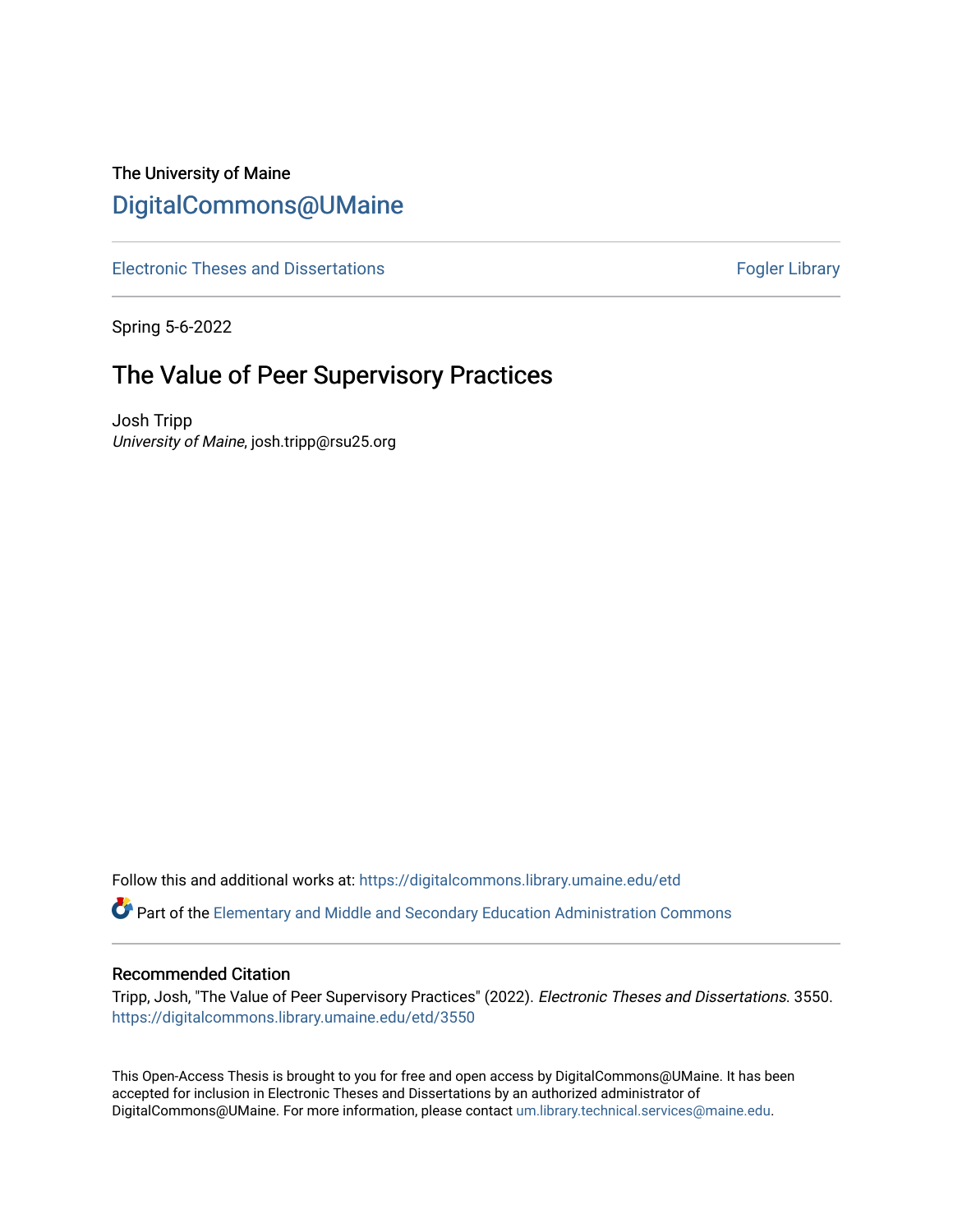The University of Maine

# DigitalCommons@UMaine

Electronic Theses and Dissertations

Fogler Library

Spring 5-6-2022

## The Value of Peer Supervisory Practices

Josh Tripp
*University of Maine*, josh.tripp@rsu25.org

Follow this and additional works at: https://digitalcommons.library.umaine.edu/etd

Part of the Elementary and Middle and Secondary Education Administration Commons

### Recommended Citation

Tripp, Josh, "The Value of Peer Supervisory Practices" (2022). *Electronic Theses and Dissertations*. 3550.
https://digitalcommons.library.umaine.edu/etd/3550

This Open-Access Thesis is brought to you for free and open access by DigitalCommons@UMaine. It has been accepted for inclusion in Electronic Theses and Dissertations by an authorized administrator of DigitalCommons@UMaine. For more information, please contact um.library.technical.services@maine.edu.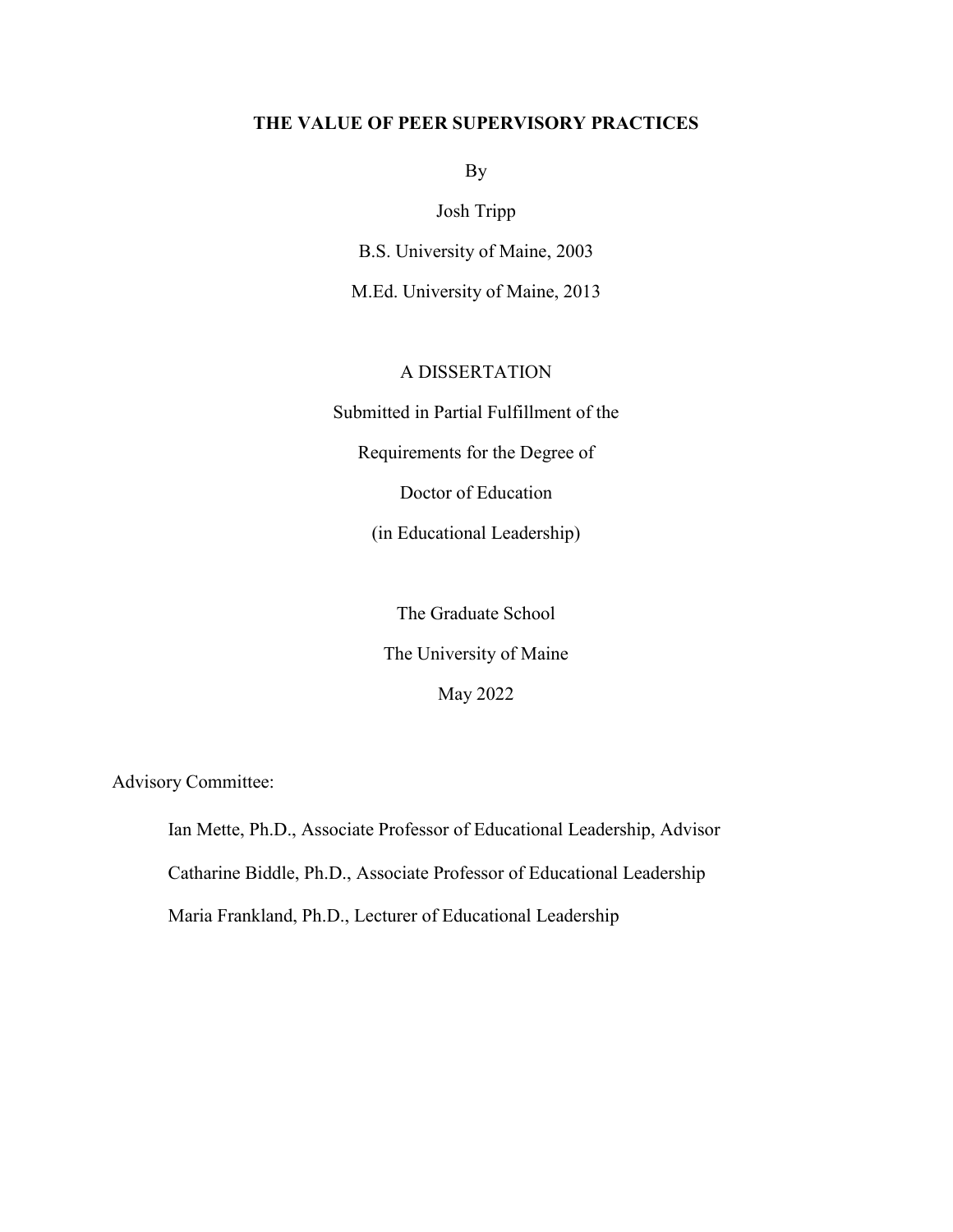**THE VALUE OF PEER SUPERVISORY PRACTICES**

By

Josh Tripp

B.S. University of Maine, 2003

M.Ed. University of Maine, 2013

A DISSERTATION

Submitted in Partial Fulfillment of the

Requirements for the Degree of

Doctor of Education

(in Educational Leadership)

The Graduate School

The University of Maine

May 2022

Advisory Committee:

Ian Mette, Ph.D., Associate Professor of Educational Leadership, Advisor

Catharine Biddle, Ph.D., Associate Professor of Educational Leadership

Maria Frankland, Ph.D., Lecturer of Educational Leadership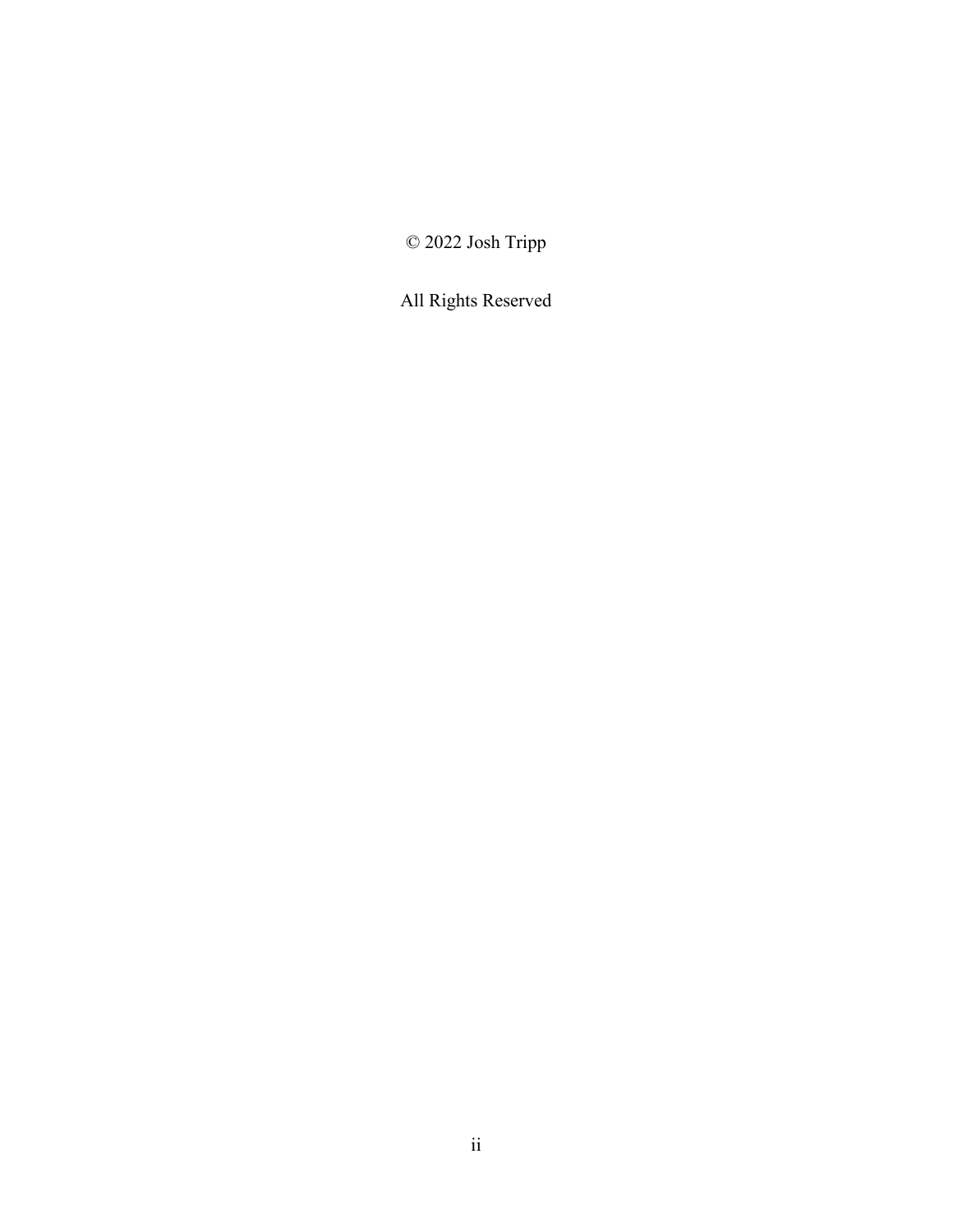© 2022 Josh Tripp

All Rights Reserved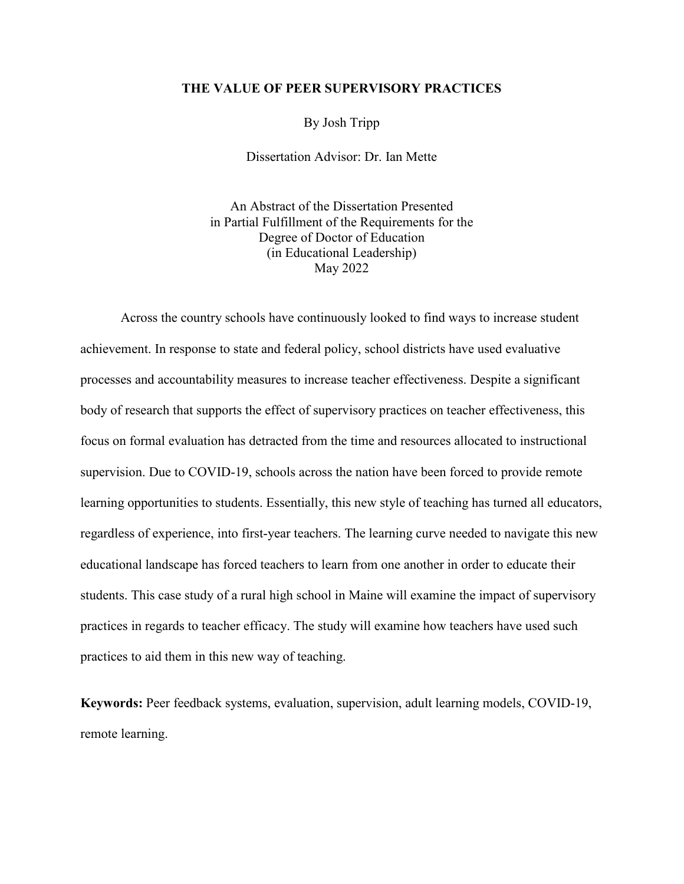**THE VALUE OF PEER SUPERVISORY PRACTICES**

By Josh Tripp

Dissertation Advisor: Dr. Ian Mette

An Abstract of the Dissertation Presented
in Partial Fulfillment of the Requirements for the
Degree of Doctor of Education
(in Educational Leadership)
May 2022

Across the country schools have continuously looked to find ways to increase student achievement. In response to state and federal policy, school districts have used evaluative processes and accountability measures to increase teacher effectiveness. Despite a significant body of research that supports the effect of supervisory practices on teacher effectiveness, this focus on formal evaluation has detracted from the time and resources allocated to instructional supervision. Due to COVID-19, schools across the nation have been forced to provide remote learning opportunities to students. Essentially, this new style of teaching has turned all educators, regardless of experience, into first-year teachers. The learning curve needed to navigate this new educational landscape has forced teachers to learn from one another in order to educate their students. This case study of a rural high school in Maine will examine the impact of supervisory practices in regards to teacher efficacy. The study will examine how teachers have used such practices to aid them in this new way of teaching.

**Keywords:** Peer feedback systems, evaluation, supervision, adult learning models, COVID-19, remote learning.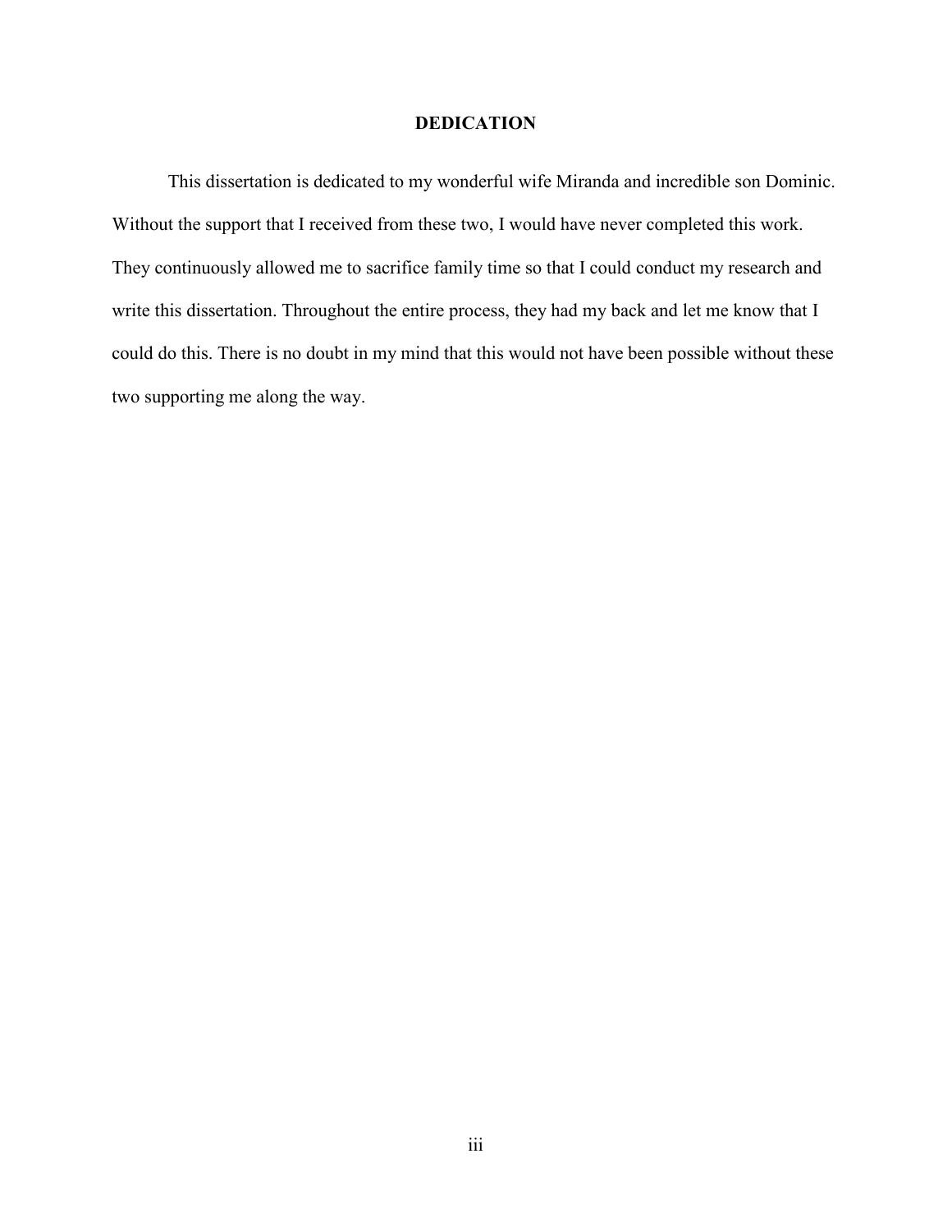# DEDICATION

This dissertation is dedicated to my wonderful wife Miranda and incredible son Dominic. Without the support that I received from these two, I would have never completed this work. They continuously allowed me to sacrifice family time so that I could conduct my research and write this dissertation. Throughout the entire process, they had my back and let me know that I could do this. There is no doubt in my mind that this would not have been possible without these two supporting me along the way.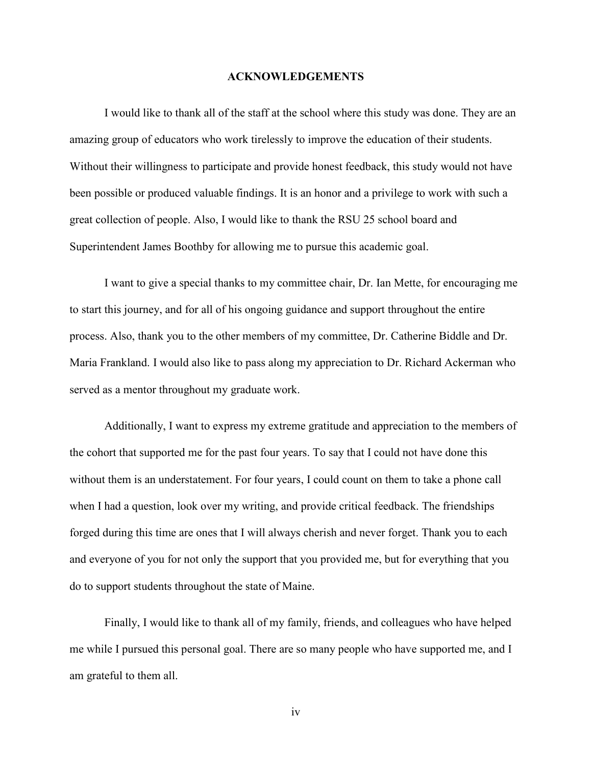## ACKNOWLEDGEMENTS

I would like to thank all of the staff at the school where this study was done. They are an amazing group of educators who work tirelessly to improve the education of their students. Without their willingness to participate and provide honest feedback, this study would not have been possible or produced valuable findings. It is an honor and a privilege to work with such a great collection of people. Also, I would like to thank the RSU 25 school board and Superintendent James Boothby for allowing me to pursue this academic goal.

I want to give a special thanks to my committee chair, Dr. Ian Mette, for encouraging me to start this journey, and for all of his ongoing guidance and support throughout the entire process. Also, thank you to the other members of my committee, Dr. Catherine Biddle and Dr. Maria Frankland. I would also like to pass along my appreciation to Dr. Richard Ackerman who served as a mentor throughout my graduate work.

Additionally, I want to express my extreme gratitude and appreciation to the members of the cohort that supported me for the past four years. To say that I could not have done this without them is an understatement. For four years, I could count on them to take a phone call when I had a question, look over my writing, and provide critical feedback. The friendships forged during this time are ones that I will always cherish and never forget. Thank you to each and everyone of you for not only the support that you provided me, but for everything that you do to support students throughout the state of Maine.

Finally, I would like to thank all of my family, friends, and colleagues who have helped me while I pursued this personal goal. There are so many people who have supported me, and I am grateful to them all.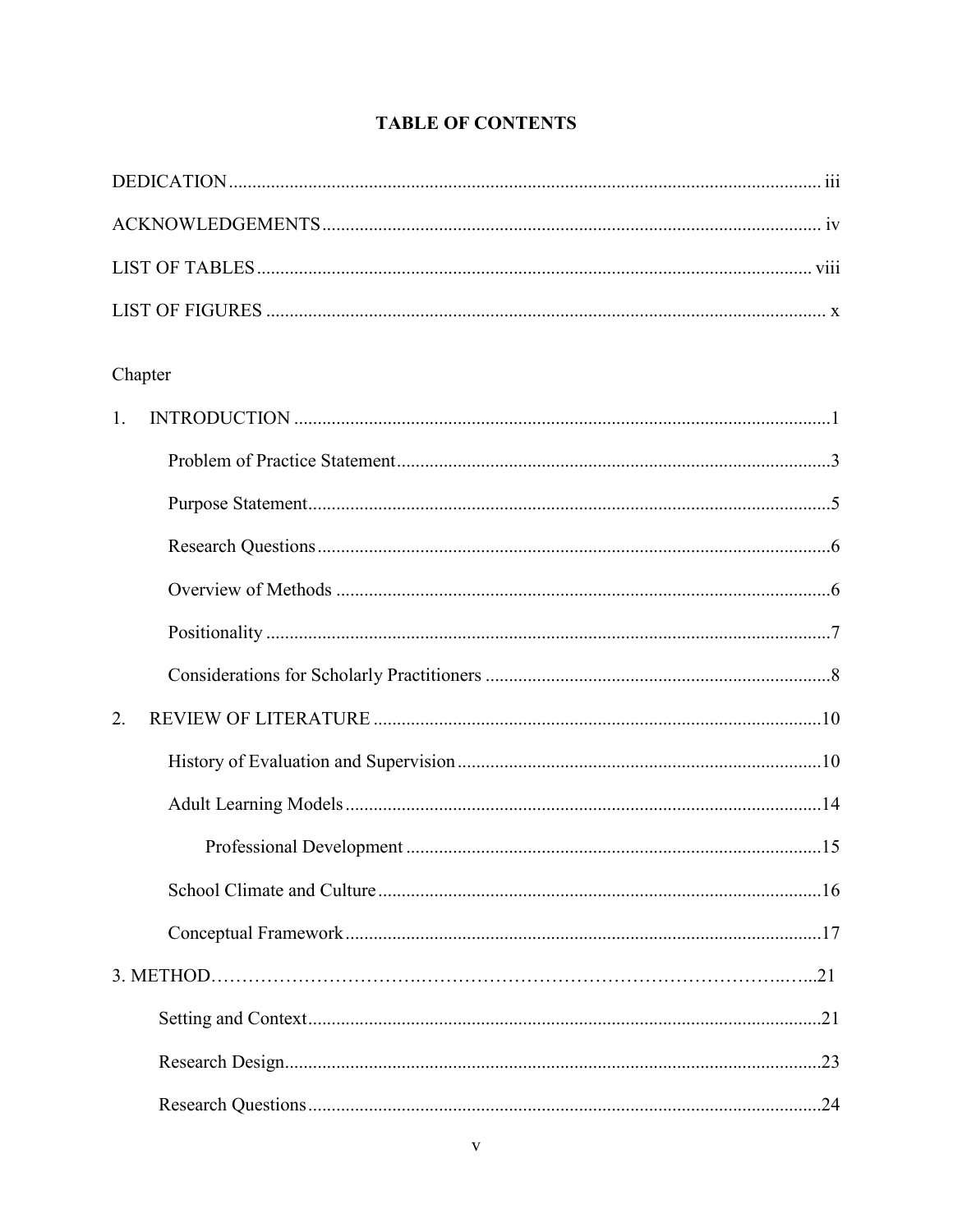# TABLE OF CONTENTS

DEDICATION ..... iii

ACKNOWLEDGEMENTS ..... iv

LIST OF TABLES ..... viii

LIST OF FIGURES ..... x

Chapter

1. INTRODUCTION ..... 1
   - Problem of Practice Statement ..... 3
   - Purpose Statement ..... 5
   - Research Questions ..... 6
   - Overview of Methods ..... 6
   - Positionality ..... 7
   - Considerations for Scholarly Practitioners ..... 8
2. REVIEW OF LITERATURE ..... 10
   - History of Evaluation and Supervision ..... 10
   - Adult Learning Models ..... 14
     - Professional Development ..... 15
   - School Climate and Culture ..... 16
   - Conceptual Framework ..... 17
3. METHOD ..... 21
   - Setting and Context ..... 21
   - Research Design ..... 23
   - Research Questions ..... 24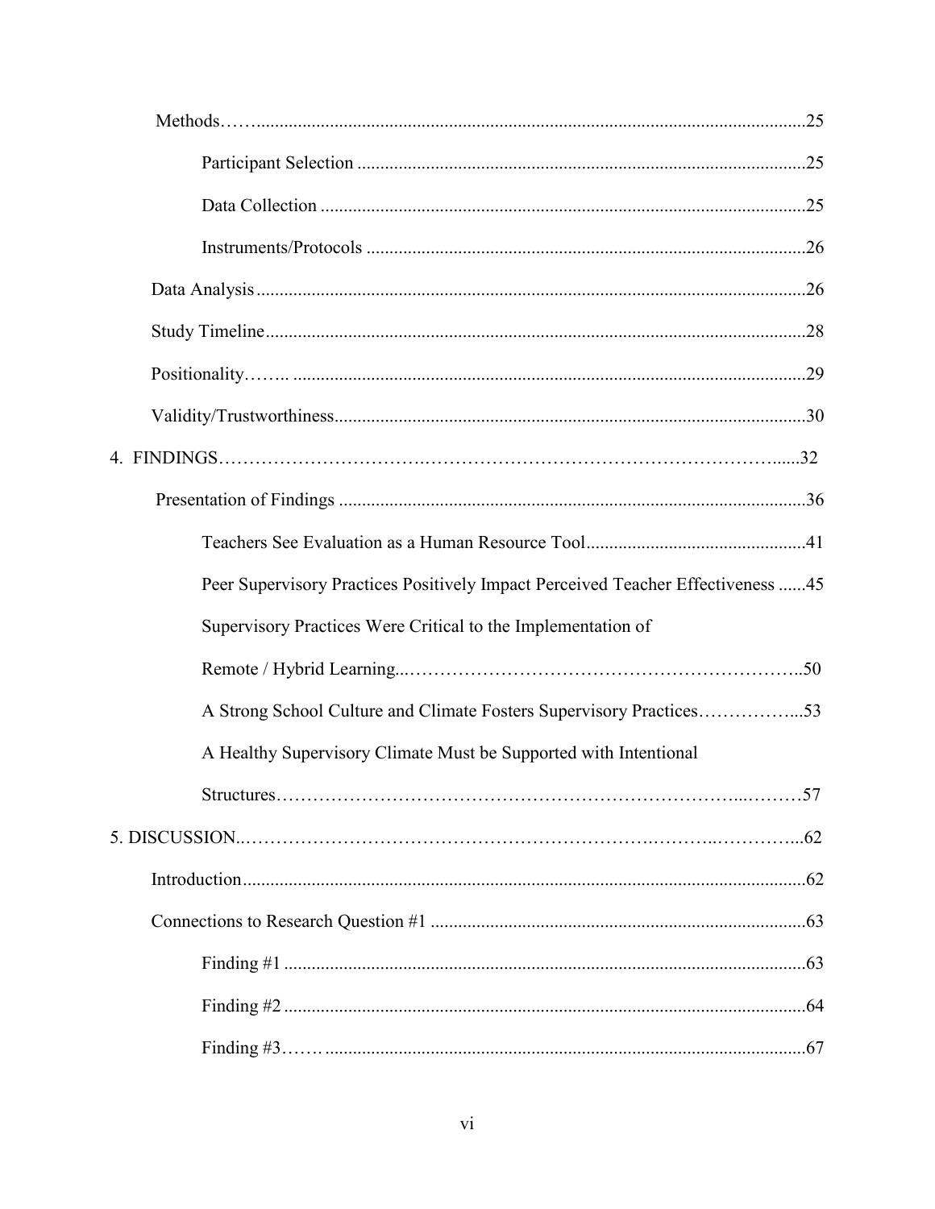Methods……......................................................................................................................25

Participant Selection ..................................................................................................25

Data Collection ..........................................................................................................25

Instruments/Protocols ................................................................................................26

Data Analysis ........................................................................................................................26

Study Timeline.......................................................................................................................28

Positionality…….. ................................................................................................................29

Validity/Trustworthiness.......................................................................................................30

4. FINDINGS……………………………….…………………………………………………….....32

Presentation of Findings .......................................................................................................36

Teachers See Evaluation as a Human Resource Tool................................................41

Peer Supervisory Practices Positively Impact Perceived Teacher Effectiveness ......45

Supervisory Practices Were Critical to the Implementation of Remote / Hybrid Learning...……………………………………………………………..50

A Strong School Culture and Climate Fosters Supervisory Practices……………...53

A Healthy Supervisory Climate Must be Supported with Intentional Structures…………………………………………………………………...………57

5. DISCUSSION..…………………………………………………………….………..…………...62

Introduction...........................................................................................................................62

Connections to Research Question #1 ..................................................................................63

Finding #1 ..................................................................................................................63

Finding #2 ..................................................................................................................64

Finding #3……. ........................................................................................................67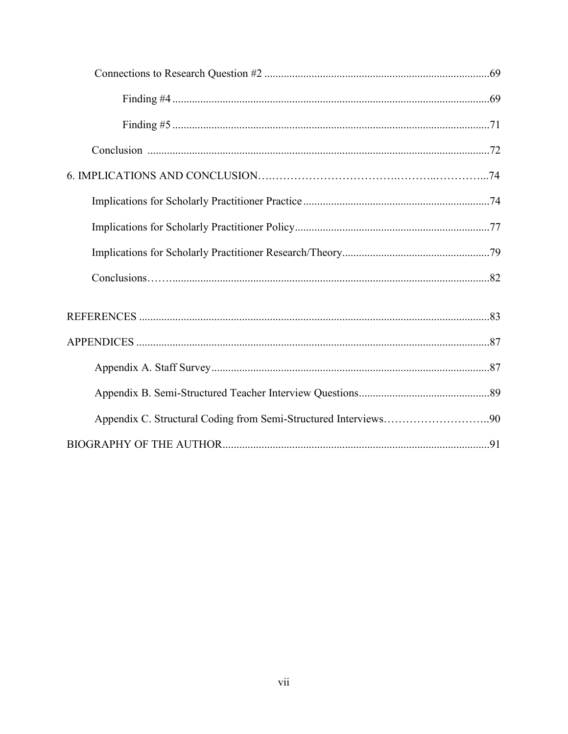Connections to Research Question #2 ........................................................................69

Finding #4 ........................................................................................................69

Finding #5 ........................................................................................................71

Conclusion .........................................................................................................................72

6. IMPLICATIONS AND CONCLUSION….……………………………….………..…………...74

Implications for Scholarly Practitioner Practice ..................................................................74

Implications for Scholarly Practitioner Policy.....................................................................77

Implications for Scholarly Practitioner Research/Theory....................................................79

Conclusions……...................................................................................................................82

REFERENCES ............................................................................................................................83

APPENDICES .............................................................................................................................87

Appendix A. Staff Survey...................................................................................................87

Appendix B. Semi-Structured Teacher Interview Questions..............................................89

Appendix C. Structural Coding from Semi-Structured Interviews………………………..90

BIOGRAPHY OF THE AUTHOR...............................................................................................91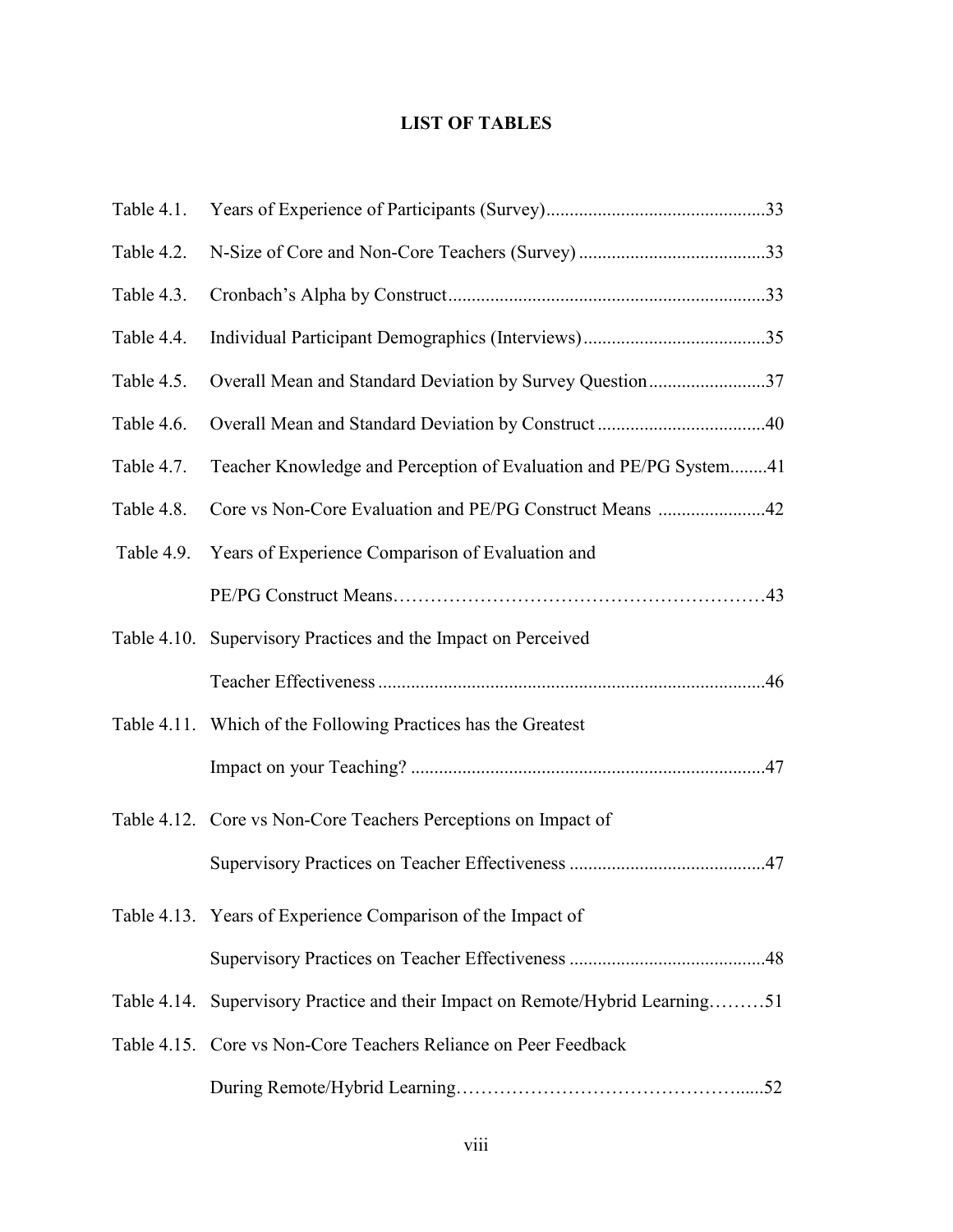# LIST OF TABLES

| | | |
|---|---|---|
| Table 4.1. | Years of Experience of Participants (Survey) | 33 |
| Table 4.2. | N-Size of Core and Non-Core Teachers (Survey) | 33 |
| Table 4.3. | Cronbach's Alpha by Construct | 33 |
| Table 4.4. | Individual Participant Demographics (Interviews) | 35 |
| Table 4.5. | Overall Mean and Standard Deviation by Survey Question | 37 |
| Table 4.6. | Overall Mean and Standard Deviation by Construct | 40 |
| Table 4.7. | Teacher Knowledge and Perception of Evaluation and PE/PG System | 41 |
| Table 4.8. | Core vs Non-Core Evaluation and PE/PG Construct Means | 42 |
| Table 4.9. | Years of Experience Comparison of Evaluation and PE/PG Construct Means | 43 |
| Table 4.10. | Supervisory Practices and the Impact on Perceived Teacher Effectiveness | 46 |
| Table 4.11. | Which of the Following Practices has the Greatest Impact on your Teaching? | 47 |
| Table 4.12. | Core vs Non-Core Teachers Perceptions on Impact of Supervisory Practices on Teacher Effectiveness | 47 |
| Table 4.13. | Years of Experience Comparison of the Impact of Supervisory Practices on Teacher Effectiveness | 48 |
| Table 4.14. | Supervisory Practice and their Impact on Remote/Hybrid Learning | 51 |
| Table 4.15. | Core vs Non-Core Teachers Reliance on Peer Feedback During Remote/Hybrid Learning | 52 |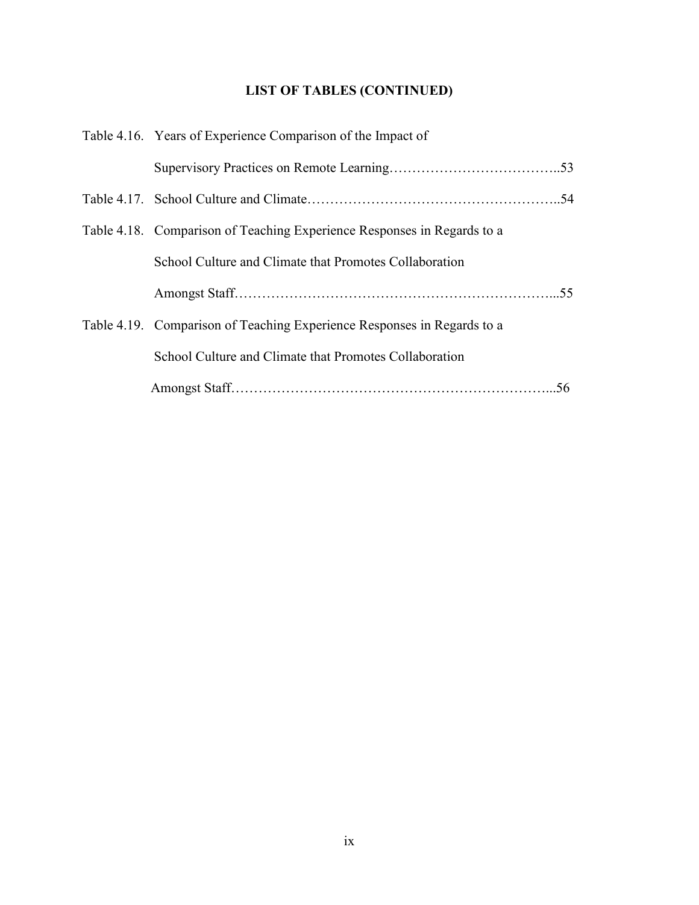## LIST OF TABLES (CONTINUED)

Table 4.16. Years of Experience Comparison of the Impact of Supervisory Practices on Remote Learning……………………………….53

Table 4.17. School Culture and Climate………………………………………………..54

Table 4.18. Comparison of Teaching Experience Responses in Regards to a School Culture and Climate that Promotes Collaboration Amongst Staff…………………………………………………………...55

Table 4.19. Comparison of Teaching Experience Responses in Regards to a School Culture and Climate that Promotes Collaboration Amongst Staff…………………………………………………………...56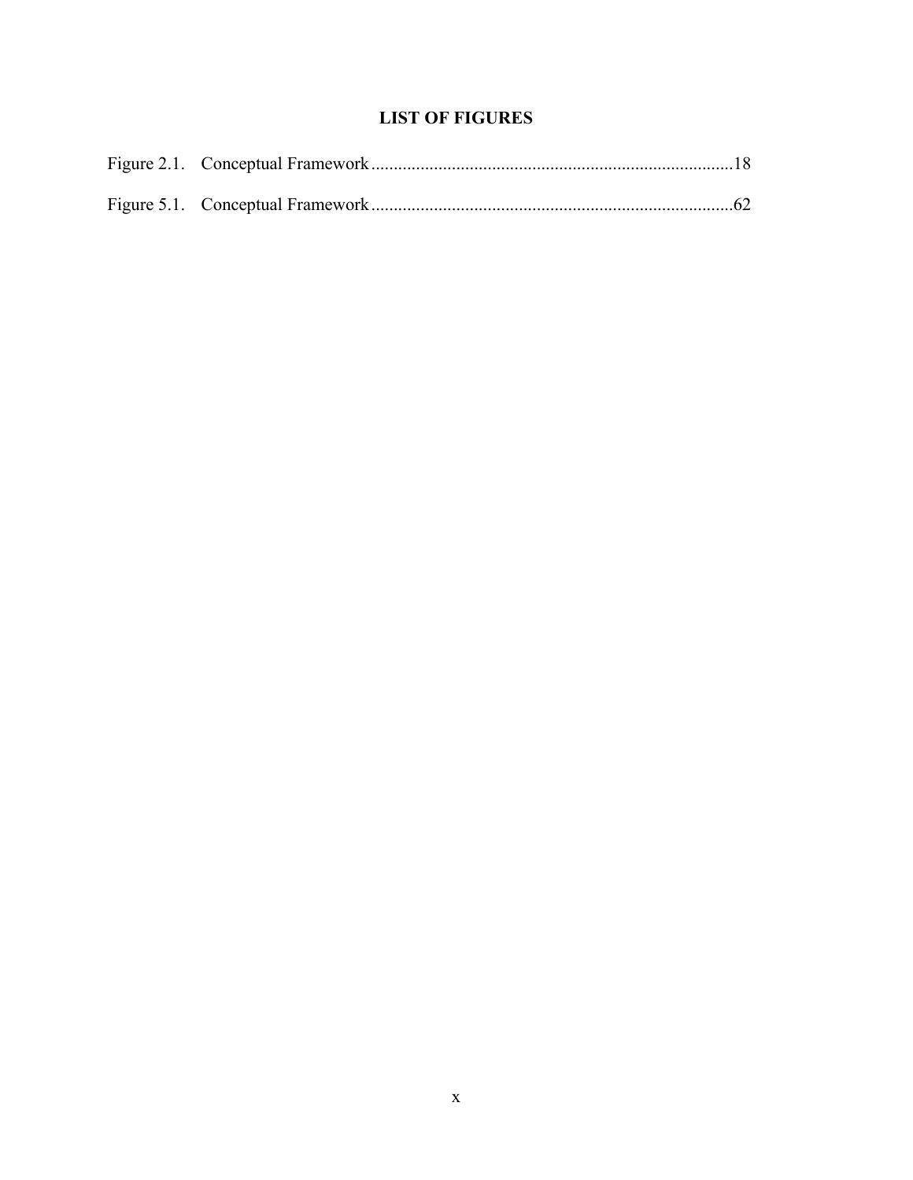## LIST OF FIGURES

Figure 2.1. Conceptual Framework ........................................................................18

Figure 5.1. Conceptual Framework ........................................................................62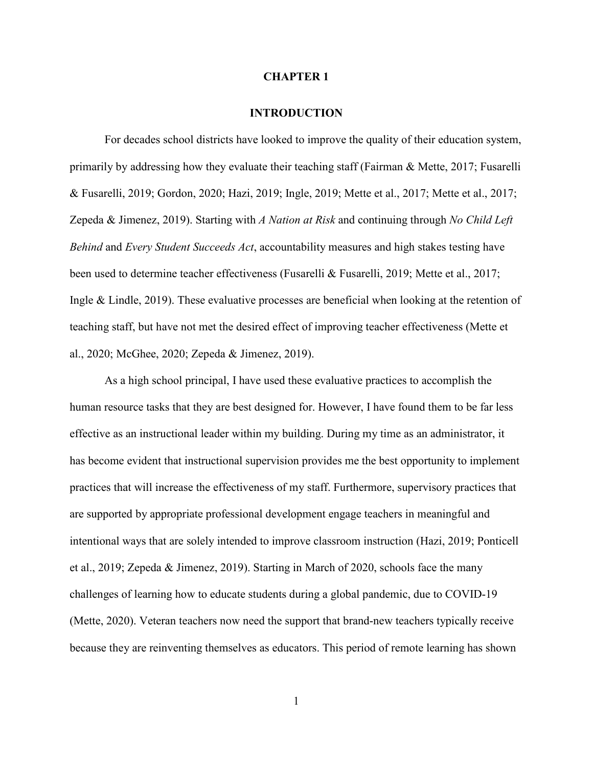# CHAPTER 1

## INTRODUCTION

For decades school districts have looked to improve the quality of their education system, primarily by addressing how they evaluate their teaching staff (Fairman & Mette, 2017; Fusarelli & Fusarelli, 2019; Gordon, 2020; Hazi, 2019; Ingle, 2019; Mette et al., 2017; Mette et al., 2017; Zepeda & Jimenez, 2019). Starting with *A Nation at Risk* and continuing through *No Child Left Behind* and *Every Student Succeeds Act*, accountability measures and high stakes testing have been used to determine teacher effectiveness (Fusarelli & Fusarelli, 2019; Mette et al., 2017; Ingle & Lindle, 2019). These evaluative processes are beneficial when looking at the retention of teaching staff, but have not met the desired effect of improving teacher effectiveness (Mette et al., 2020; McGhee, 2020; Zepeda & Jimenez, 2019).

As a high school principal, I have used these evaluative practices to accomplish the human resource tasks that they are best designed for. However, I have found them to be far less effective as an instructional leader within my building. During my time as an administrator, it has become evident that instructional supervision provides me the best opportunity to implement practices that will increase the effectiveness of my staff. Furthermore, supervisory practices that are supported by appropriate professional development engage teachers in meaningful and intentional ways that are solely intended to improve classroom instruction (Hazi, 2019; Ponticell et al., 2019; Zepeda & Jimenez, 2019). Starting in March of 2020, schools face the many challenges of learning how to educate students during a global pandemic, due to COVID-19 (Mette, 2020). Veteran teachers now need the support that brand-new teachers typically receive because they are reinventing themselves as educators. This period of remote learning has shown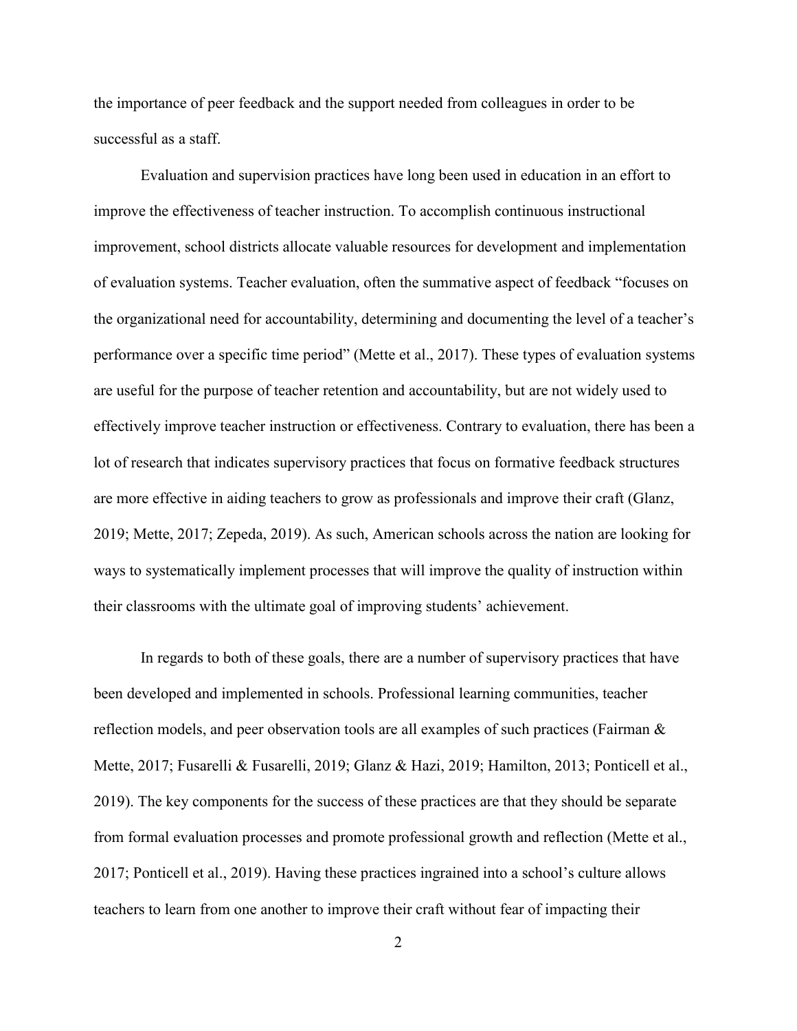the importance of peer feedback and the support needed from colleagues in order to be successful as a staff.

Evaluation and supervision practices have long been used in education in an effort to improve the effectiveness of teacher instruction. To accomplish continuous instructional improvement, school districts allocate valuable resources for development and implementation of evaluation systems. Teacher evaluation, often the summative aspect of feedback "focuses on the organizational need for accountability, determining and documenting the level of a teacher's performance over a specific time period" (Mette et al., 2017). These types of evaluation systems are useful for the purpose of teacher retention and accountability, but are not widely used to effectively improve teacher instruction or effectiveness. Contrary to evaluation, there has been a lot of research that indicates supervisory practices that focus on formative feedback structures are more effective in aiding teachers to grow as professionals and improve their craft (Glanz, 2019; Mette, 2017; Zepeda, 2019). As such, American schools across the nation are looking for ways to systematically implement processes that will improve the quality of instruction within their classrooms with the ultimate goal of improving students' achievement.

In regards to both of these goals, there are a number of supervisory practices that have been developed and implemented in schools. Professional learning communities, teacher reflection models, and peer observation tools are all examples of such practices (Fairman & Mette, 2017; Fusarelli & Fusarelli, 2019; Glanz & Hazi, 2019; Hamilton, 2013; Ponticell et al., 2019). The key components for the success of these practices are that they should be separate from formal evaluation processes and promote professional growth and reflection (Mette et al., 2017; Ponticell et al., 2019). Having these practices ingrained into a school's culture allows teachers to learn from one another to improve their craft without fear of impacting their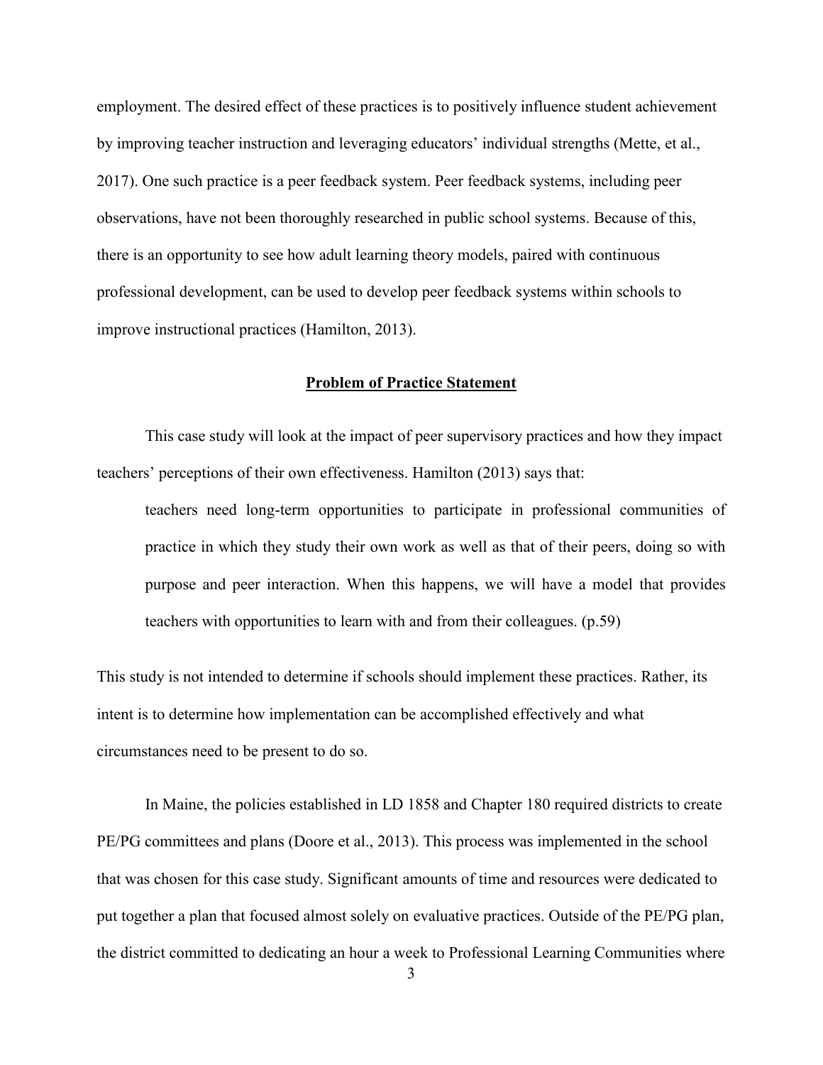employment. The desired effect of these practices is to positively influence student achievement by improving teacher instruction and leveraging educators' individual strengths (Mette, et al., 2017). One such practice is a peer feedback system. Peer feedback systems, including peer observations, have not been thoroughly researched in public school systems. Because of this, there is an opportunity to see how adult learning theory models, paired with continuous professional development, can be used to develop peer feedback systems within schools to improve instructional practices (Hamilton, 2013).

## **Problem of Practice Statement**

This case study will look at the impact of peer supervisory practices and how they impact teachers' perceptions of their own effectiveness. Hamilton (2013) says that:

> teachers need long-term opportunities to participate in professional communities of practice in which they study their own work as well as that of their peers, doing so with purpose and peer interaction. When this happens, we will have a model that provides teachers with opportunities to learn with and from their colleagues. (p.59)

This study is not intended to determine if schools should implement these practices. Rather, its intent is to determine how implementation can be accomplished effectively and what circumstances need to be present to do so.

In Maine, the policies established in LD 1858 and Chapter 180 required districts to create PE/PG committees and plans (Doore et al., 2013). This process was implemented in the school that was chosen for this case study. Significant amounts of time and resources were dedicated to put together a plan that focused almost solely on evaluative practices. Outside of the PE/PG plan, the district committed to dedicating an hour a week to Professional Learning Communities where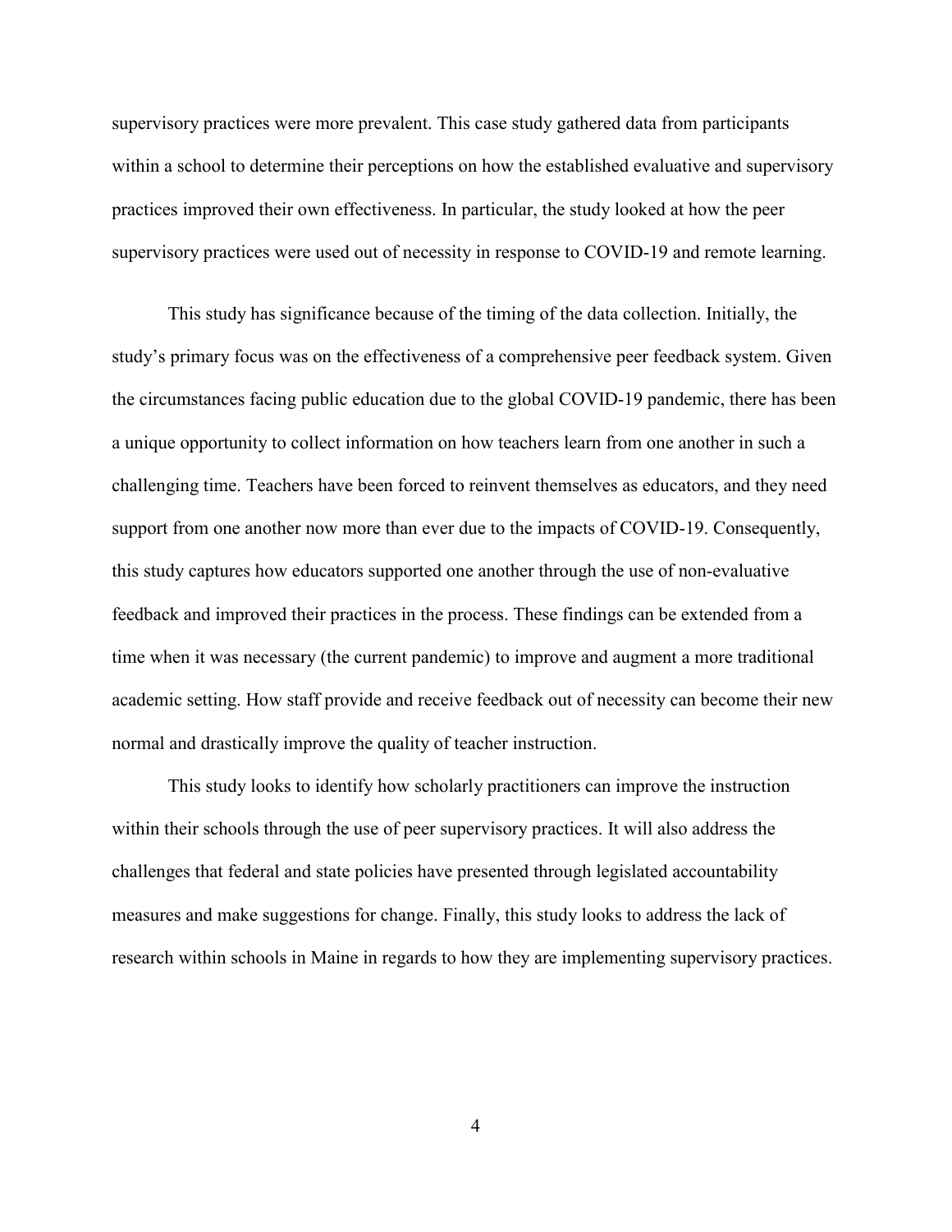supervisory practices were more prevalent. This case study gathered data from participants within a school to determine their perceptions on how the established evaluative and supervisory practices improved their own effectiveness. In particular, the study looked at how the peer supervisory practices were used out of necessity in response to COVID-19 and remote learning.

This study has significance because of the timing of the data collection. Initially, the study's primary focus was on the effectiveness of a comprehensive peer feedback system. Given the circumstances facing public education due to the global COVID-19 pandemic, there has been a unique opportunity to collect information on how teachers learn from one another in such a challenging time. Teachers have been forced to reinvent themselves as educators, and they need support from one another now more than ever due to the impacts of COVID-19. Consequently, this study captures how educators supported one another through the use of non-evaluative feedback and improved their practices in the process. These findings can be extended from a time when it was necessary (the current pandemic) to improve and augment a more traditional academic setting. How staff provide and receive feedback out of necessity can become their new normal and drastically improve the quality of teacher instruction.

This study looks to identify how scholarly practitioners can improve the instruction within their schools through the use of peer supervisory practices. It will also address the challenges that federal and state policies have presented through legislated accountability measures and make suggestions for change. Finally, this study looks to address the lack of research within schools in Maine in regards to how they are implementing supervisory practices.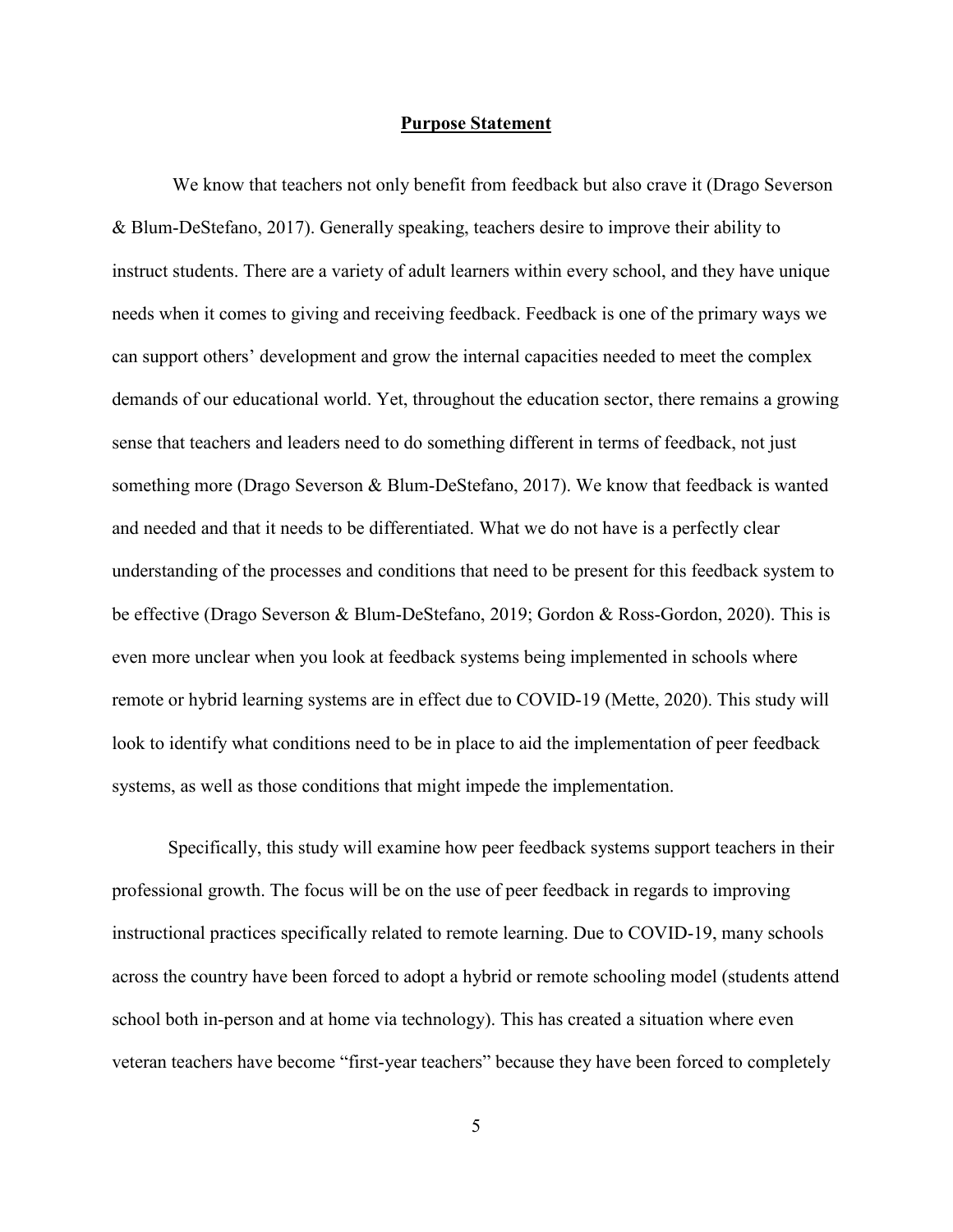## **Purpose Statement**

We know that teachers not only benefit from feedback but also crave it (Drago Severson & Blum-DeStefano, 2017). Generally speaking, teachers desire to improve their ability to instruct students. There are a variety of adult learners within every school, and they have unique needs when it comes to giving and receiving feedback. Feedback is one of the primary ways we can support others' development and grow the internal capacities needed to meet the complex demands of our educational world. Yet, throughout the education sector, there remains a growing sense that teachers and leaders need to do something different in terms of feedback, not just something more (Drago Severson & Blum-DeStefano, 2017). We know that feedback is wanted and needed and that it needs to be differentiated. What we do not have is a perfectly clear understanding of the processes and conditions that need to be present for this feedback system to be effective (Drago Severson & Blum-DeStefano, 2019; Gordon & Ross-Gordon, 2020). This is even more unclear when you look at feedback systems being implemented in schools where remote or hybrid learning systems are in effect due to COVID-19 (Mette, 2020). This study will look to identify what conditions need to be in place to aid the implementation of peer feedback systems, as well as those conditions that might impede the implementation.

Specifically, this study will examine how peer feedback systems support teachers in their professional growth. The focus will be on the use of peer feedback in regards to improving instructional practices specifically related to remote learning. Due to COVID-19, many schools across the country have been forced to adopt a hybrid or remote schooling model (students attend school both in-person and at home via technology). This has created a situation where even veteran teachers have become "first-year teachers" because they have been forced to completely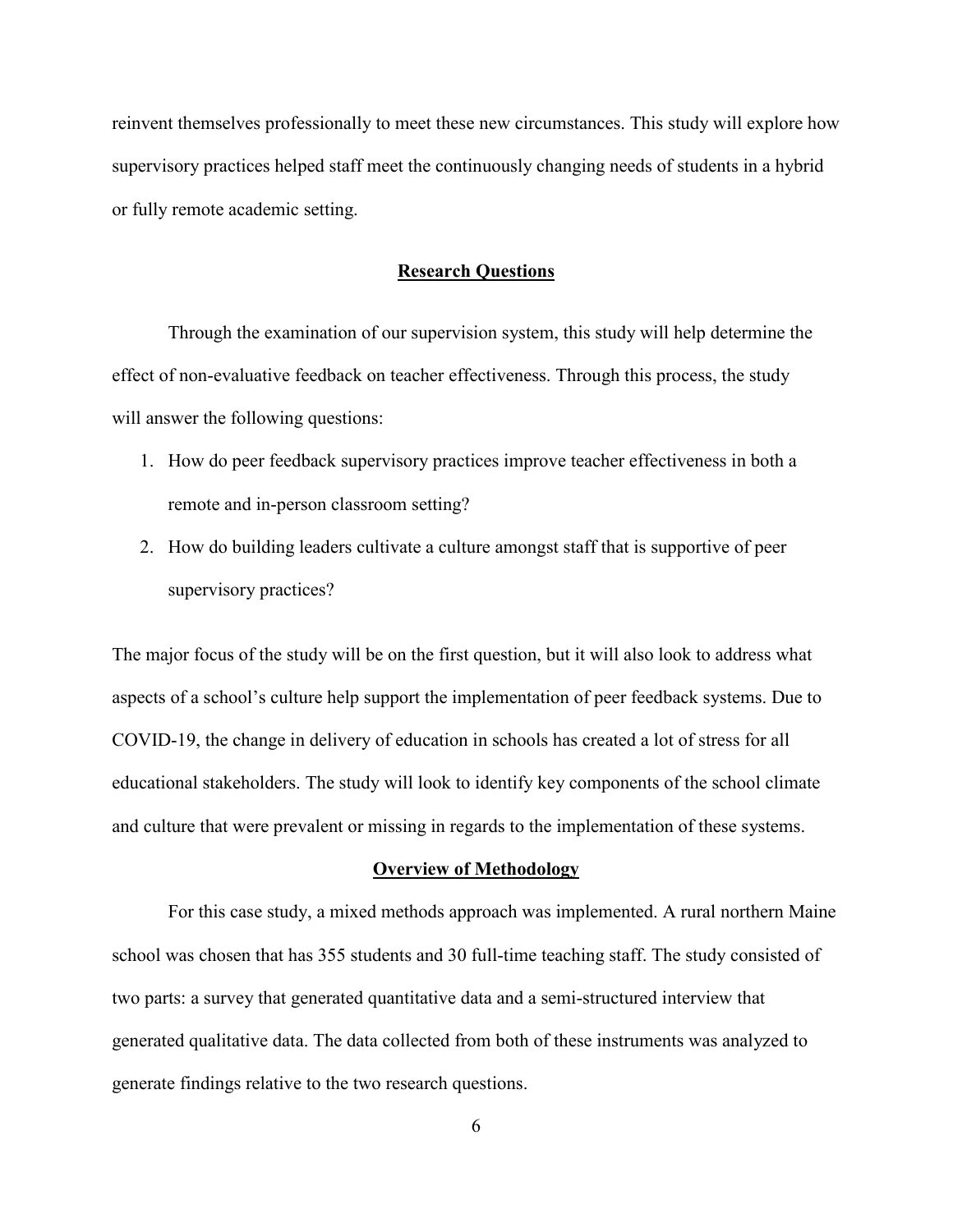reinvent themselves professionally to meet these new circumstances. This study will explore how supervisory practices helped staff meet the continuously changing needs of students in a hybrid or fully remote academic setting.

## Research Questions

Through the examination of our supervision system, this study will help determine the effect of non-evaluative feedback on teacher effectiveness. Through this process, the study will answer the following questions:

1. How do peer feedback supervisory practices improve teacher effectiveness in both a remote and in-person classroom setting?
2. How do building leaders cultivate a culture amongst staff that is supportive of peer supervisory practices?

The major focus of the study will be on the first question, but it will also look to address what aspects of a school's culture help support the implementation of peer feedback systems. Due to COVID-19, the change in delivery of education in schools has created a lot of stress for all educational stakeholders. The study will look to identify key components of the school climate and culture that were prevalent or missing in regards to the implementation of these systems.

## Overview of Methodology

For this case study, a mixed methods approach was implemented. A rural northern Maine school was chosen that has 355 students and 30 full-time teaching staff. The study consisted of two parts: a survey that generated quantitative data and a semi-structured interview that generated qualitative data. The data collected from both of these instruments was analyzed to generate findings relative to the two research questions.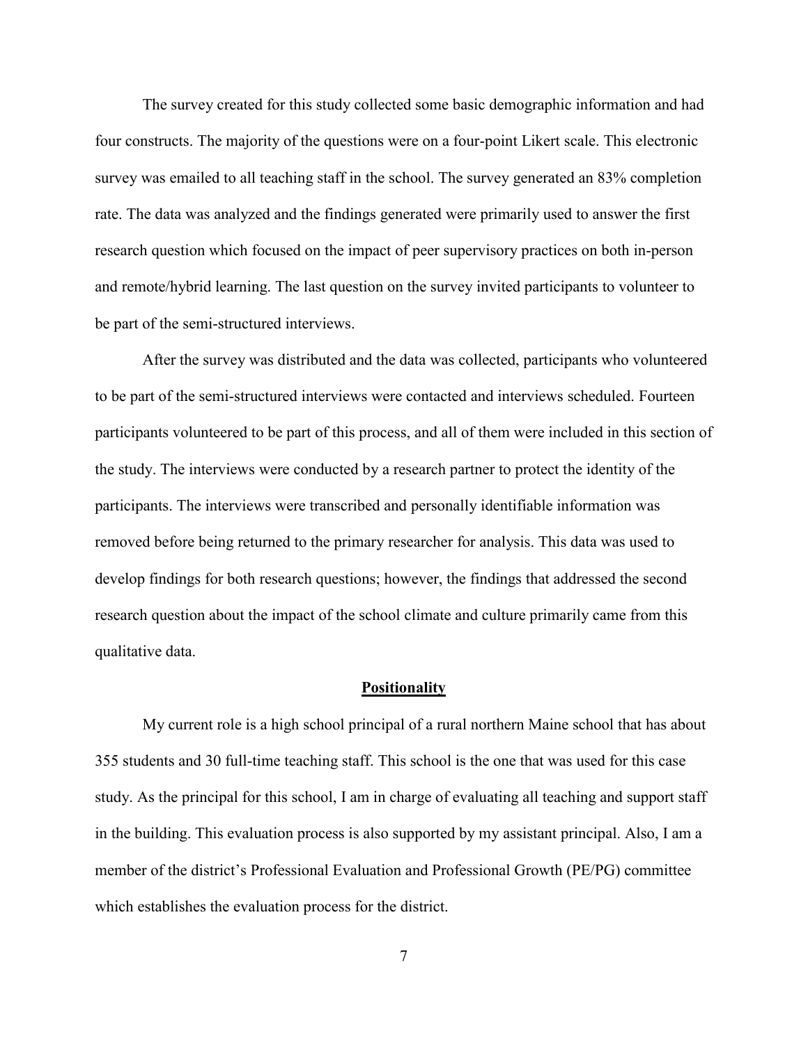The survey created for this study collected some basic demographic information and had four constructs. The majority of the questions were on a four-point Likert scale. This electronic survey was emailed to all teaching staff in the school. The survey generated an 83% completion rate. The data was analyzed and the findings generated were primarily used to answer the first research question which focused on the impact of peer supervisory practices on both in-person and remote/hybrid learning. The last question on the survey invited participants to volunteer to be part of the semi-structured interviews.

After the survey was distributed and the data was collected, participants who volunteered to be part of the semi-structured interviews were contacted and interviews scheduled. Fourteen participants volunteered to be part of this process, and all of them were included in this section of the study. The interviews were conducted by a research partner to protect the identity of the participants. The interviews were transcribed and personally identifiable information was removed before being returned to the primary researcher for analysis. This data was used to develop findings for both research questions; however, the findings that addressed the second research question about the impact of the school climate and culture primarily came from this qualitative data.

## Positionality

My current role is a high school principal of a rural northern Maine school that has about 355 students and 30 full-time teaching staff. This school is the one that was used for this case study. As the principal for this school, I am in charge of evaluating all teaching and support staff in the building. This evaluation process is also supported by my assistant principal. Also, I am a member of the district's Professional Evaluation and Professional Growth (PE/PG) committee which establishes the evaluation process for the district.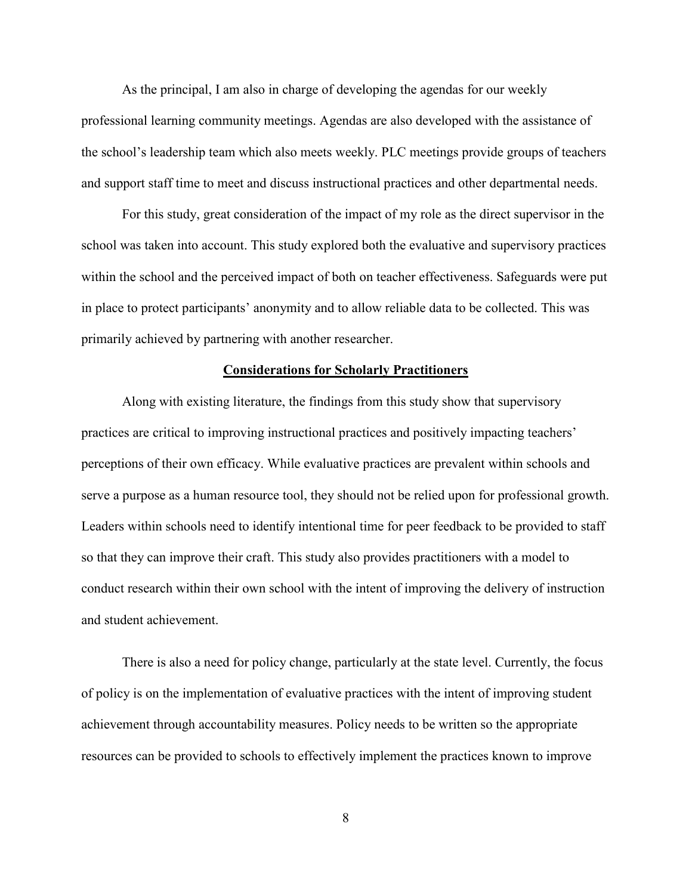As the principal, I am also in charge of developing the agendas for our weekly professional learning community meetings. Agendas are also developed with the assistance of the school's leadership team which also meets weekly. PLC meetings provide groups of teachers and support staff time to meet and discuss instructional practices and other departmental needs.

For this study, great consideration of the impact of my role as the direct supervisor in the school was taken into account. This study explored both the evaluative and supervisory practices within the school and the perceived impact of both on teacher effectiveness. Safeguards were put in place to protect participants' anonymity and to allow reliable data to be collected. This was primarily achieved by partnering with another researcher.

## Considerations for Scholarly Practitioners

Along with existing literature, the findings from this study show that supervisory practices are critical to improving instructional practices and positively impacting teachers' perceptions of their own efficacy. While evaluative practices are prevalent within schools and serve a purpose as a human resource tool, they should not be relied upon for professional growth. Leaders within schools need to identify intentional time for peer feedback to be provided to staff so that they can improve their craft. This study also provides practitioners with a model to conduct research within their own school with the intent of improving the delivery of instruction and student achievement.

There is also a need for policy change, particularly at the state level. Currently, the focus of policy is on the implementation of evaluative practices with the intent of improving student achievement through accountability measures. Policy needs to be written so the appropriate resources can be provided to schools to effectively implement the practices known to improve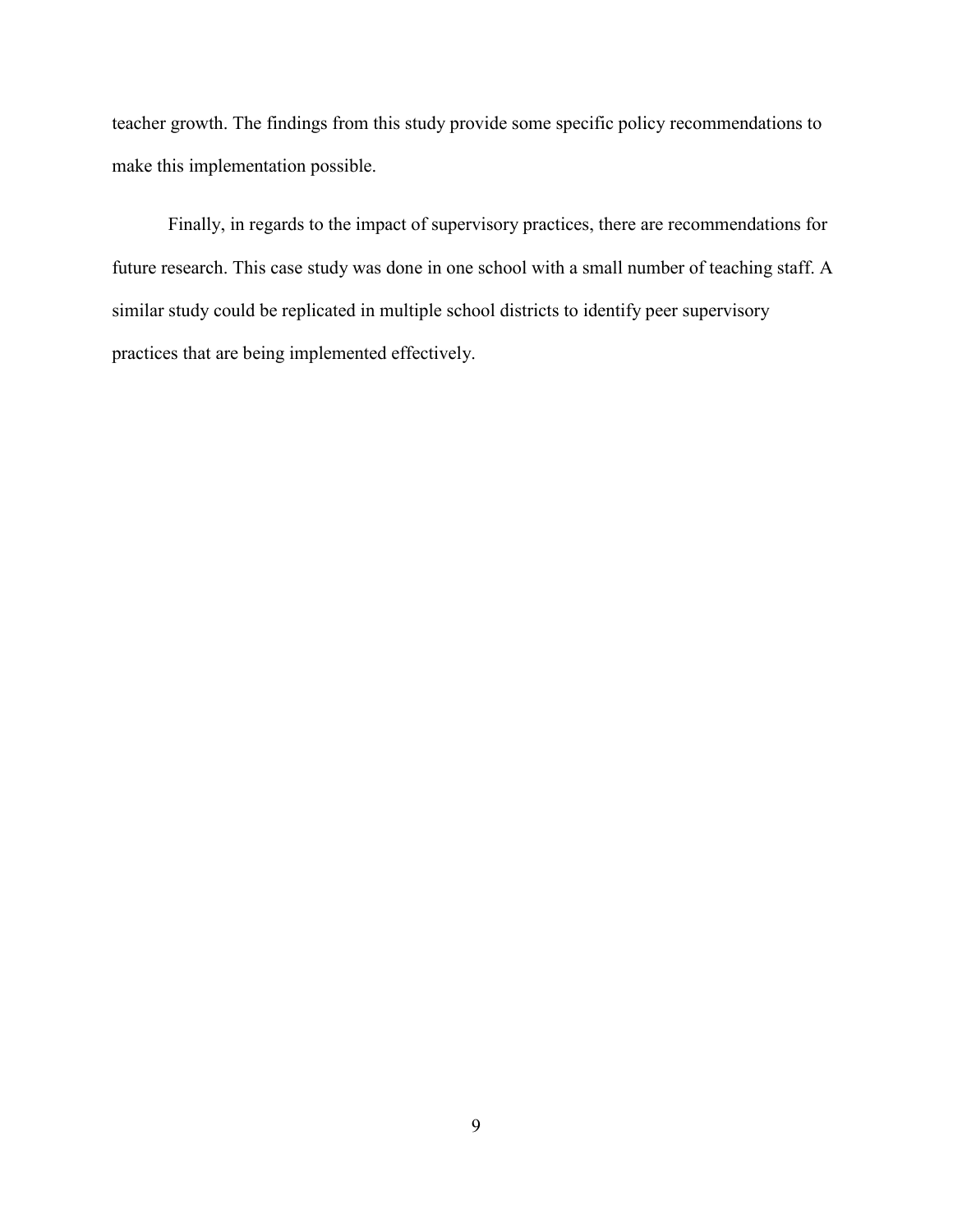teacher growth. The findings from this study provide some specific policy recommendations to make this implementation possible.

Finally, in regards to the impact of supervisory practices, there are recommendations for future research. This case study was done in one school with a small number of teaching staff. A similar study could be replicated in multiple school districts to identify peer supervisory practices that are being implemented effectively.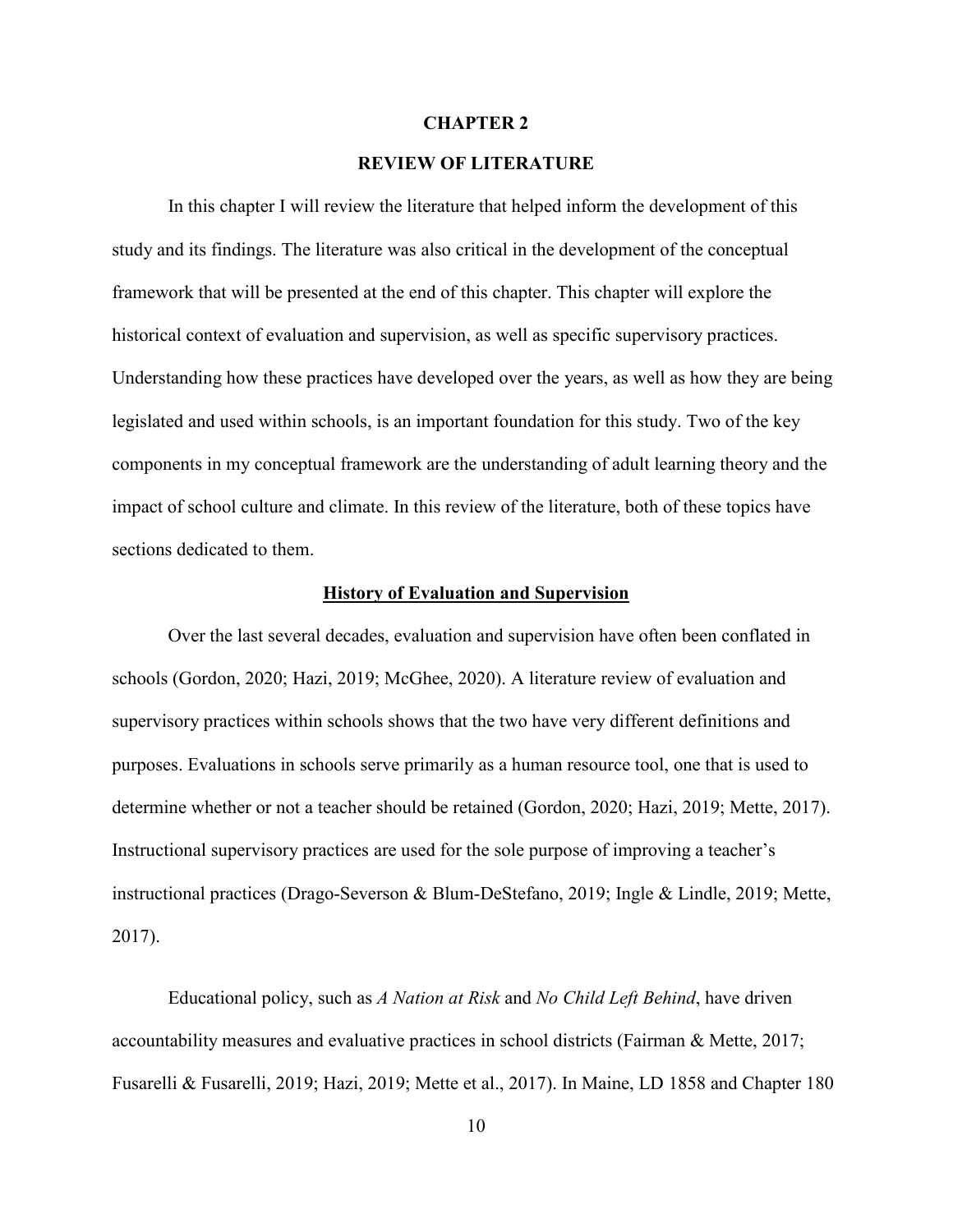# CHAPTER 2

# REVIEW OF LITERATURE

In this chapter I will review the literature that helped inform the development of this study and its findings. The literature was also critical in the development of the conceptual framework that will be presented at the end of this chapter. This chapter will explore the historical context of evaluation and supervision, as well as specific supervisory practices. Understanding how these practices have developed over the years, as well as how they are being legislated and used within schools, is an important foundation for this study. Two of the key components in my conceptual framework are the understanding of adult learning theory and the impact of school culture and climate. In this review of the literature, both of these topics have sections dedicated to them.

## History of Evaluation and Supervision

Over the last several decades, evaluation and supervision have often been conflated in schools (Gordon, 2020; Hazi, 2019; McGhee, 2020). A literature review of evaluation and supervisory practices within schools shows that the two have very different definitions and purposes. Evaluations in schools serve primarily as a human resource tool, one that is used to determine whether or not a teacher should be retained (Gordon, 2020; Hazi, 2019; Mette, 2017). Instructional supervisory practices are used for the sole purpose of improving a teacher's instructional practices (Drago-Severson & Blum-DeStefano, 2019; Ingle & Lindle, 2019; Mette, 2017).

Educational policy, such as *A Nation at Risk* and *No Child Left Behind*, have driven accountability measures and evaluative practices in school districts (Fairman & Mette, 2017; Fusarelli & Fusarelli, 2019; Hazi, 2019; Mette et al., 2017). In Maine, LD 1858 and Chapter 180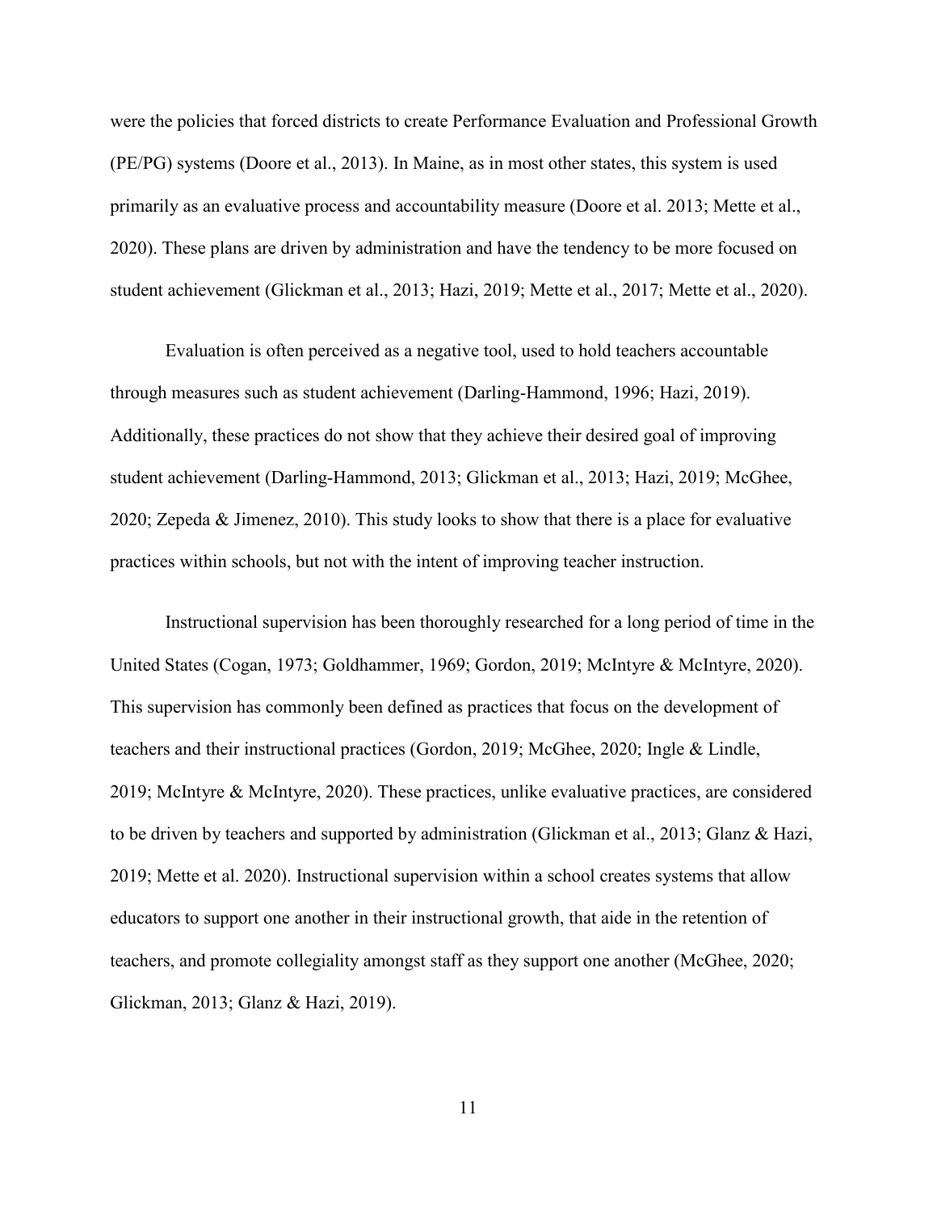were the policies that forced districts to create Performance Evaluation and Professional Growth (PE/PG) systems (Doore et al., 2013). In Maine, as in most other states, this system is used primarily as an evaluative process and accountability measure (Doore et al. 2013; Mette et al., 2020). These plans are driven by administration and have the tendency to be more focused on student achievement (Glickman et al., 2013; Hazi, 2019; Mette et al., 2017; Mette et al., 2020).

Evaluation is often perceived as a negative tool, used to hold teachers accountable through measures such as student achievement (Darling-Hammond, 1996; Hazi, 2019). Additionally, these practices do not show that they achieve their desired goal of improving student achievement (Darling-Hammond, 2013; Glickman et al., 2013; Hazi, 2019; McGhee, 2020; Zepeda & Jimenez, 2010). This study looks to show that there is a place for evaluative practices within schools, but not with the intent of improving teacher instruction.

Instructional supervision has been thoroughly researched for a long period of time in the United States (Cogan, 1973; Goldhammer, 1969; Gordon, 2019; McIntyre & McIntyre, 2020). This supervision has commonly been defined as practices that focus on the development of teachers and their instructional practices (Gordon, 2019; McGhee, 2020; Ingle & Lindle, 2019; McIntyre & McIntyre, 2020). These practices, unlike evaluative practices, are considered to be driven by teachers and supported by administration (Glickman et al., 2013; Glanz & Hazi, 2019; Mette et al. 2020). Instructional supervision within a school creates systems that allow educators to support one another in their instructional growth, that aide in the retention of teachers, and promote collegiality amongst staff as they support one another (McGhee, 2020; Glickman, 2013; Glanz & Hazi, 2019).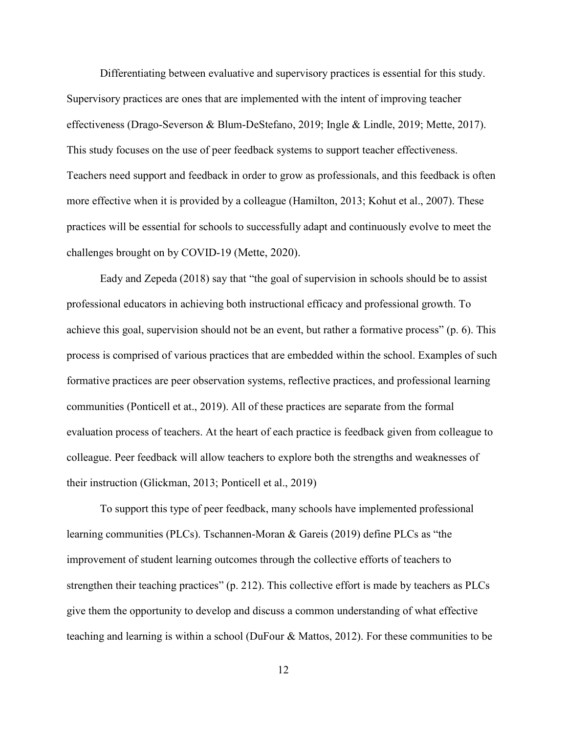Differentiating between evaluative and supervisory practices is essential for this study. Supervisory practices are ones that are implemented with the intent of improving teacher effectiveness (Drago-Severson & Blum-DeStefano, 2019; Ingle & Lindle, 2019; Mette, 2017). This study focuses on the use of peer feedback systems to support teacher effectiveness. Teachers need support and feedback in order to grow as professionals, and this feedback is often more effective when it is provided by a colleague (Hamilton, 2013; Kohut et al., 2007). These practices will be essential for schools to successfully adapt and continuously evolve to meet the challenges brought on by COVID-19 (Mette, 2020).

Eady and Zepeda (2018) say that "the goal of supervision in schools should be to assist professional educators in achieving both instructional efficacy and professional growth. To achieve this goal, supervision should not be an event, but rather a formative process" (p. 6). This process is comprised of various practices that are embedded within the school. Examples of such formative practices are peer observation systems, reflective practices, and professional learning communities (Ponticell et at., 2019). All of these practices are separate from the formal evaluation process of teachers. At the heart of each practice is feedback given from colleague to colleague. Peer feedback will allow teachers to explore both the strengths and weaknesses of their instruction (Glickman, 2013; Ponticell et al., 2019)

To support this type of peer feedback, many schools have implemented professional learning communities (PLCs). Tschannen-Moran & Gareis (2019) define PLCs as "the improvement of student learning outcomes through the collective efforts of teachers to strengthen their teaching practices" (p. 212). This collective effort is made by teachers as PLCs give them the opportunity to develop and discuss a common understanding of what effective teaching and learning is within a school (DuFour & Mattos, 2012). For these communities to be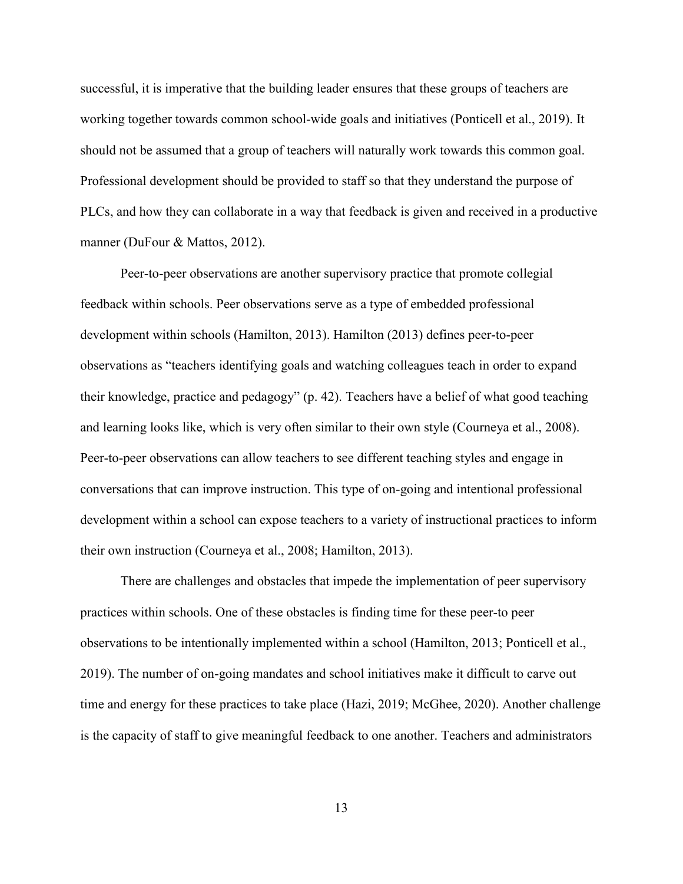successful, it is imperative that the building leader ensures that these groups of teachers are working together towards common school-wide goals and initiatives (Ponticell et al., 2019). It should not be assumed that a group of teachers will naturally work towards this common goal. Professional development should be provided to staff so that they understand the purpose of PLCs, and how they can collaborate in a way that feedback is given and received in a productive manner (DuFour & Mattos, 2012).

Peer-to-peer observations are another supervisory practice that promote collegial feedback within schools. Peer observations serve as a type of embedded professional development within schools (Hamilton, 2013). Hamilton (2013) defines peer-to-peer observations as "teachers identifying goals and watching colleagues teach in order to expand their knowledge, practice and pedagogy" (p. 42). Teachers have a belief of what good teaching and learning looks like, which is very often similar to their own style (Courneya et al., 2008). Peer-to-peer observations can allow teachers to see different teaching styles and engage in conversations that can improve instruction. This type of on-going and intentional professional development within a school can expose teachers to a variety of instructional practices to inform their own instruction (Courneya et al., 2008; Hamilton, 2013).

There are challenges and obstacles that impede the implementation of peer supervisory practices within schools. One of these obstacles is finding time for these peer-to peer observations to be intentionally implemented within a school (Hamilton, 2013; Ponticell et al., 2019). The number of on-going mandates and school initiatives make it difficult to carve out time and energy for these practices to take place (Hazi, 2019; McGhee, 2020). Another challenge is the capacity of staff to give meaningful feedback to one another. Teachers and administrators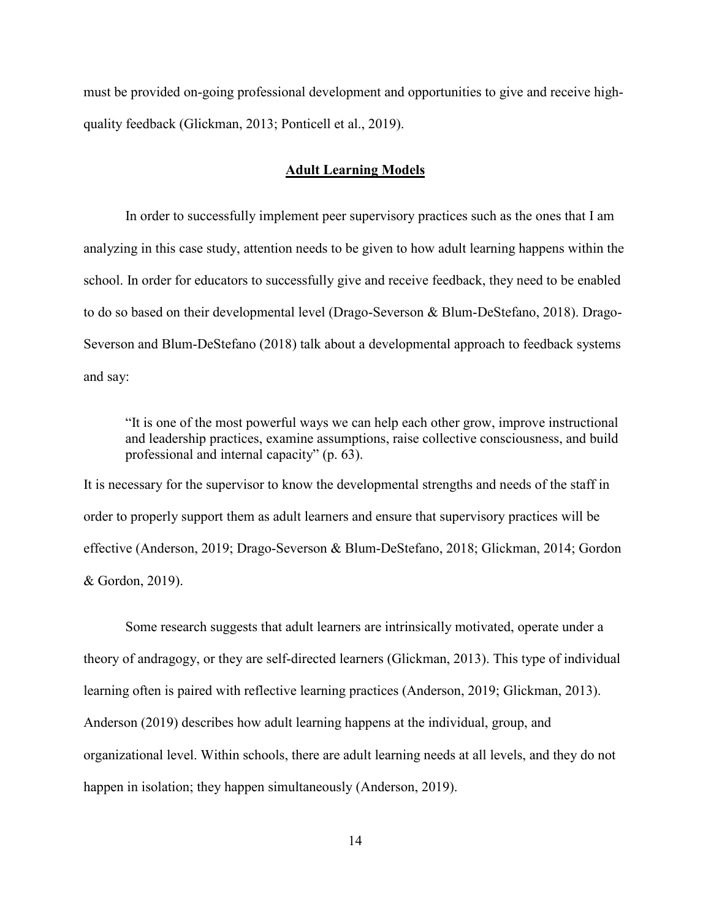must be provided on-going professional development and opportunities to give and receive high-quality feedback (Glickman, 2013; Ponticell et al., 2019).

## Adult Learning Models

In order to successfully implement peer supervisory practices such as the ones that I am analyzing in this case study, attention needs to be given to how adult learning happens within the school. In order for educators to successfully give and receive feedback, they need to be enabled to do so based on their developmental level (Drago-Severson & Blum-DeStefano, 2018). Drago-Severson and Blum-DeStefano (2018) talk about a developmental approach to feedback systems and say:

> "It is one of the most powerful ways we can help each other grow, improve instructional and leadership practices, examine assumptions, raise collective consciousness, and build professional and internal capacity" (p. 63).

It is necessary for the supervisor to know the developmental strengths and needs of the staff in order to properly support them as adult learners and ensure that supervisory practices will be effective (Anderson, 2019; Drago-Severson & Blum-DeStefano, 2018; Glickman, 2014; Gordon & Gordon, 2019).

Some research suggests that adult learners are intrinsically motivated, operate under a theory of andragogy, or they are self-directed learners (Glickman, 2013). This type of individual learning often is paired with reflective learning practices (Anderson, 2019; Glickman, 2013). Anderson (2019) describes how adult learning happens at the individual, group, and organizational level. Within schools, there are adult learning needs at all levels, and they do not happen in isolation; they happen simultaneously (Anderson, 2019).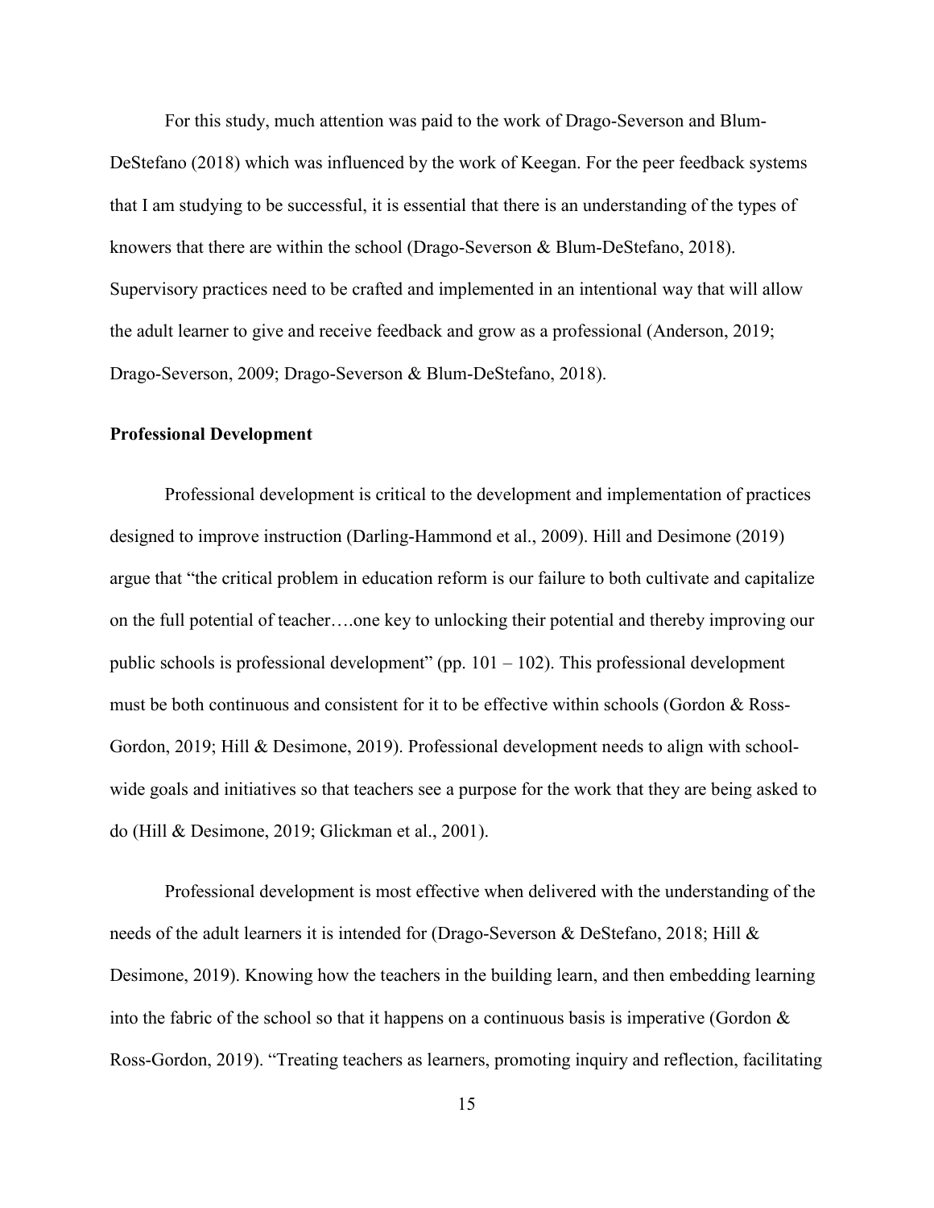For this study, much attention was paid to the work of Drago-Severson and Blum-DeStefano (2018) which was influenced by the work of Keegan. For the peer feedback systems that I am studying to be successful, it is essential that there is an understanding of the types of knowers that there are within the school (Drago-Severson & Blum-DeStefano, 2018). Supervisory practices need to be crafted and implemented in an intentional way that will allow the adult learner to give and receive feedback and grow as a professional (Anderson, 2019; Drago-Severson, 2009; Drago-Severson & Blum-DeStefano, 2018).

**Professional Development**

Professional development is critical to the development and implementation of practices designed to improve instruction (Darling-Hammond et al., 2009). Hill and Desimone (2019) argue that "the critical problem in education reform is our failure to both cultivate and capitalize on the full potential of teacher….one key to unlocking their potential and thereby improving our public schools is professional development" (pp. 101 – 102). This professional development must be both continuous and consistent for it to be effective within schools (Gordon & Ross-Gordon, 2019; Hill & Desimone, 2019). Professional development needs to align with school-wide goals and initiatives so that teachers see a purpose for the work that they are being asked to do (Hill & Desimone, 2019; Glickman et al., 2001).

Professional development is most effective when delivered with the understanding of the needs of the adult learners it is intended for (Drago-Severson & DeStefano, 2018; Hill & Desimone, 2019). Knowing how the teachers in the building learn, and then embedding learning into the fabric of the school so that it happens on a continuous basis is imperative (Gordon & Ross-Gordon, 2019). "Treating teachers as learners, promoting inquiry and reflection, facilitating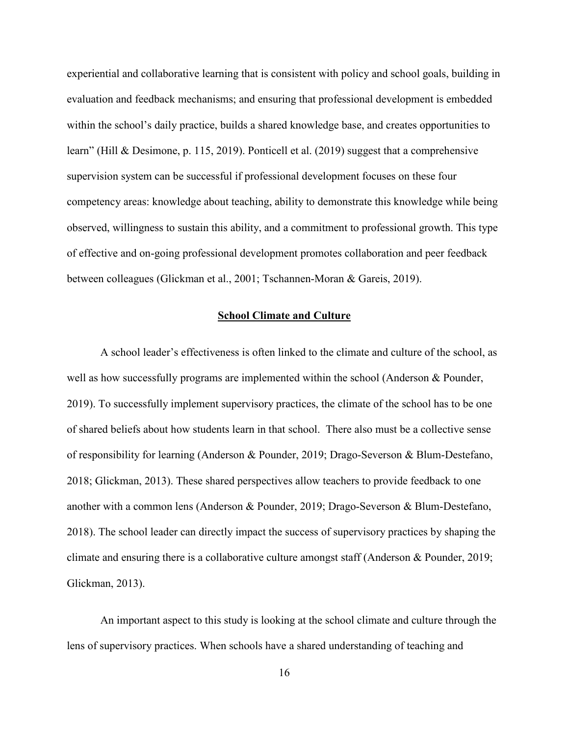experiential and collaborative learning that is consistent with policy and school goals, building in evaluation and feedback mechanisms; and ensuring that professional development is embedded within the school's daily practice, builds a shared knowledge base, and creates opportunities to learn" (Hill & Desimone, p. 115, 2019). Ponticell et al. (2019) suggest that a comprehensive supervision system can be successful if professional development focuses on these four competency areas: knowledge about teaching, ability to demonstrate this knowledge while being observed, willingness to sustain this ability, and a commitment to professional growth. This type of effective and on-going professional development promotes collaboration and peer feedback between colleagues (Glickman et al., 2001; Tschannen-Moran & Gareis, 2019).

## School Climate and Culture

A school leader's effectiveness is often linked to the climate and culture of the school, as well as how successfully programs are implemented within the school (Anderson & Pounder, 2019). To successfully implement supervisory practices, the climate of the school has to be one of shared beliefs about how students learn in that school. There also must be a collective sense of responsibility for learning (Anderson & Pounder, 2019; Drago-Severson & Blum-Destefano, 2018; Glickman, 2013). These shared perspectives allow teachers to provide feedback to one another with a common lens (Anderson & Pounder, 2019; Drago-Severson & Blum-Destefano, 2018). The school leader can directly impact the success of supervisory practices by shaping the climate and ensuring there is a collaborative culture amongst staff (Anderson & Pounder, 2019; Glickman, 2013).

An important aspect to this study is looking at the school climate and culture through the lens of supervisory practices. When schools have a shared understanding of teaching and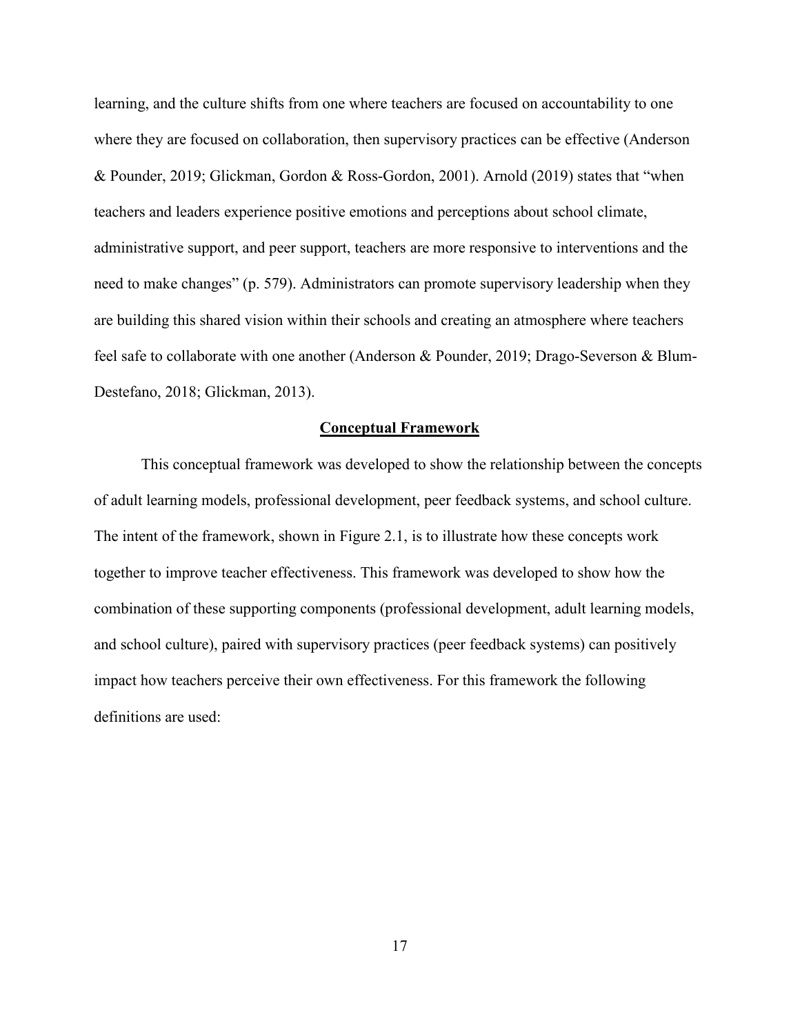learning, and the culture shifts from one where teachers are focused on accountability to one where they are focused on collaboration, then supervisory practices can be effective (Anderson & Pounder, 2019; Glickman, Gordon & Ross-Gordon, 2001). Arnold (2019) states that "when teachers and leaders experience positive emotions and perceptions about school climate, administrative support, and peer support, teachers are more responsive to interventions and the need to make changes" (p. 579). Administrators can promote supervisory leadership when they are building this shared vision within their schools and creating an atmosphere where teachers feel safe to collaborate with one another (Anderson & Pounder, 2019; Drago-Severson & Blum-Destefano, 2018; Glickman, 2013).

## Conceptual Framework

This conceptual framework was developed to show the relationship between the concepts of adult learning models, professional development, peer feedback systems, and school culture. The intent of the framework, shown in Figure 2.1, is to illustrate how these concepts work together to improve teacher effectiveness. This framework was developed to show how the combination of these supporting components (professional development, adult learning models, and school culture), paired with supervisory practices (peer feedback systems) can positively impact how teachers perceive their own effectiveness. For this framework the following definitions are used: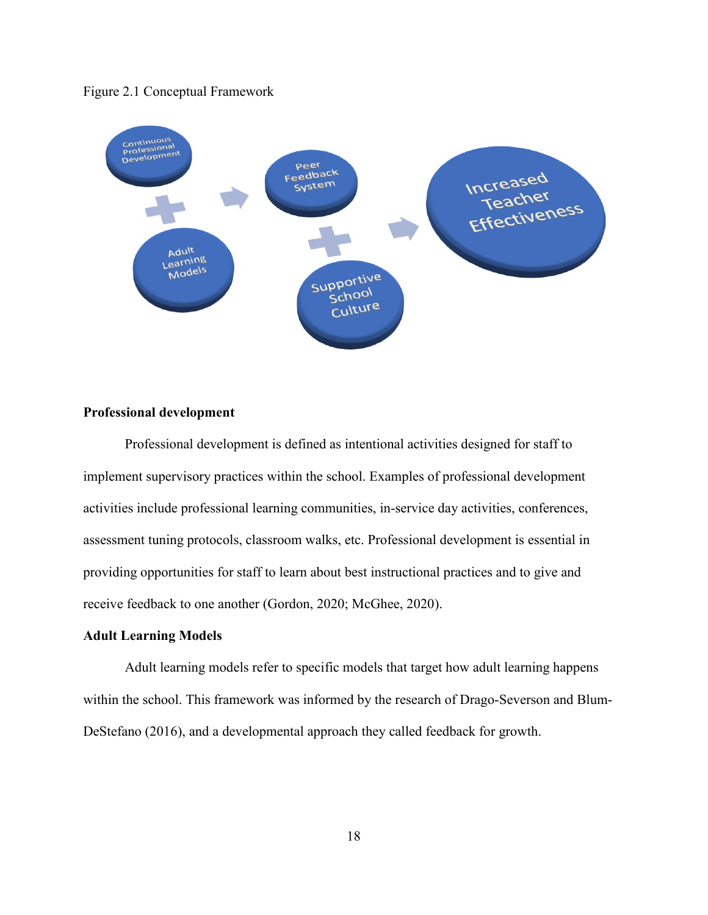Figure 2.1 Conceptual Framework

Continuous Professional Development + Adult Learning Models → Peer Feedback System + Supportive School Culture → Increased Teacher Effectiveness

**Professional development**

Professional development is defined as intentional activities designed for staff to implement supervisory practices within the school. Examples of professional development activities include professional learning communities, in-service day activities, conferences, assessment tuning protocols, classroom walks, etc. Professional development is essential in providing opportunities for staff to learn about best instructional practices and to give and receive feedback to one another (Gordon, 2020; McGhee, 2020).

**Adult Learning Models**

Adult learning models refer to specific models that target how adult learning happens within the school. This framework was informed by the research of Drago-Severson and Blum-DeStefano (2016), and a developmental approach they called feedback for growth.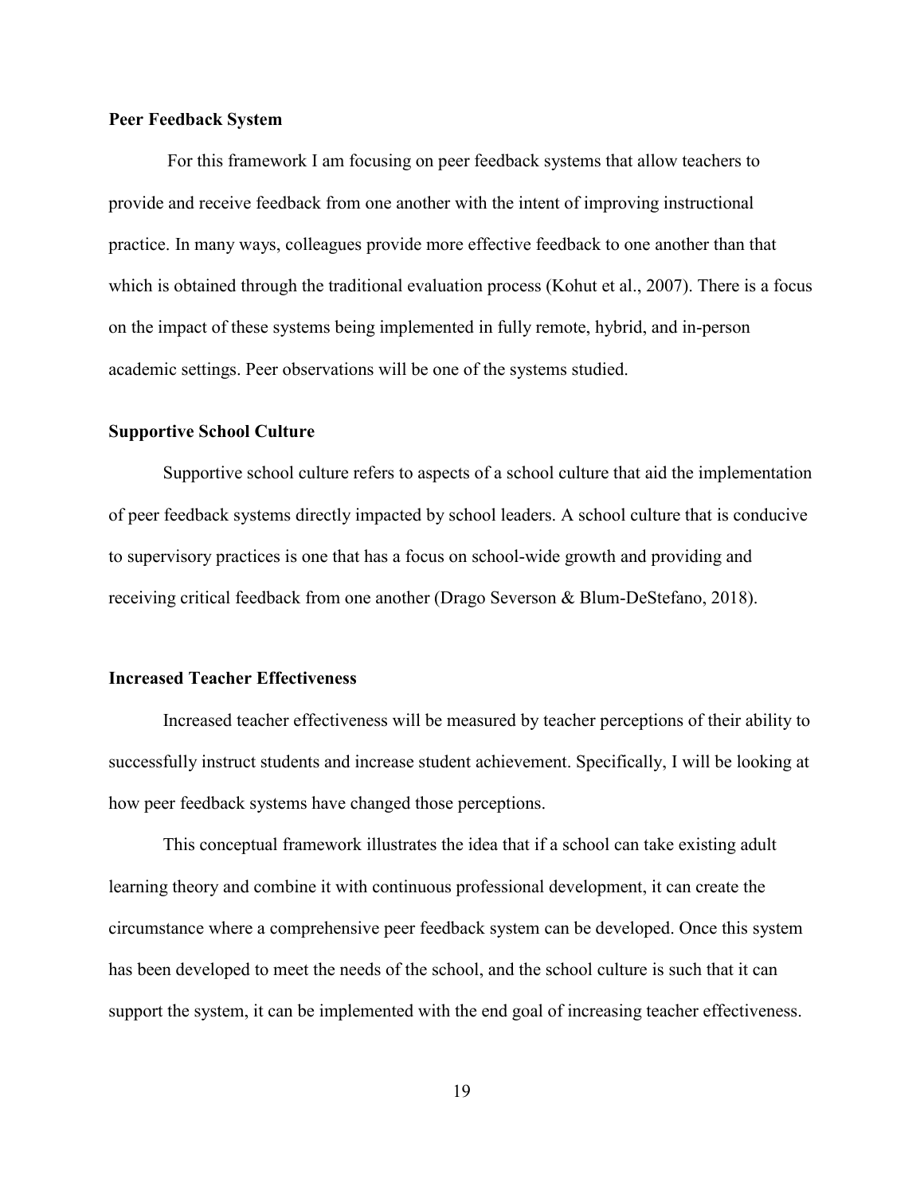**Peer Feedback System**

For this framework I am focusing on peer feedback systems that allow teachers to provide and receive feedback from one another with the intent of improving instructional practice. In many ways, colleagues provide more effective feedback to one another than that which is obtained through the traditional evaluation process (Kohut et al., 2007). There is a focus on the impact of these systems being implemented in fully remote, hybrid, and in-person academic settings. Peer observations will be one of the systems studied.

**Supportive School Culture**

Supportive school culture refers to aspects of a school culture that aid the implementation of peer feedback systems directly impacted by school leaders. A school culture that is conducive to supervisory practices is one that has a focus on school-wide growth and providing and receiving critical feedback from one another (Drago Severson & Blum-DeStefano, 2018).

**Increased Teacher Effectiveness**

Increased teacher effectiveness will be measured by teacher perceptions of their ability to successfully instruct students and increase student achievement. Specifically, I will be looking at how peer feedback systems have changed those perceptions.

This conceptual framework illustrates the idea that if a school can take existing adult learning theory and combine it with continuous professional development, it can create the circumstance where a comprehensive peer feedback system can be developed. Once this system has been developed to meet the needs of the school, and the school culture is such that it can support the system, it can be implemented with the end goal of increasing teacher effectiveness.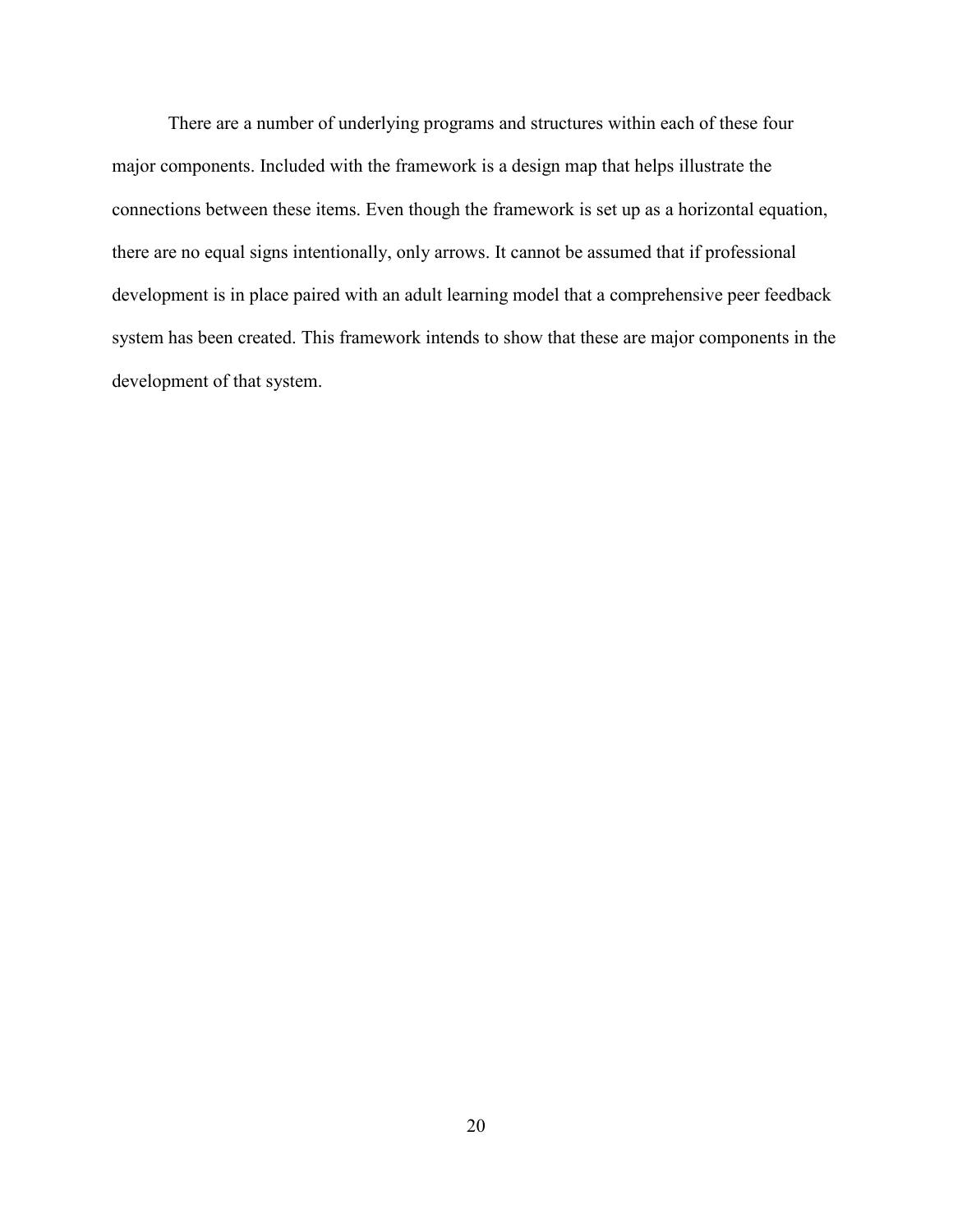There are a number of underlying programs and structures within each of these four major components. Included with the framework is a design map that helps illustrate the connections between these items. Even though the framework is set up as a horizontal equation, there are no equal signs intentionally, only arrows. It cannot be assumed that if professional development is in place paired with an adult learning model that a comprehensive peer feedback system has been created. This framework intends to show that these are major components in the development of that system.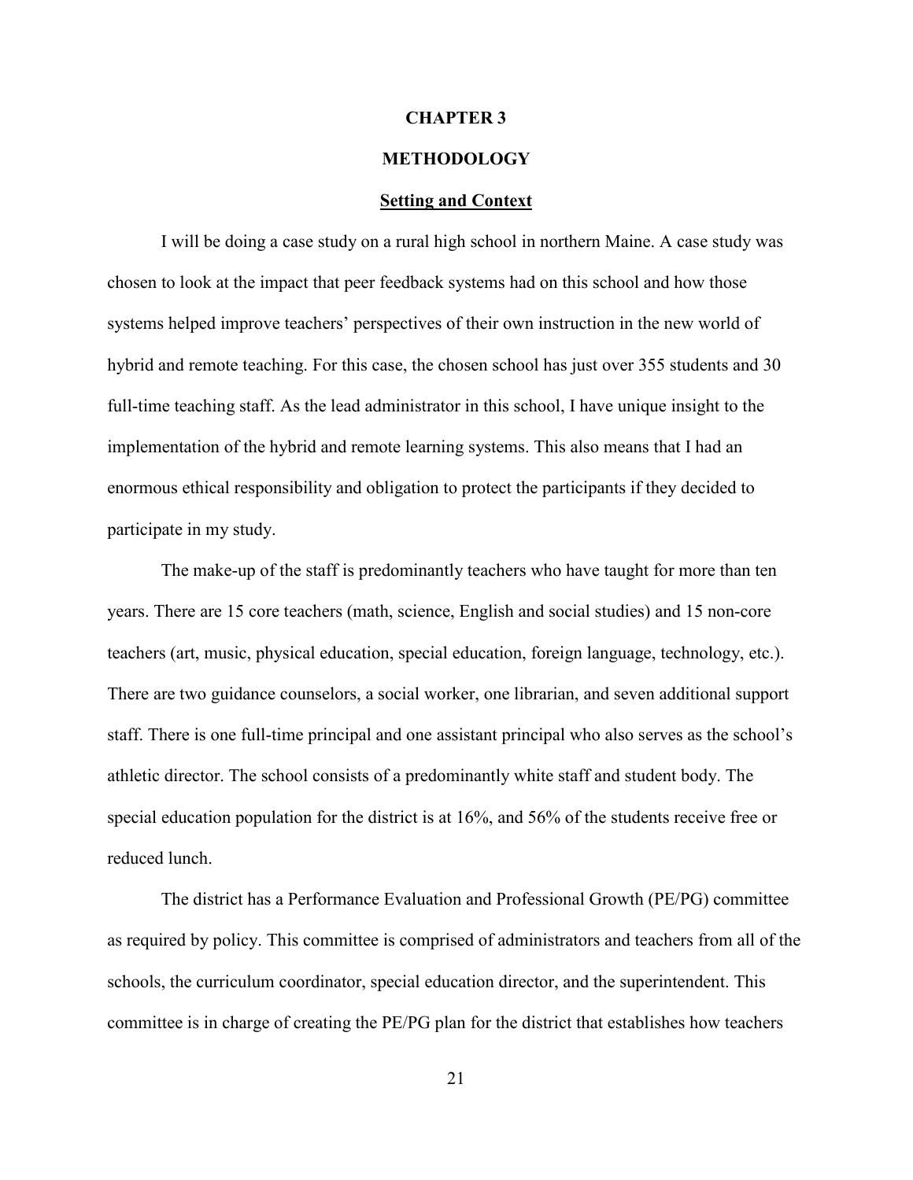# CHAPTER 3

# METHODOLOGY

## Setting and Context

I will be doing a case study on a rural high school in northern Maine. A case study was chosen to look at the impact that peer feedback systems had on this school and how those systems helped improve teachers' perspectives of their own instruction in the new world of hybrid and remote teaching. For this case, the chosen school has just over 355 students and 30 full-time teaching staff. As the lead administrator in this school, I have unique insight to the implementation of the hybrid and remote learning systems. This also means that I had an enormous ethical responsibility and obligation to protect the participants if they decided to participate in my study.

The make-up of the staff is predominantly teachers who have taught for more than ten years. There are 15 core teachers (math, science, English and social studies) and 15 non-core teachers (art, music, physical education, special education, foreign language, technology, etc.). There are two guidance counselors, a social worker, one librarian, and seven additional support staff. There is one full-time principal and one assistant principal who also serves as the school's athletic director. The school consists of a predominantly white staff and student body. The special education population for the district is at 16%, and 56% of the students receive free or reduced lunch.

The district has a Performance Evaluation and Professional Growth (PE/PG) committee as required by policy. This committee is comprised of administrators and teachers from all of the schools, the curriculum coordinator, special education director, and the superintendent. This committee is in charge of creating the PE/PG plan for the district that establishes how teachers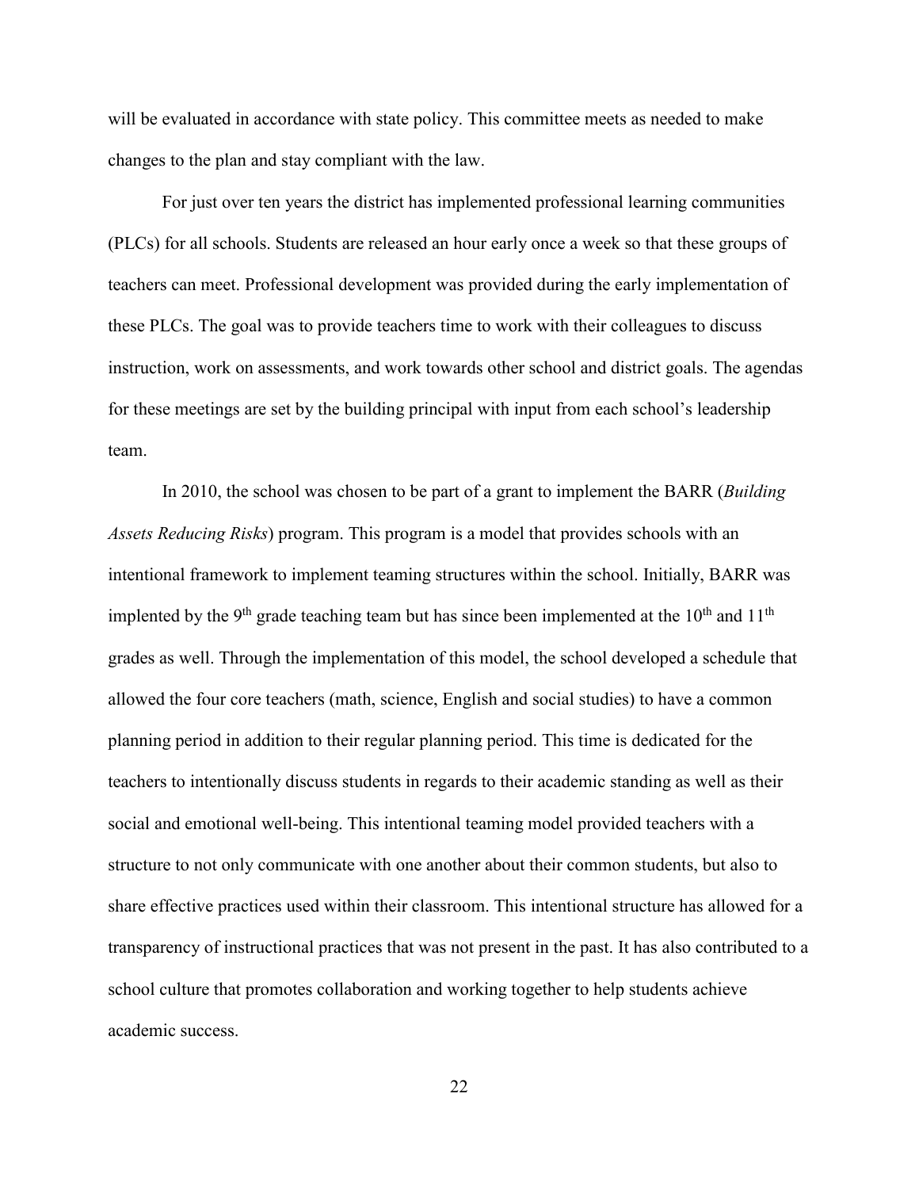will be evaluated in accordance with state policy. This committee meets as needed to make changes to the plan and stay compliant with the law.

For just over ten years the district has implemented professional learning communities (PLCs) for all schools. Students are released an hour early once a week so that these groups of teachers can meet. Professional development was provided during the early implementation of these PLCs. The goal was to provide teachers time to work with their colleagues to discuss instruction, work on assessments, and work towards other school and district goals. The agendas for these meetings are set by the building principal with input from each school's leadership team.

In 2010, the school was chosen to be part of a grant to implement the BARR (*Building Assets Reducing Risks*) program. This program is a model that provides schools with an intentional framework to implement teaming structures within the school. Initially, BARR was implented by the 9th grade teaching team but has since been implemented at the 10th and 11th grades as well. Through the implementation of this model, the school developed a schedule that allowed the four core teachers (math, science, English and social studies) to have a common planning period in addition to their regular planning period. This time is dedicated for the teachers to intentionally discuss students in regards to their academic standing as well as their social and emotional well-being. This intentional teaming model provided teachers with a structure to not only communicate with one another about their common students, but also to share effective practices used within their classroom. This intentional structure has allowed for a transparency of instructional practices that was not present in the past. It has also contributed to a school culture that promotes collaboration and working together to help students achieve academic success.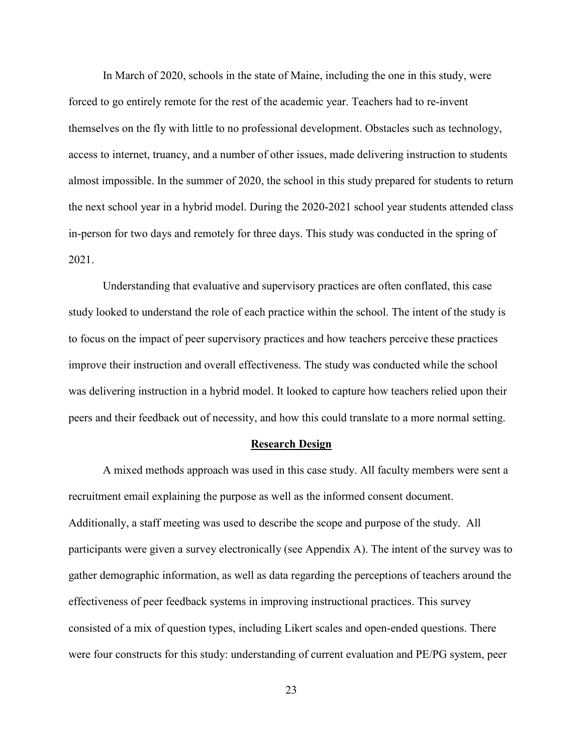In March of 2020, schools in the state of Maine, including the one in this study, were forced to go entirely remote for the rest of the academic year. Teachers had to re-invent themselves on the fly with little to no professional development. Obstacles such as technology, access to internet, truancy, and a number of other issues, made delivering instruction to students almost impossible. In the summer of 2020, the school in this study prepared for students to return the next school year in a hybrid model. During the 2020-2021 school year students attended class in-person for two days and remotely for three days. This study was conducted in the spring of 2021.

Understanding that evaluative and supervisory practices are often conflated, this case study looked to understand the role of each practice within the school. The intent of the study is to focus on the impact of peer supervisory practices and how teachers perceive these practices improve their instruction and overall effectiveness. The study was conducted while the school was delivering instruction in a hybrid model. It looked to capture how teachers relied upon their peers and their feedback out of necessity, and how this could translate to a more normal setting.

## Research Design

A mixed methods approach was used in this case study. All faculty members were sent a recruitment email explaining the purpose as well as the informed consent document. Additionally, a staff meeting was used to describe the scope and purpose of the study. All participants were given a survey electronically (see Appendix A). The intent of the survey was to gather demographic information, as well as data regarding the perceptions of teachers around the effectiveness of peer feedback systems in improving instructional practices. This survey consisted of a mix of question types, including Likert scales and open-ended questions. There were four constructs for this study: understanding of current evaluation and PE/PG system, peer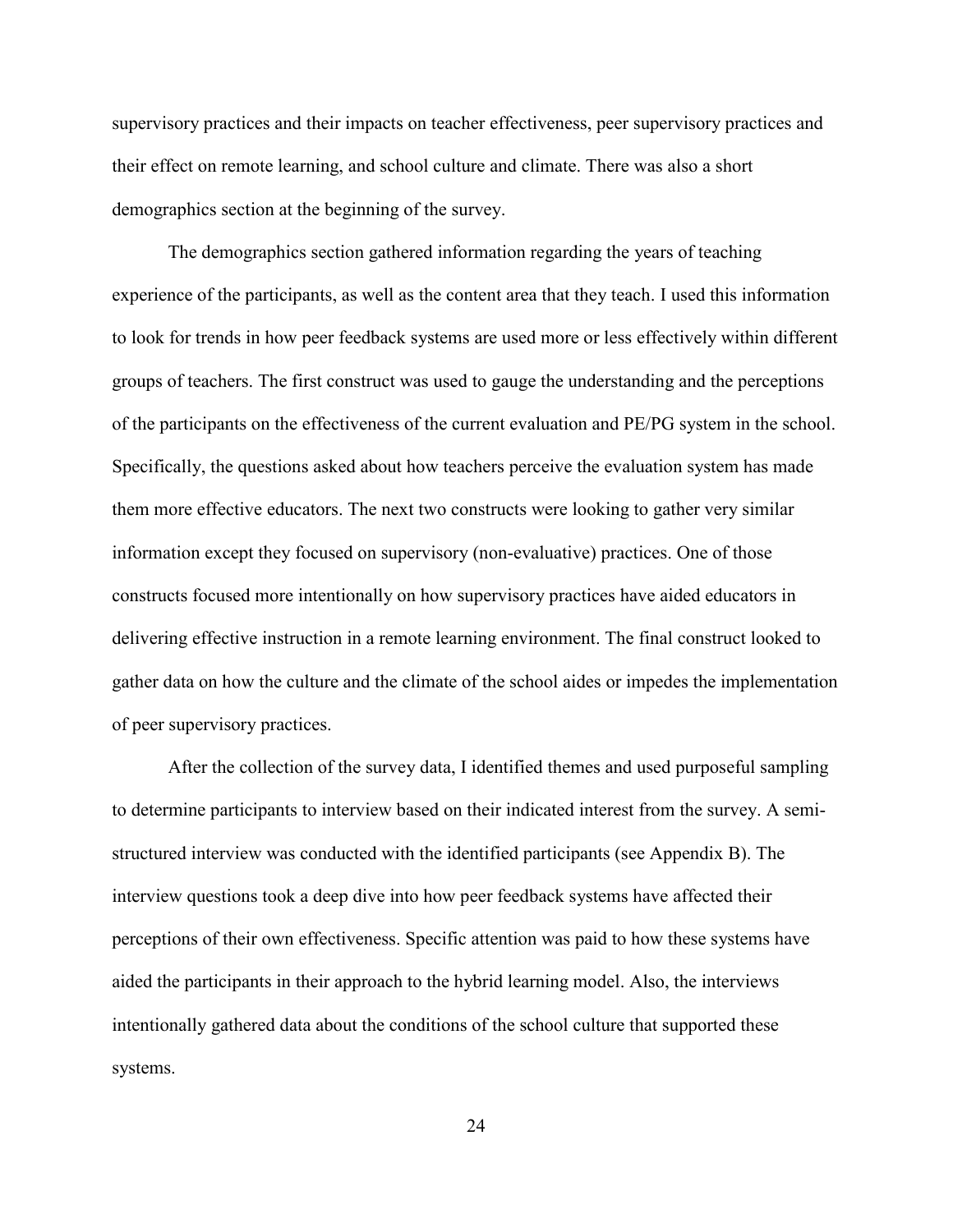supervisory practices and their impacts on teacher effectiveness, peer supervisory practices and their effect on remote learning, and school culture and climate. There was also a short demographics section at the beginning of the survey.

The demographics section gathered information regarding the years of teaching experience of the participants, as well as the content area that they teach. I used this information to look for trends in how peer feedback systems are used more or less effectively within different groups of teachers. The first construct was used to gauge the understanding and the perceptions of the participants on the effectiveness of the current evaluation and PE/PG system in the school. Specifically, the questions asked about how teachers perceive the evaluation system has made them more effective educators. The next two constructs were looking to gather very similar information except they focused on supervisory (non-evaluative) practices. One of those constructs focused more intentionally on how supervisory practices have aided educators in delivering effective instruction in a remote learning environment. The final construct looked to gather data on how the culture and the climate of the school aides or impedes the implementation of peer supervisory practices.

After the collection of the survey data, I identified themes and used purposeful sampling to determine participants to interview based on their indicated interest from the survey. A semi-structured interview was conducted with the identified participants (see Appendix B). The interview questions took a deep dive into how peer feedback systems have affected their perceptions of their own effectiveness. Specific attention was paid to how these systems have aided the participants in their approach to the hybrid learning model. Also, the interviews intentionally gathered data about the conditions of the school culture that supported these systems.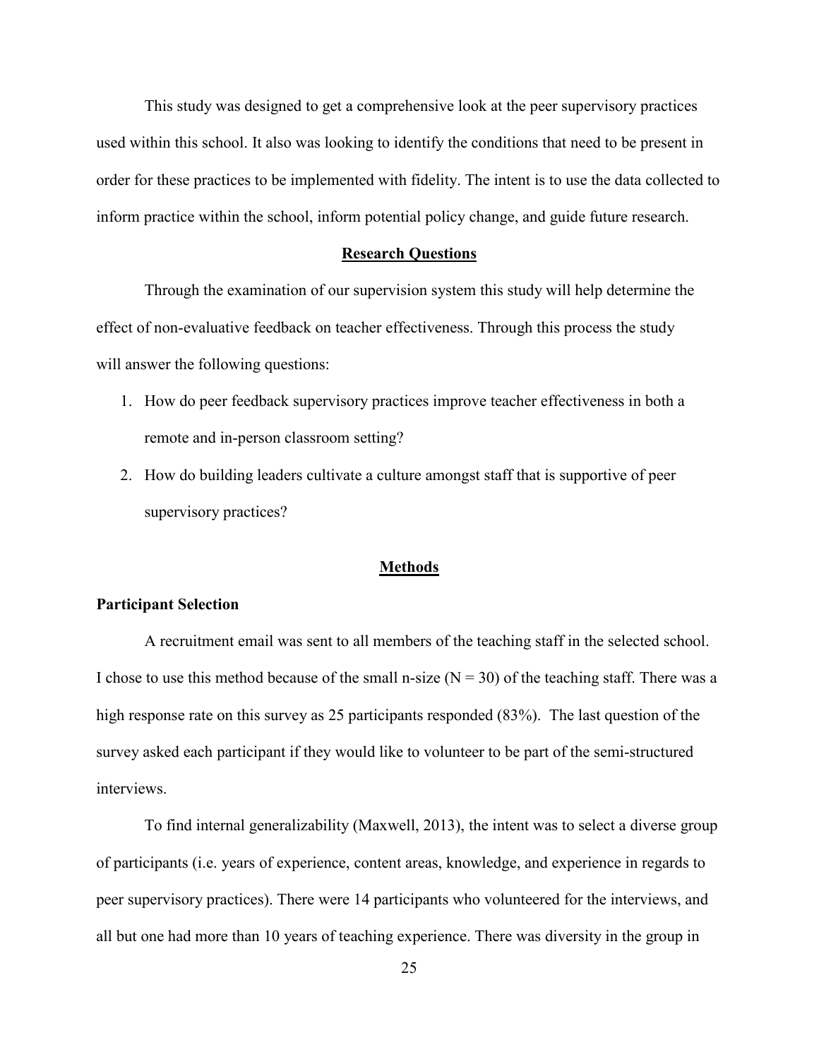This study was designed to get a comprehensive look at the peer supervisory practices used within this school. It also was looking to identify the conditions that need to be present in order for these practices to be implemented with fidelity. The intent is to use the data collected to inform practice within the school, inform potential policy change, and guide future research.

## Research Questions

Through the examination of our supervision system this study will help determine the effect of non-evaluative feedback on teacher effectiveness. Through this process the study will answer the following questions:

1. How do peer feedback supervisory practices improve teacher effectiveness in both a remote and in-person classroom setting?
2. How do building leaders cultivate a culture amongst staff that is supportive of peer supervisory practices?

## Methods

### Participant Selection

A recruitment email was sent to all members of the teaching staff in the selected school. I chose to use this method because of the small n-size ($N = 30$) of the teaching staff. There was a high response rate on this survey as 25 participants responded (83%). The last question of the survey asked each participant if they would like to volunteer to be part of the semi-structured interviews.

To find internal generalizability (Maxwell, 2013), the intent was to select a diverse group of participants (i.e. years of experience, content areas, knowledge, and experience in regards to peer supervisory practices). There were 14 participants who volunteered for the interviews, and all but one had more than 10 years of teaching experience. There was diversity in the group in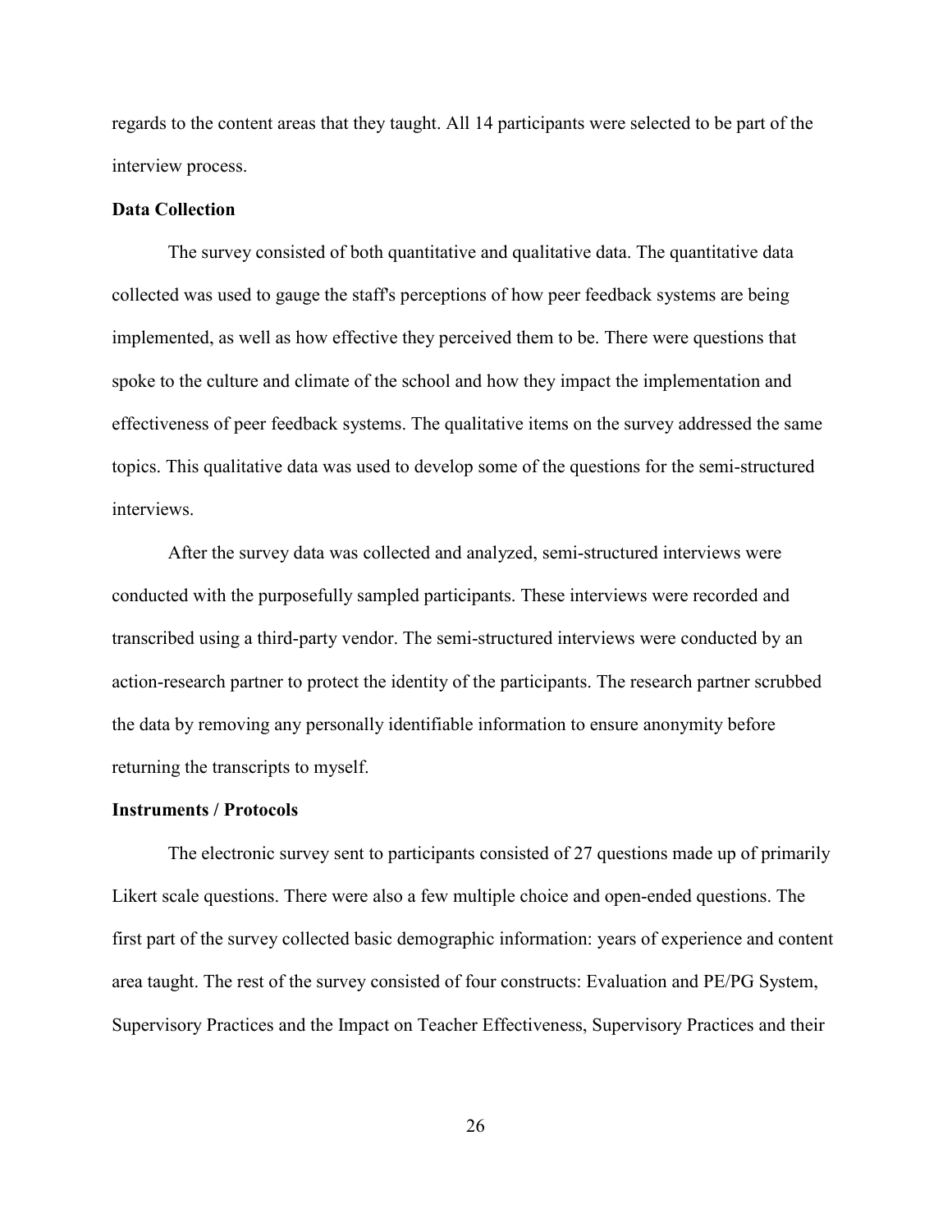regards to the content areas that they taught. All 14 participants were selected to be part of the interview process.

**Data Collection**

The survey consisted of both quantitative and qualitative data. The quantitative data collected was used to gauge the staff's perceptions of how peer feedback systems are being implemented, as well as how effective they perceived them to be. There were questions that spoke to the culture and climate of the school and how they impact the implementation and effectiveness of peer feedback systems. The qualitative items on the survey addressed the same topics. This qualitative data was used to develop some of the questions for the semi-structured interviews.

After the survey data was collected and analyzed, semi-structured interviews were conducted with the purposefully sampled participants. These interviews were recorded and transcribed using a third-party vendor. The semi-structured interviews were conducted by an action-research partner to protect the identity of the participants. The research partner scrubbed the data by removing any personally identifiable information to ensure anonymity before returning the transcripts to myself.

**Instruments / Protocols**

The electronic survey sent to participants consisted of 27 questions made up of primarily Likert scale questions. There were also a few multiple choice and open-ended questions. The first part of the survey collected basic demographic information: years of experience and content area taught. The rest of the survey consisted of four constructs: Evaluation and PE/PG System, Supervisory Practices and the Impact on Teacher Effectiveness, Supervisory Practices and their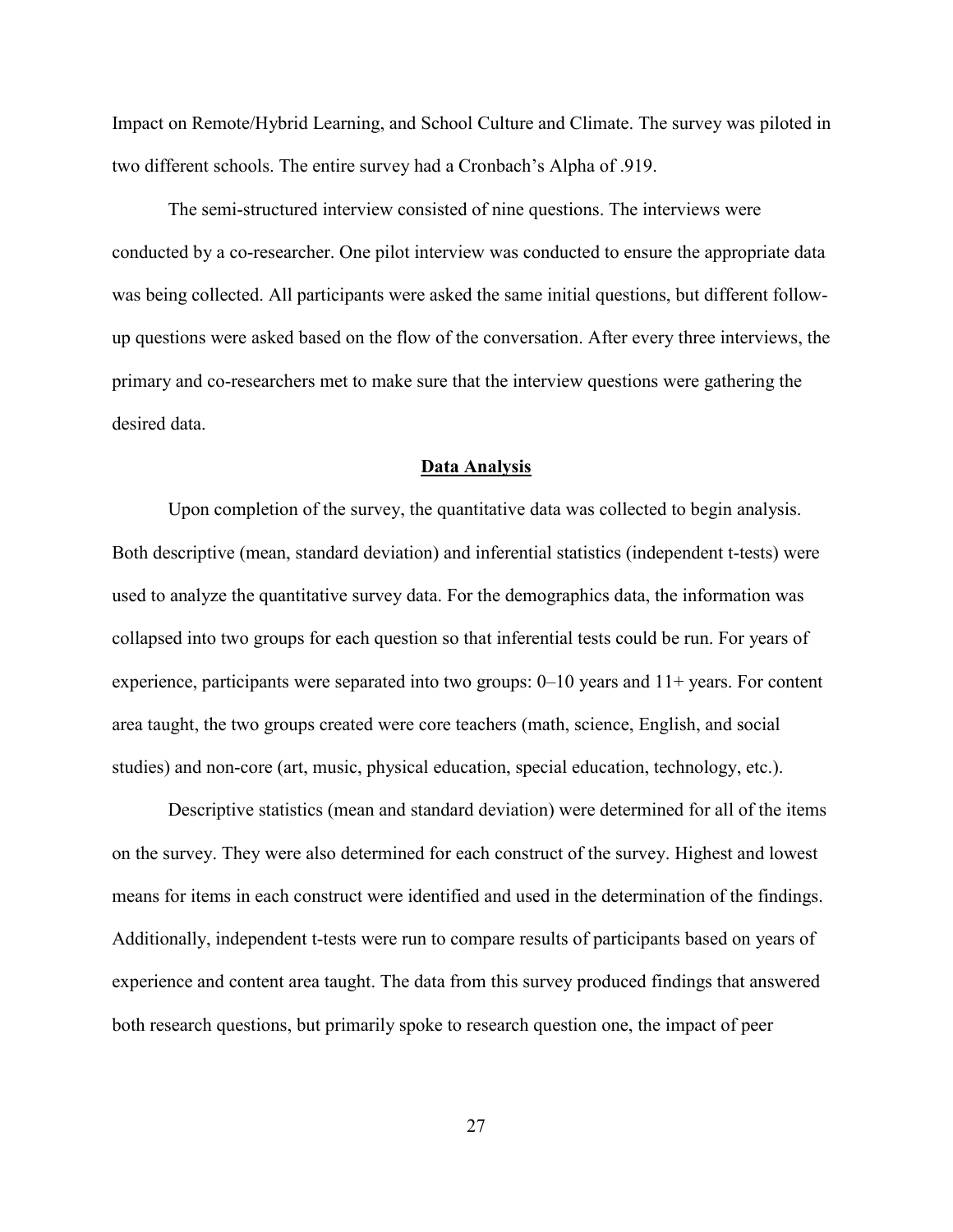Impact on Remote/Hybrid Learning, and School Culture and Climate. The survey was piloted in two different schools. The entire survey had a Cronbach's Alpha of .919.

The semi-structured interview consisted of nine questions. The interviews were conducted by a co-researcher. One pilot interview was conducted to ensure the appropriate data was being collected. All participants were asked the same initial questions, but different follow-up questions were asked based on the flow of the conversation. After every three interviews, the primary and co-researchers met to make sure that the interview questions were gathering the desired data.

## Data Analysis

Upon completion of the survey, the quantitative data was collected to begin analysis. Both descriptive (mean, standard deviation) and inferential statistics (independent t-tests) were used to analyze the quantitative survey data. For the demographics data, the information was collapsed into two groups for each question so that inferential tests could be run. For years of experience, participants were separated into two groups: 0–10 years and 11+ years. For content area taught, the two groups created were core teachers (math, science, English, and social studies) and non-core (art, music, physical education, special education, technology, etc.).

Descriptive statistics (mean and standard deviation) were determined for all of the items on the survey. They were also determined for each construct of the survey. Highest and lowest means for items in each construct were identified and used in the determination of the findings. Additionally, independent t-tests were run to compare results of participants based on years of experience and content area taught. The data from this survey produced findings that answered both research questions, but primarily spoke to research question one, the impact of peer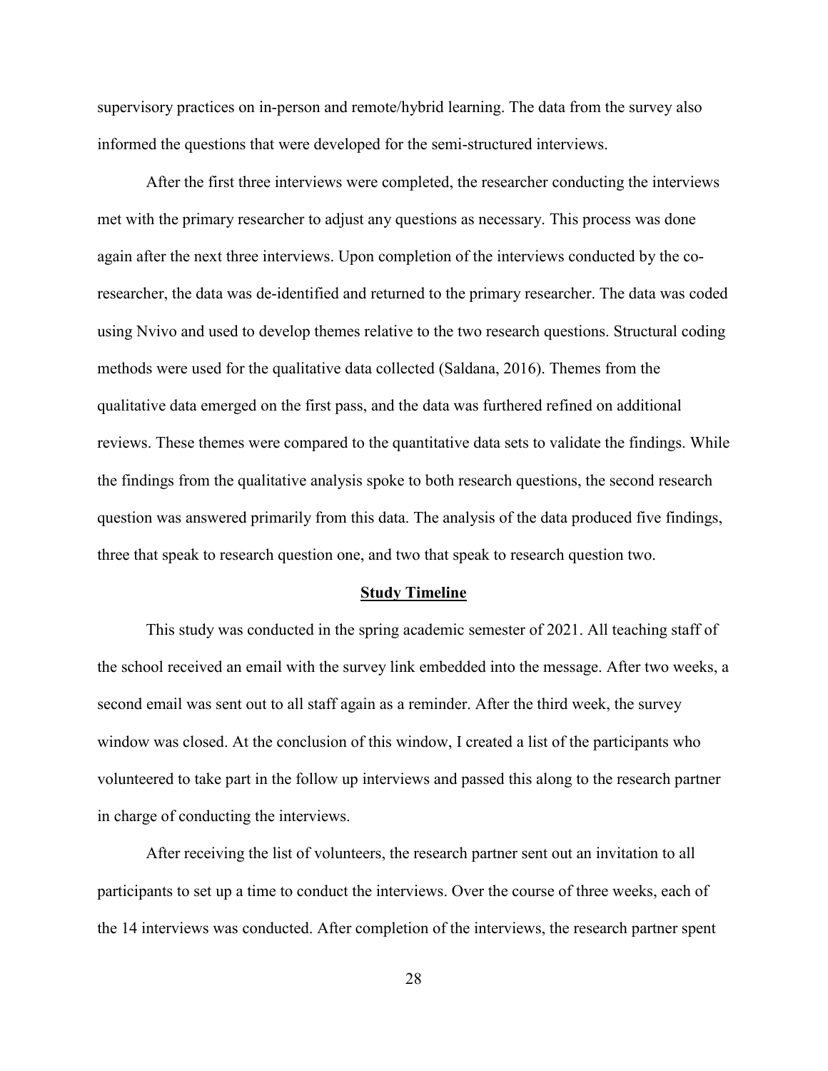supervisory practices on in-person and remote/hybrid learning. The data from the survey also informed the questions that were developed for the semi-structured interviews.

After the first three interviews were completed, the researcher conducting the interviews met with the primary researcher to adjust any questions as necessary. This process was done again after the next three interviews. Upon completion of the interviews conducted by the co-researcher, the data was de-identified and returned to the primary researcher. The data was coded using Nvivo and used to develop themes relative to the two research questions. Structural coding methods were used for the qualitative data collected (Saldana, 2016). Themes from the qualitative data emerged on the first pass, and the data was furthered refined on additional reviews. These themes were compared to the quantitative data sets to validate the findings. While the findings from the qualitative analysis spoke to both research questions, the second research question was answered primarily from this data. The analysis of the data produced five findings, three that speak to research question one, and two that speak to research question two.

## Study Timeline

This study was conducted in the spring academic semester of 2021. All teaching staff of the school received an email with the survey link embedded into the message. After two weeks, a second email was sent out to all staff again as a reminder. After the third week, the survey window was closed. At the conclusion of this window, I created a list of the participants who volunteered to take part in the follow up interviews and passed this along to the research partner in charge of conducting the interviews.

After receiving the list of volunteers, the research partner sent out an invitation to all participants to set up a time to conduct the interviews. Over the course of three weeks, each of the 14 interviews was conducted. After completion of the interviews, the research partner spent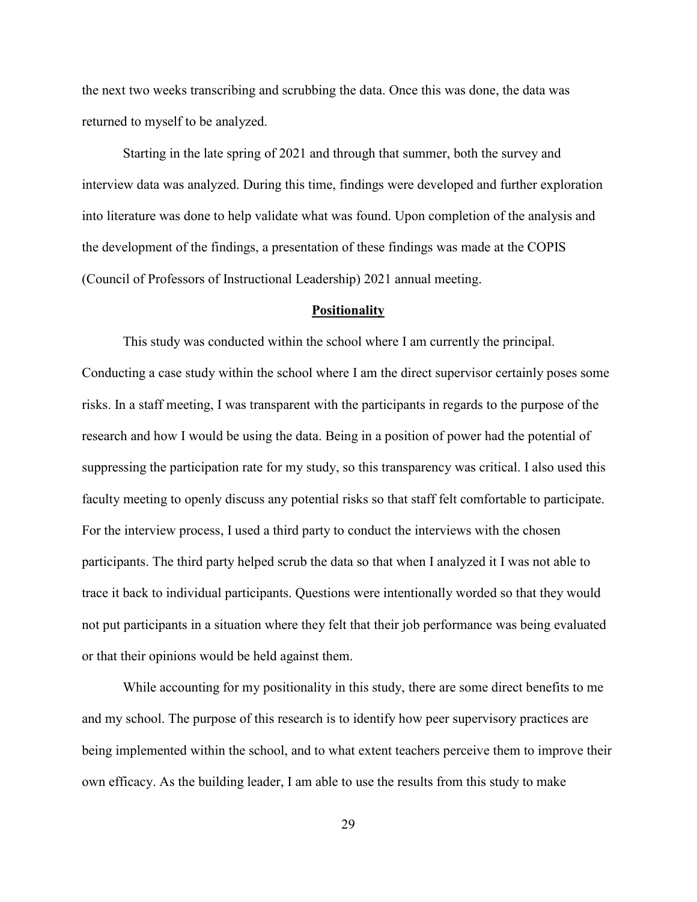the next two weeks transcribing and scrubbing the data. Once this was done, the data was returned to myself to be analyzed.

Starting in the late spring of 2021 and through that summer, both the survey and interview data was analyzed. During this time, findings were developed and further exploration into literature was done to help validate what was found. Upon completion of the analysis and the development of the findings, a presentation of these findings was made at the COPIS (Council of Professors of Instructional Leadership) 2021 annual meeting.

## Positionality

This study was conducted within the school where I am currently the principal. Conducting a case study within the school where I am the direct supervisor certainly poses some risks. In a staff meeting, I was transparent with the participants in regards to the purpose of the research and how I would be using the data. Being in a position of power had the potential of suppressing the participation rate for my study, so this transparency was critical. I also used this faculty meeting to openly discuss any potential risks so that staff felt comfortable to participate. For the interview process, I used a third party to conduct the interviews with the chosen participants. The third party helped scrub the data so that when I analyzed it I was not able to trace it back to individual participants. Questions were intentionally worded so that they would not put participants in a situation where they felt that their job performance was being evaluated or that their opinions would be held against them.

While accounting for my positionality in this study, there are some direct benefits to me and my school. The purpose of this research is to identify how peer supervisory practices are being implemented within the school, and to what extent teachers perceive them to improve their own efficacy. As the building leader, I am able to use the results from this study to make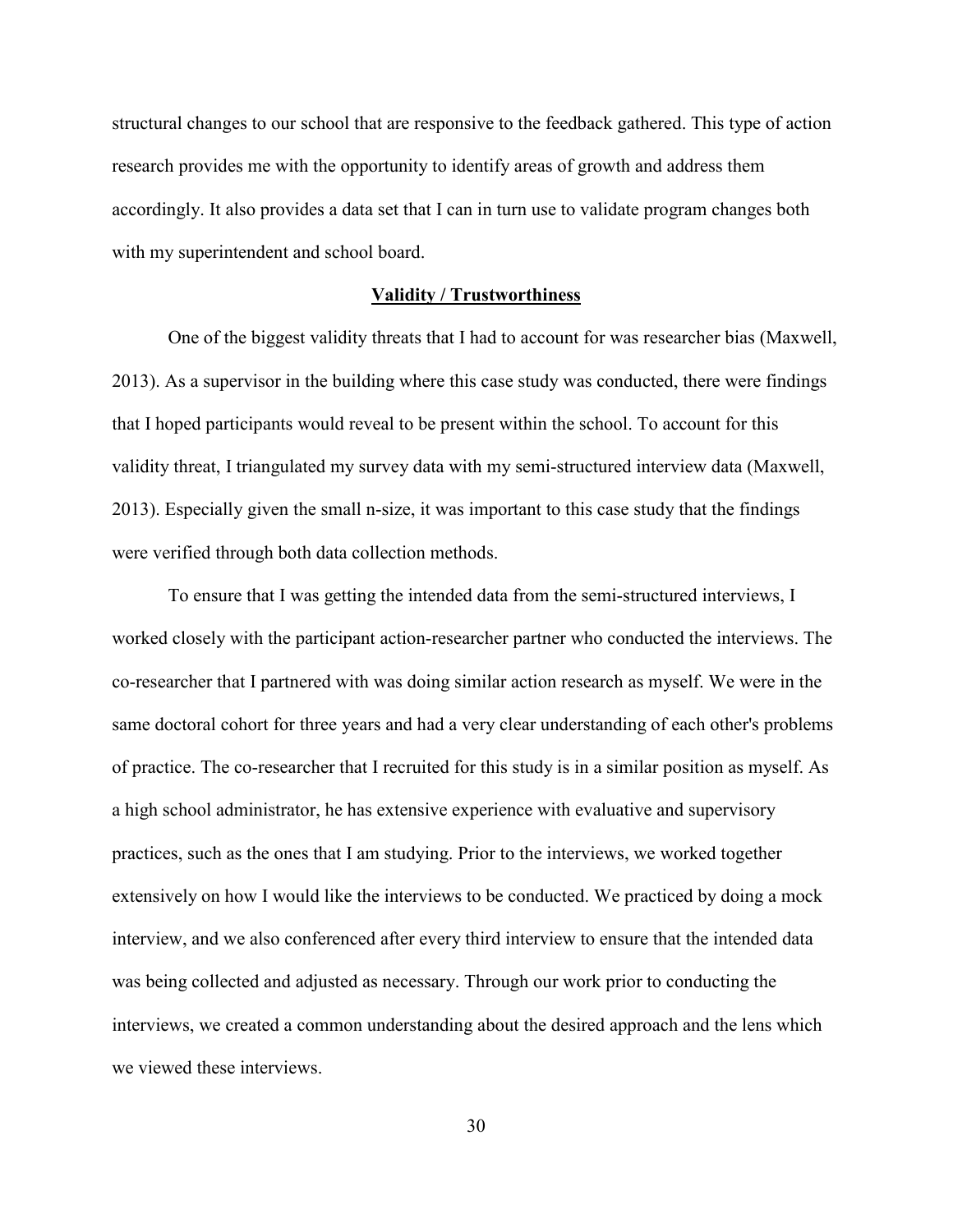structural changes to our school that are responsive to the feedback gathered. This type of action research provides me with the opportunity to identify areas of growth and address them accordingly. It also provides a data set that I can in turn use to validate program changes both with my superintendent and school board.

## **Validity / Trustworthiness**

One of the biggest validity threats that I had to account for was researcher bias (Maxwell, 2013). As a supervisor in the building where this case study was conducted, there were findings that I hoped participants would reveal to be present within the school. To account for this validity threat, I triangulated my survey data with my semi-structured interview data (Maxwell, 2013). Especially given the small n-size, it was important to this case study that the findings were verified through both data collection methods.

To ensure that I was getting the intended data from the semi-structured interviews, I worked closely with the participant action-researcher partner who conducted the interviews. The co-researcher that I partnered with was doing similar action research as myself. We were in the same doctoral cohort for three years and had a very clear understanding of each other's problems of practice. The co-researcher that I recruited for this study is in a similar position as myself. As a high school administrator, he has extensive experience with evaluative and supervisory practices, such as the ones that I am studying. Prior to the interviews, we worked together extensively on how I would like the interviews to be conducted. We practiced by doing a mock interview, and we also conferenced after every third interview to ensure that the intended data was being collected and adjusted as necessary. Through our work prior to conducting the interviews, we created a common understanding about the desired approach and the lens which we viewed these interviews.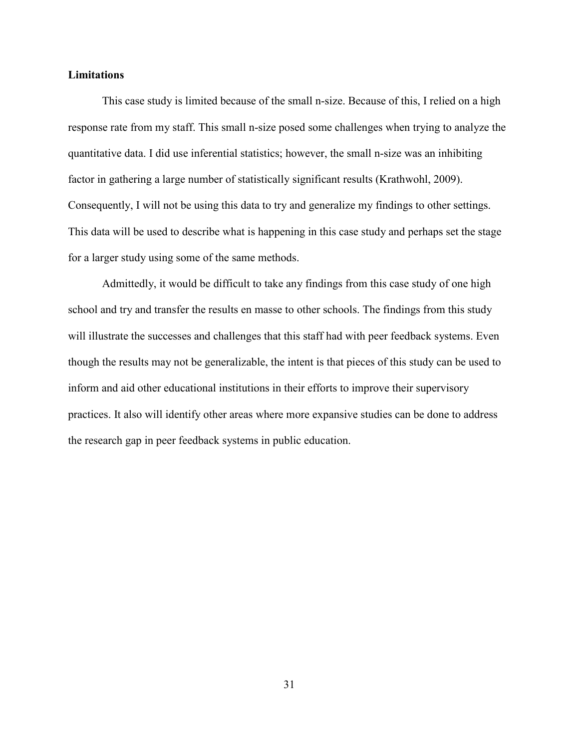**Limitations**

This case study is limited because of the small n-size. Because of this, I relied on a high response rate from my staff. This small n-size posed some challenges when trying to analyze the quantitative data. I did use inferential statistics; however, the small n-size was an inhibiting factor in gathering a large number of statistically significant results (Krathwohl, 2009). Consequently, I will not be using this data to try and generalize my findings to other settings. This data will be used to describe what is happening in this case study and perhaps set the stage for a larger study using some of the same methods.

Admittedly, it would be difficult to take any findings from this case study of one high school and try and transfer the results en masse to other schools. The findings from this study will illustrate the successes and challenges that this staff had with peer feedback systems. Even though the results may not be generalizable, the intent is that pieces of this study can be used to inform and aid other educational institutions in their efforts to improve their supervisory practices. It also will identify other areas where more expansive studies can be done to address the research gap in peer feedback systems in public education.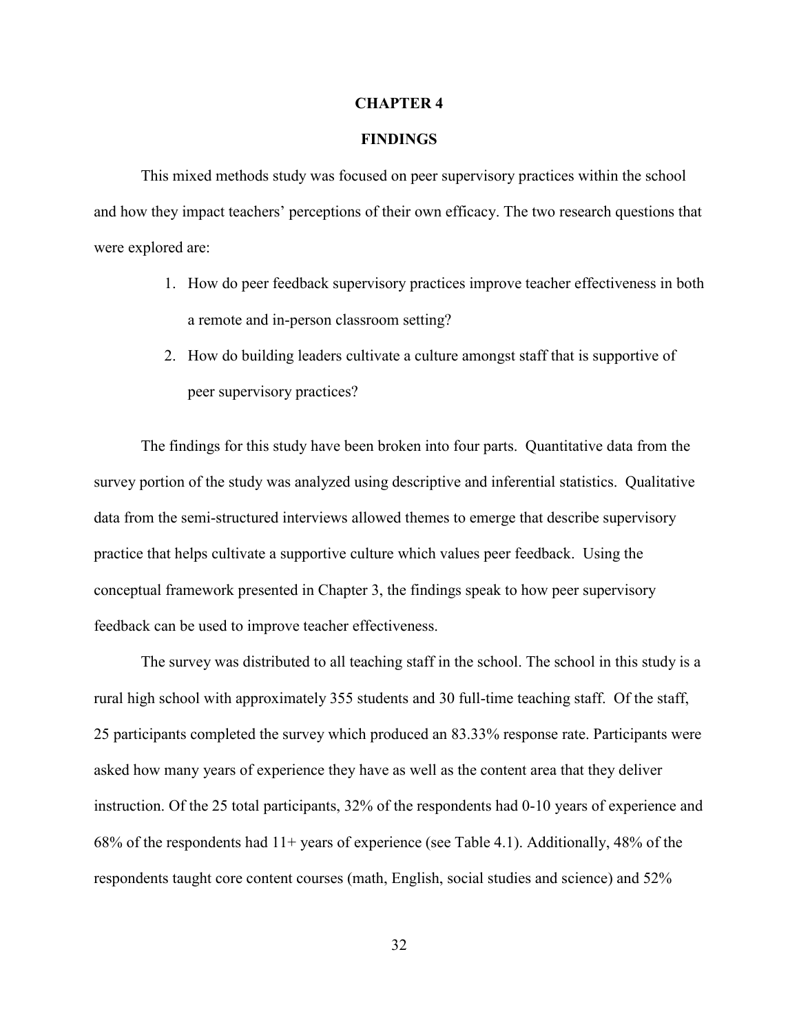# CHAPTER 4

## FINDINGS

This mixed methods study was focused on peer supervisory practices within the school and how they impact teachers' perceptions of their own efficacy. The two research questions that were explored are:

1. How do peer feedback supervisory practices improve teacher effectiveness in both a remote and in-person classroom setting?
2. How do building leaders cultivate a culture amongst staff that is supportive of peer supervisory practices?

The findings for this study have been broken into four parts. Quantitative data from the survey portion of the study was analyzed using descriptive and inferential statistics. Qualitative data from the semi-structured interviews allowed themes to emerge that describe supervisory practice that helps cultivate a supportive culture which values peer feedback. Using the conceptual framework presented in Chapter 3, the findings speak to how peer supervisory feedback can be used to improve teacher effectiveness.

The survey was distributed to all teaching staff in the school. The school in this study is a rural high school with approximately 355 students and 30 full-time teaching staff. Of the staff, 25 participants completed the survey which produced an 83.33% response rate. Participants were asked how many years of experience they have as well as the content area that they deliver instruction. Of the 25 total participants, 32% of the respondents had 0-10 years of experience and 68% of the respondents had 11+ years of experience (see Table 4.1). Additionally, 48% of the respondents taught core content courses (math, English, social studies and science) and 52%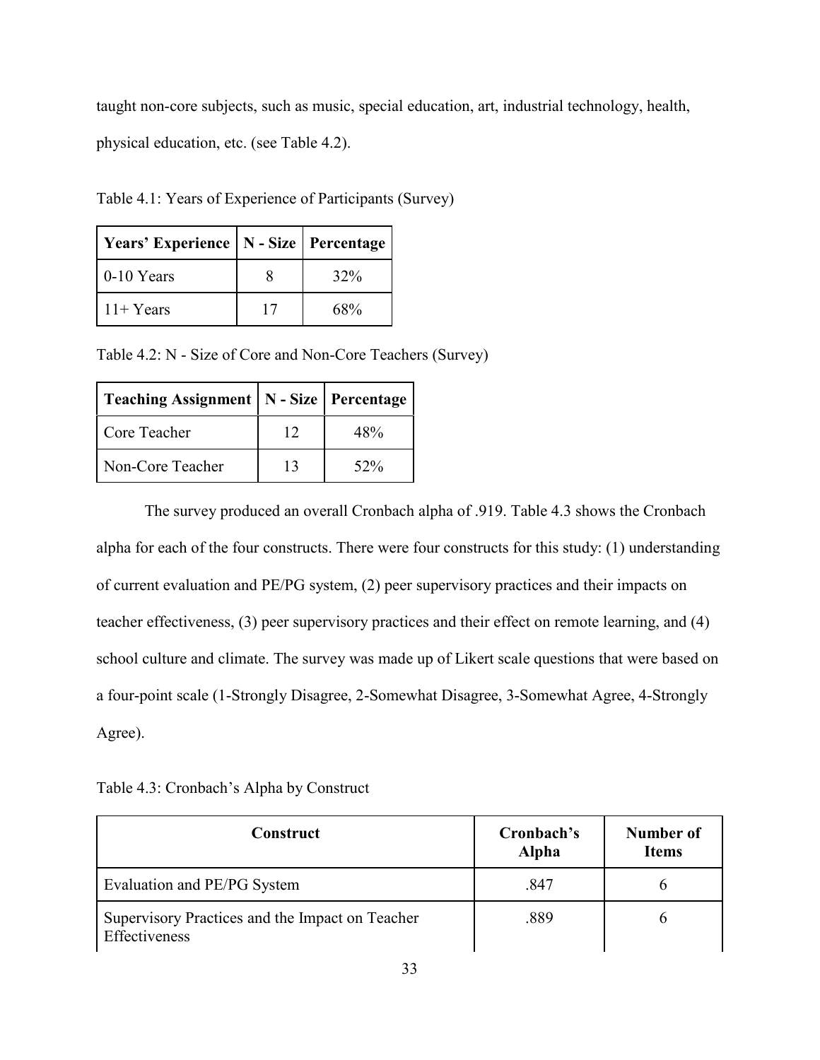taught non-core subjects, such as music, special education, art, industrial technology, health, physical education, etc. (see Table 4.2).

Table 4.1: Years of Experience of Participants (Survey)

| Years' Experience | N - Size | Percentage |
|---|---|---|
| 0-10 Years | 8 | 32% |
| 11+ Years | 17 | 68% |

Table 4.2: N - Size of Core and Non-Core Teachers (Survey)

| Teaching Assignment | N - Size | Percentage |
|---|---|---|
| Core Teacher | 12 | 48% |
| Non-Core Teacher | 13 | 52% |

The survey produced an overall Cronbach alpha of .919. Table 4.3 shows the Cronbach alpha for each of the four constructs. There were four constructs for this study: (1) understanding of current evaluation and PE/PG system, (2) peer supervisory practices and their impacts on teacher effectiveness, (3) peer supervisory practices and their effect on remote learning, and (4) school culture and climate. The survey was made up of Likert scale questions that were based on a four-point scale (1-Strongly Disagree, 2-Somewhat Disagree, 3-Somewhat Agree, 4-Strongly Agree).

Table 4.3: Cronbach's Alpha by Construct

| Construct | Cronbach's Alpha | Number of Items |
|---|---|---|
| Evaluation and PE/PG System | .847 | 6 |
| Supervisory Practices and the Impact on Teacher Effectiveness | .889 | 6 |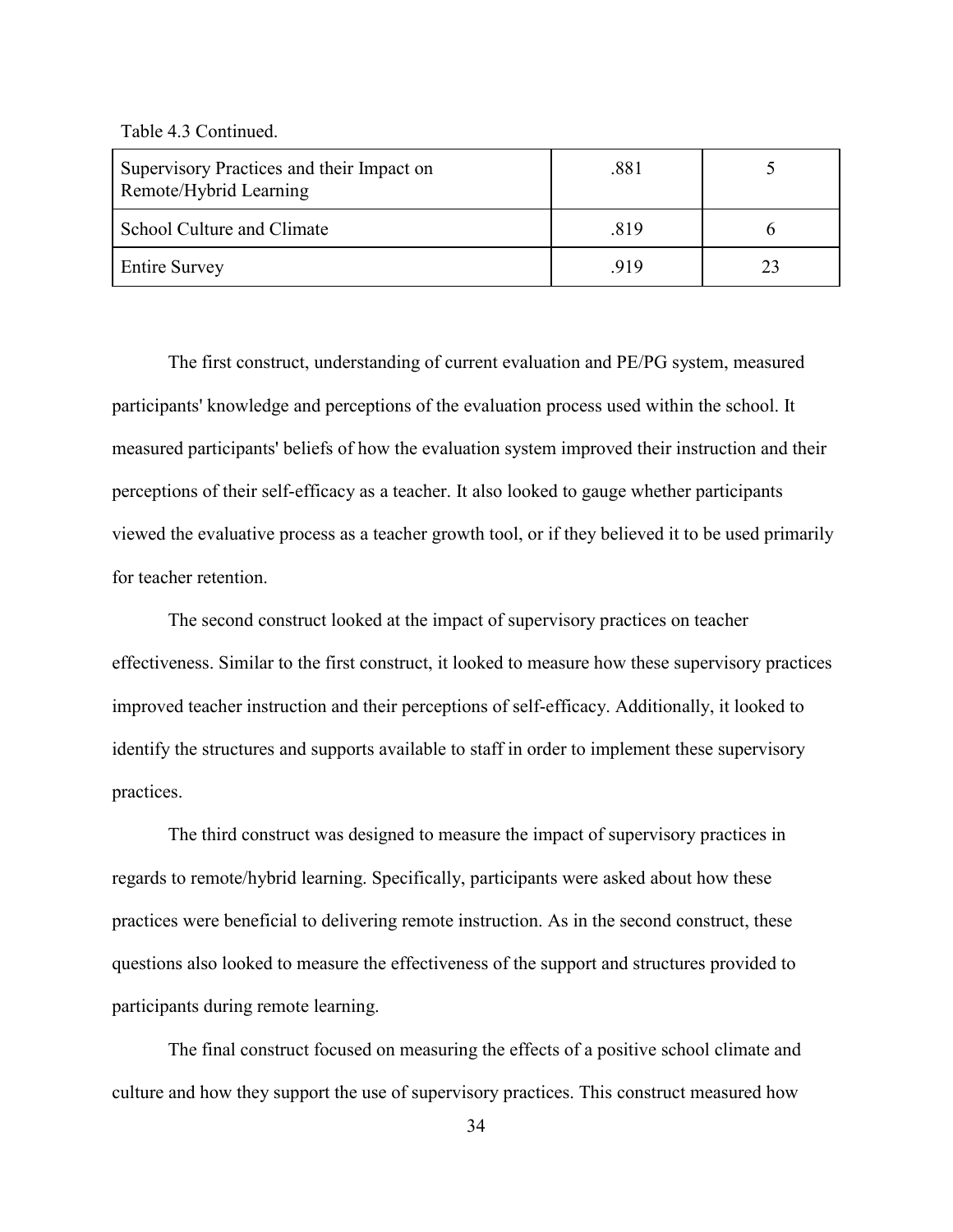Table 4.3 Continued.

| Supervisory Practices and their Impact on Remote/Hybrid Learning | .881 | 5 |
|---|---|---|
| School Culture and Climate | .819 | 6 |
| Entire Survey | .919 | 23 |

The first construct, understanding of current evaluation and PE/PG system, measured participants' knowledge and perceptions of the evaluation process used within the school. It measured participants' beliefs of how the evaluation system improved their instruction and their perceptions of their self-efficacy as a teacher. It also looked to gauge whether participants viewed the evaluative process as a teacher growth tool, or if they believed it to be used primarily for teacher retention.

The second construct looked at the impact of supervisory practices on teacher effectiveness. Similar to the first construct, it looked to measure how these supervisory practices improved teacher instruction and their perceptions of self-efficacy. Additionally, it looked to identify the structures and supports available to staff in order to implement these supervisory practices.

The third construct was designed to measure the impact of supervisory practices in regards to remote/hybrid learning. Specifically, participants were asked about how these practices were beneficial to delivering remote instruction. As in the second construct, these questions also looked to measure the effectiveness of the support and structures provided to participants during remote learning.

The final construct focused on measuring the effects of a positive school climate and culture and how they support the use of supervisory practices. This construct measured how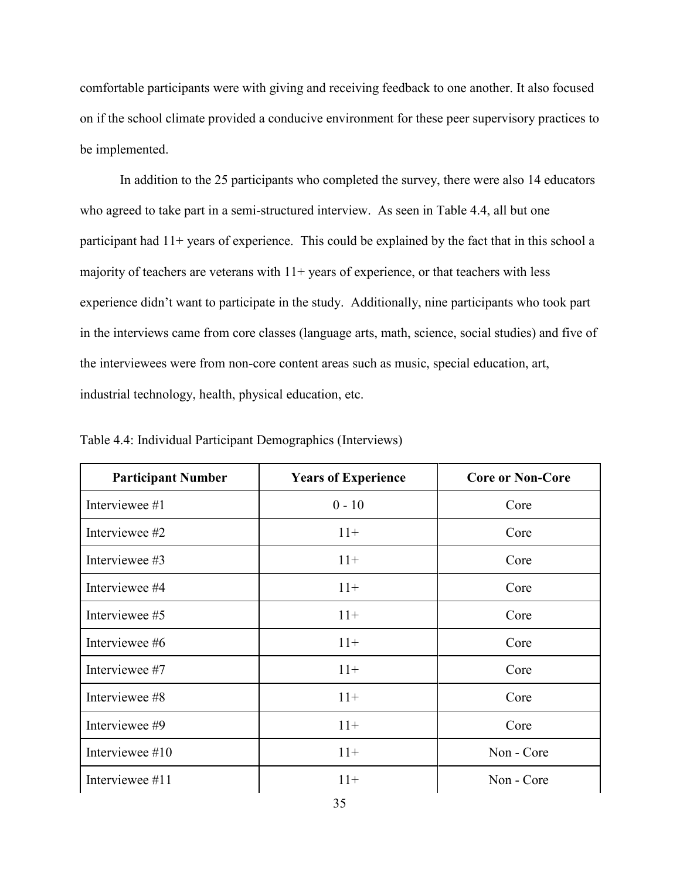comfortable participants were with giving and receiving feedback to one another. It also focused on if the school climate provided a conducive environment for these peer supervisory practices to be implemented.

In addition to the 25 participants who completed the survey, there were also 14 educators who agreed to take part in a semi-structured interview. As seen in Table 4.4, all but one participant had 11+ years of experience. This could be explained by the fact that in this school a majority of teachers are veterans with 11+ years of experience, or that teachers with less experience didn't want to participate in the study. Additionally, nine participants who took part in the interviews came from core classes (language arts, math, science, social studies) and five of the interviewees were from non-core content areas such as music, special education, art, industrial technology, health, physical education, etc.

Table 4.4: Individual Participant Demographics (Interviews)

| Participant Number | Years of Experience | Core or Non-Core |
|---|---|---|
| Interviewee #1 | 0 - 10 | Core |
| Interviewee #2 | 11+ | Core |
| Interviewee #3 | 11+ | Core |
| Interviewee #4 | 11+ | Core |
| Interviewee #5 | 11+ | Core |
| Interviewee #6 | 11+ | Core |
| Interviewee #7 | 11+ | Core |
| Interviewee #8 | 11+ | Core |
| Interviewee #9 | 11+ | Core |
| Interviewee #10 | 11+ | Non - Core |
| Interviewee #11 | 11+ | Non - Core |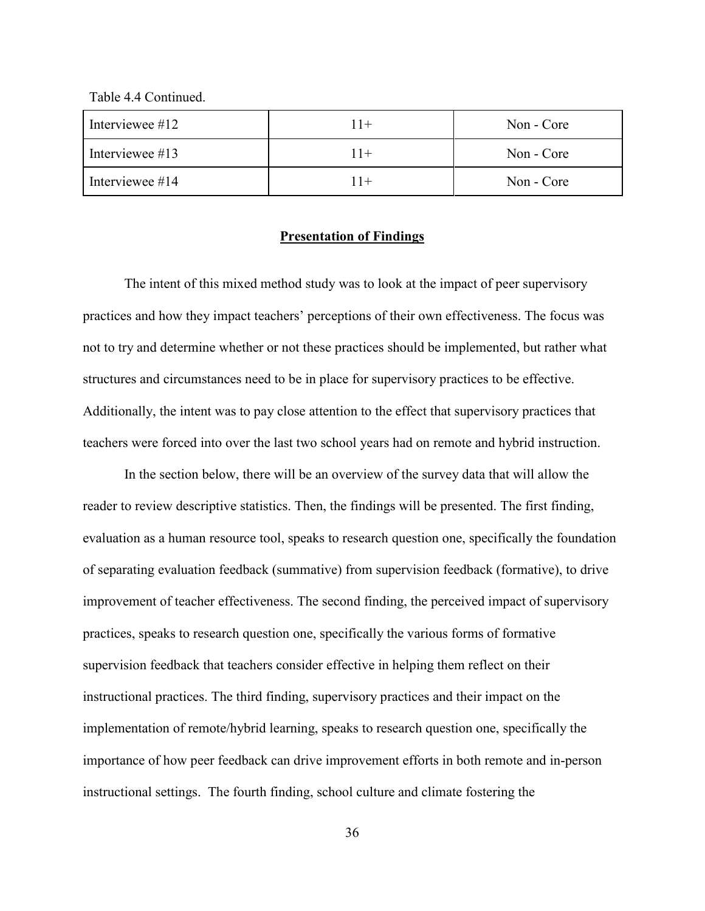Table 4.4 Continued.

| | | |
|---|---|---|
| Interviewee #12 | 11+ | Non - Core |
| Interviewee #13 | 11+ | Non - Core |
| Interviewee #14 | 11+ | Non - Core |

## **Presentation of Findings**

The intent of this mixed method study was to look at the impact of peer supervisory practices and how they impact teachers' perceptions of their own effectiveness. The focus was not to try and determine whether or not these practices should be implemented, but rather what structures and circumstances need to be in place for supervisory practices to be effective. Additionally, the intent was to pay close attention to the effect that supervisory practices that teachers were forced into over the last two school years had on remote and hybrid instruction.

In the section below, there will be an overview of the survey data that will allow the reader to review descriptive statistics. Then, the findings will be presented. The first finding, evaluation as a human resource tool, speaks to research question one, specifically the foundation of separating evaluation feedback (summative) from supervision feedback (formative), to drive improvement of teacher effectiveness. The second finding, the perceived impact of supervisory practices, speaks to research question one, specifically the various forms of formative supervision feedback that teachers consider effective in helping them reflect on their instructional practices. The third finding, supervisory practices and their impact on the implementation of remote/hybrid learning, speaks to research question one, specifically the importance of how peer feedback can drive improvement efforts in both remote and in-person instructional settings. The fourth finding, school culture and climate fostering the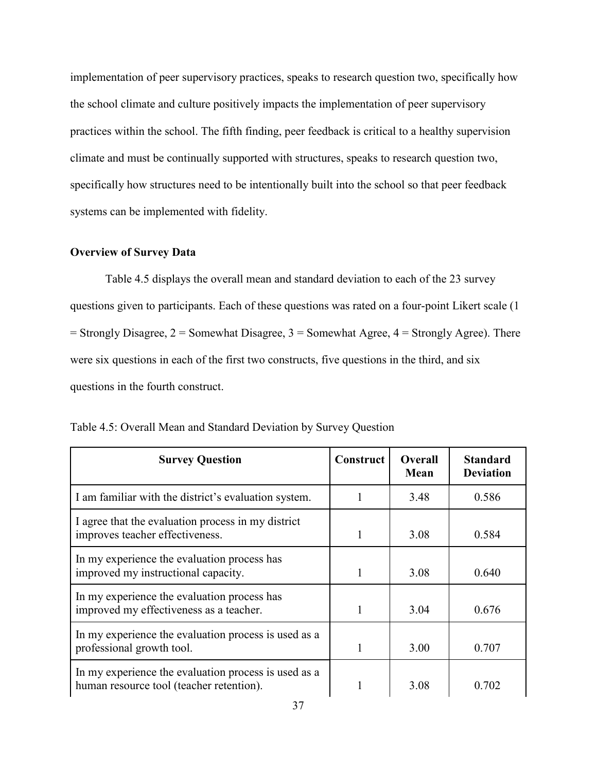implementation of peer supervisory practices, speaks to research question two, specifically how the school climate and culture positively impacts the implementation of peer supervisory practices within the school. The fifth finding, peer feedback is critical to a healthy supervision climate and must be continually supported with structures, speaks to research question two, specifically how structures need to be intentionally built into the school so that peer feedback systems can be implemented with fidelity.

**Overview of Survey Data**

Table 4.5 displays the overall mean and standard deviation to each of the 23 survey questions given to participants. Each of these questions was rated on a four-point Likert scale (1 = Strongly Disagree, 2 = Somewhat Disagree, 3 = Somewhat Agree, 4 = Strongly Agree). There were six questions in each of the first two constructs, five questions in the third, and six questions in the fourth construct.

Table 4.5: Overall Mean and Standard Deviation by Survey Question

| Survey Question | Construct | Overall Mean | Standard Deviation |
|---|---|---|---|
| I am familiar with the district's evaluation system. | 1 | 3.48 | 0.586 |
| I agree that the evaluation process in my district improves teacher effectiveness. | 1 | 3.08 | 0.584 |
| In my experience the evaluation process has improved my instructional capacity. | 1 | 3.08 | 0.640 |
| In my experience the evaluation process has improved my effectiveness as a teacher. | 1 | 3.04 | 0.676 |
| In my experience the evaluation process is used as a professional growth tool. | 1 | 3.00 | 0.707 |
| In my experience the evaluation process is used as a human resource tool (teacher retention). | 1 | 3.08 | 0.702 |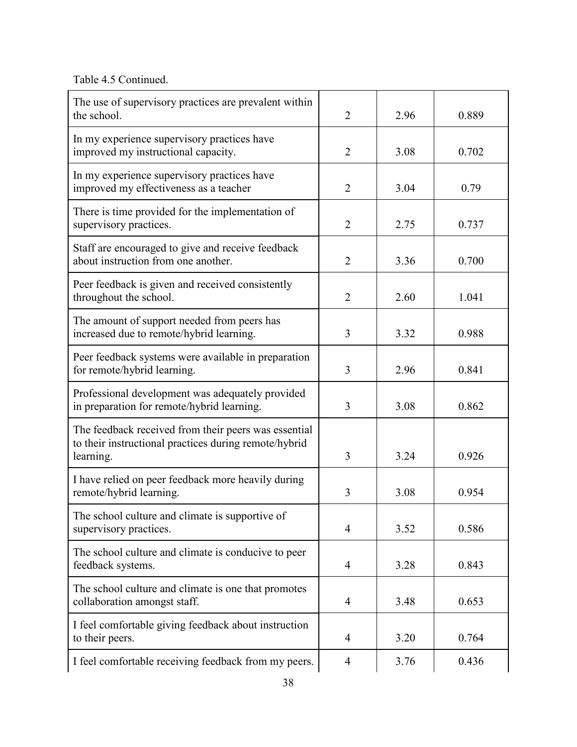Table 4.5 Continued.

| | | | |
|---|---|---|---|
| The use of supervisory practices are prevalent within the school. | 2 | 2.96 | 0.889 |
| In my experience supervisory practices have improved my instructional capacity. | 2 | 3.08 | 0.702 |
| In my experience supervisory practices have improved my effectiveness as a teacher | 2 | 3.04 | 0.79 |
| There is time provided for the implementation of supervisory practices. | 2 | 2.75 | 0.737 |
| Staff are encouraged to give and receive feedback about instruction from one another. | 2 | 3.36 | 0.700 |
| Peer feedback is given and received consistently throughout the school. | 2 | 2.60 | 1.041 |
| The amount of support needed from peers has increased due to remote/hybrid learning. | 3 | 3.32 | 0.988 |
| Peer feedback systems were available in preparation for remote/hybrid learning. | 3 | 2.96 | 0.841 |
| Professional development was adequately provided in preparation for remote/hybrid learning. | 3 | 3.08 | 0.862 |
| The feedback received from their peers was essential to their instructional practices during remote/hybrid learning. | 3 | 3.24 | 0.926 |
| I have relied on peer feedback more heavily during remote/hybrid learning. | 3 | 3.08 | 0.954 |
| The school culture and climate is supportive of supervisory practices. | 4 | 3.52 | 0.586 |
| The school culture and climate is conducive to peer feedback systems. | 4 | 3.28 | 0.843 |
| The school culture and climate is one that promotes collaboration amongst staff. | 4 | 3.48 | 0.653 |
| I feel comfortable giving feedback about instruction to their peers. | 4 | 3.20 | 0.764 |
| I feel comfortable receiving feedback from my peers. | 4 | 3.76 | 0.436 |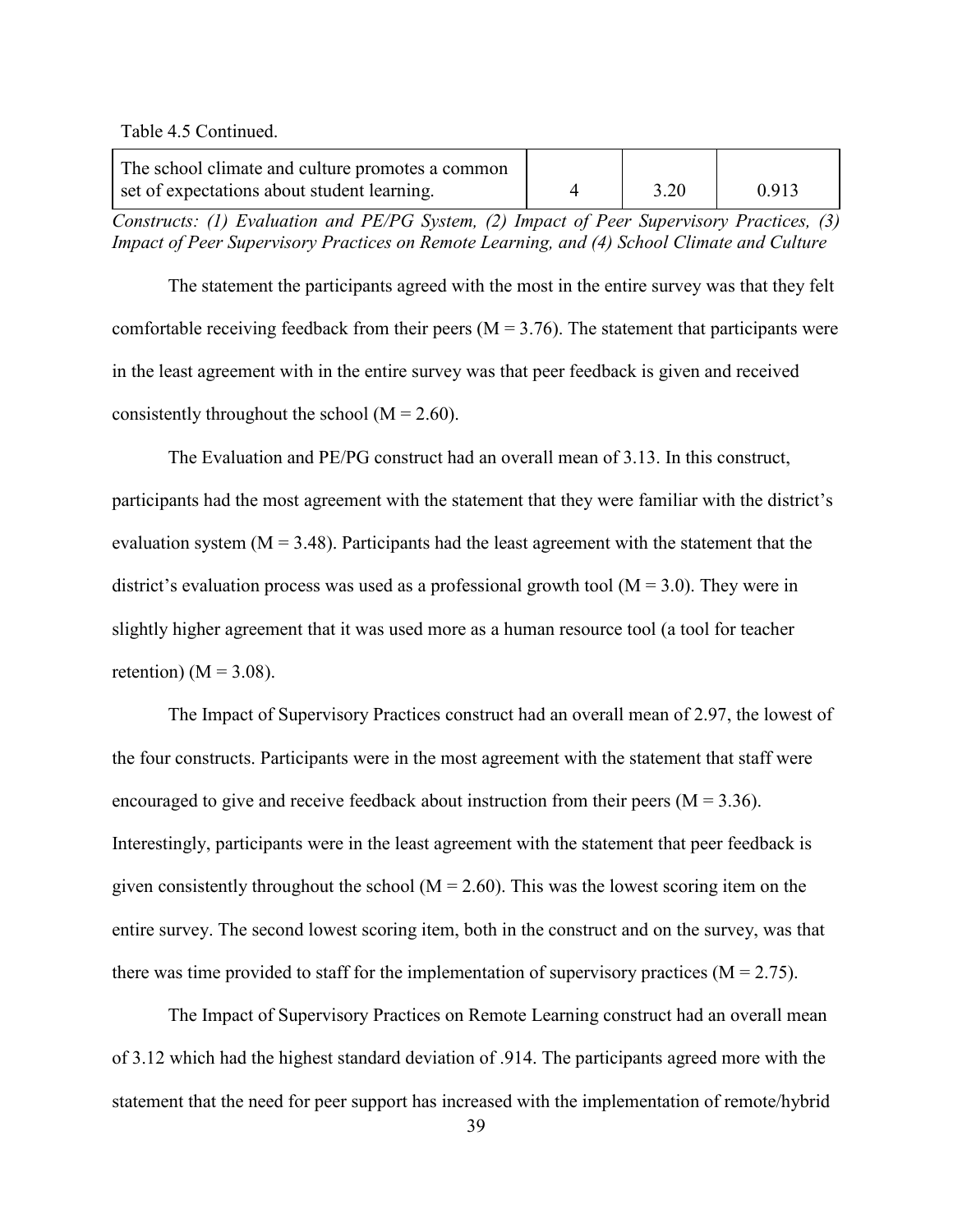Table 4.5 Continued.

| | | | |
|---|---|---|---|
| The school climate and culture promotes a common set of expectations about student learning. | 4 | 3.20 | 0.913 |

*Constructs: (1) Evaluation and PE/PG System, (2) Impact of Peer Supervisory Practices, (3) Impact of Peer Supervisory Practices on Remote Learning, and (4) School Climate and Culture*

The statement the participants agreed with the most in the entire survey was that they felt comfortable receiving feedback from their peers (M = 3.76). The statement that participants were in the least agreement with in the entire survey was that peer feedback is given and received consistently throughout the school (M = 2.60).

The Evaluation and PE/PG construct had an overall mean of 3.13. In this construct, participants had the most agreement with the statement that they were familiar with the district's evaluation system (M = 3.48). Participants had the least agreement with the statement that the district's evaluation process was used as a professional growth tool (M = 3.0). They were in slightly higher agreement that it was used more as a human resource tool (a tool for teacher retention) (M = 3.08).

The Impact of Supervisory Practices construct had an overall mean of 2.97, the lowest of the four constructs. Participants were in the most agreement with the statement that staff were encouraged to give and receive feedback about instruction from their peers (M = 3.36). Interestingly, participants were in the least agreement with the statement that peer feedback is given consistently throughout the school (M = 2.60). This was the lowest scoring item on the entire survey. The second lowest scoring item, both in the construct and on the survey, was that there was time provided to staff for the implementation of supervisory practices (M = 2.75).

The Impact of Supervisory Practices on Remote Learning construct had an overall mean of 3.12 which had the highest standard deviation of .914. The participants agreed more with the statement that the need for peer support has increased with the implementation of remote/hybrid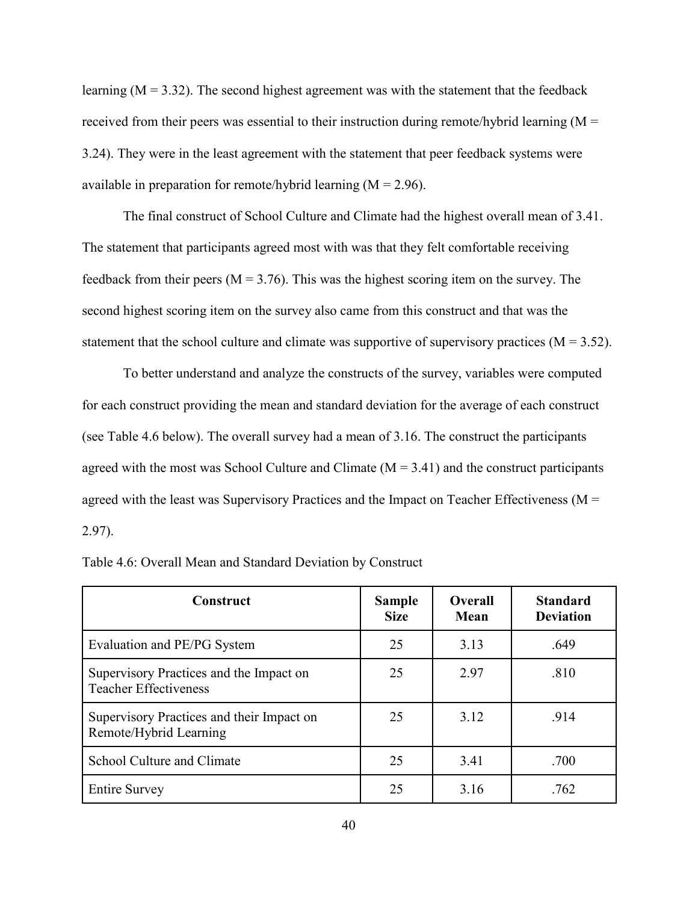learning (M = 3.32). The second highest agreement was with the statement that the feedback received from their peers was essential to their instruction during remote/hybrid learning (M = 3.24). They were in the least agreement with the statement that peer feedback systems were available in preparation for remote/hybrid learning (M = 2.96).

The final construct of School Culture and Climate had the highest overall mean of 3.41. The statement that participants agreed most with was that they felt comfortable receiving feedback from their peers (M = 3.76). This was the highest scoring item on the survey. The second highest scoring item on the survey also came from this construct and that was the statement that the school culture and climate was supportive of supervisory practices (M = 3.52).

To better understand and analyze the constructs of the survey, variables were computed for each construct providing the mean and standard deviation for the average of each construct (see Table 4.6 below). The overall survey had a mean of 3.16. The construct the participants agreed with the most was School Culture and Climate (M = 3.41) and the construct participants agreed with the least was Supervisory Practices and the Impact on Teacher Effectiveness (M = 2.97).

Table 4.6: Overall Mean and Standard Deviation by Construct

| Construct | Sample Size | Overall Mean | Standard Deviation |
|---|---|---|---|
| Evaluation and PE/PG System | 25 | 3.13 | .649 |
| Supervisory Practices and the Impact on Teacher Effectiveness | 25 | 2.97 | .810 |
| Supervisory Practices and their Impact on Remote/Hybrid Learning | 25 | 3.12 | .914 |
| School Culture and Climate | 25 | 3.41 | .700 |
| Entire Survey | 25 | 3.16 | .762 |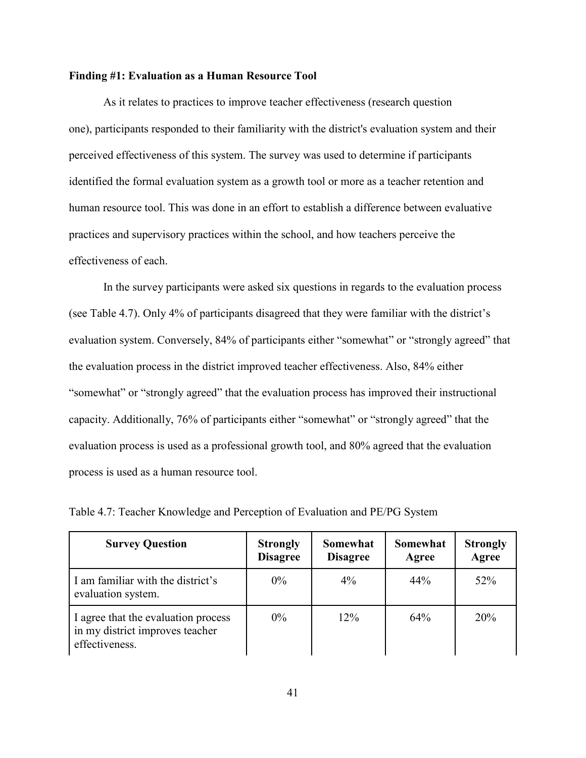**Finding #1: Evaluation as a Human Resource Tool**

As it relates to practices to improve teacher effectiveness (research question one), participants responded to their familiarity with the district's evaluation system and their perceived effectiveness of this system. The survey was used to determine if participants identified the formal evaluation system as a growth tool or more as a teacher retention and human resource tool. This was done in an effort to establish a difference between evaluative practices and supervisory practices within the school, and how teachers perceive the effectiveness of each.

In the survey participants were asked six questions in regards to the evaluation process (see Table 4.7). Only 4% of participants disagreed that they were familiar with the district's evaluation system. Conversely, 84% of participants either "somewhat" or "strongly agreed" that the evaluation process in the district improved teacher effectiveness. Also, 84% either "somewhat" or "strongly agreed" that the evaluation process has improved their instructional capacity. Additionally, 76% of participants either "somewhat" or "strongly agreed" that the evaluation process is used as a professional growth tool, and 80% agreed that the evaluation process is used as a human resource tool.

Table 4.7: Teacher Knowledge and Perception of Evaluation and PE/PG System

| Survey Question | Strongly Disagree | Somewhat Disagree | Somewhat Agree | Strongly Agree |
|---|---|---|---|---|
| I am familiar with the district's evaluation system. | 0% | 4% | 44% | 52% |
| I agree that the evaluation process in my district improves teacher effectiveness. | 0% | 12% | 64% | 20% |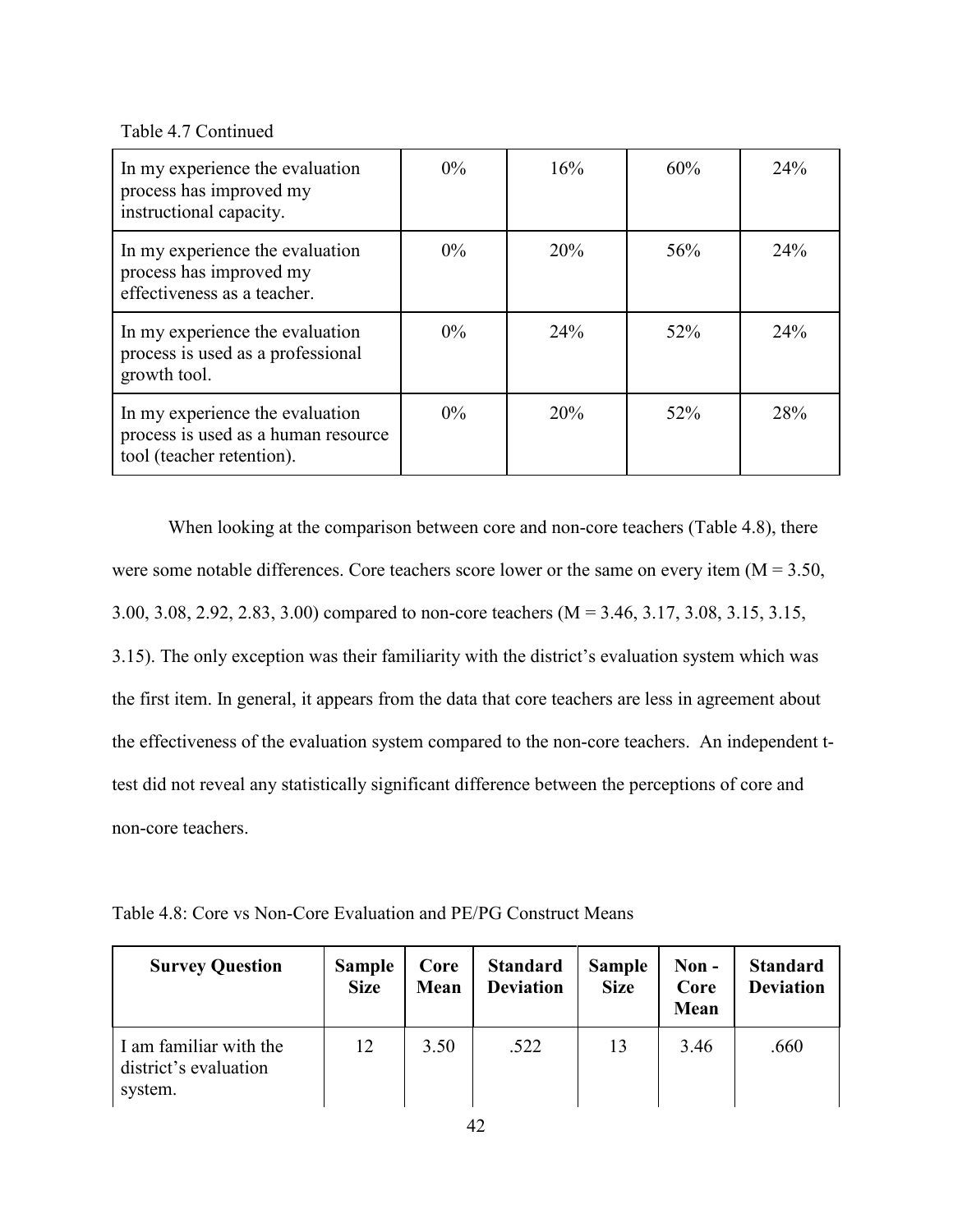Table 4.7 Continued

| | | | | |
|---|---|---|---|---|
| In my experience the evaluation process has improved my instructional capacity. | 0% | 16% | 60% | 24% |
| In my experience the evaluation process has improved my effectiveness as a teacher. | 0% | 20% | 56% | 24% |
| In my experience the evaluation process is used as a professional growth tool. | 0% | 24% | 52% | 24% |
| In my experience the evaluation process is used as a human resource tool (teacher retention). | 0% | 20% | 52% | 28% |

When looking at the comparison between core and non-core teachers (Table 4.8), there were some notable differences. Core teachers score lower or the same on every item (M = 3.50, 3.00, 3.08, 2.92, 2.83, 3.00) compared to non-core teachers (M = 3.46, 3.17, 3.08, 3.15, 3.15, 3.15). The only exception was their familiarity with the district's evaluation system which was the first item. In general, it appears from the data that core teachers are less in agreement about the effectiveness of the evaluation system compared to the non-core teachers. An independent t-test did not reveal any statistically significant difference between the perceptions of core and non-core teachers.

Table 4.8: Core vs Non-Core Evaluation and PE/PG Construct Means

| **Survey Question** | **Sample Size** | **Core Mean** | **Standard Deviation** | **Sample Size** | **Non - Core Mean** | **Standard Deviation** |
|---|---|---|---|---|---|---|
| I am familiar with the district's evaluation system. | 12 | 3.50 | .522 | 13 | 3.46 | .660 |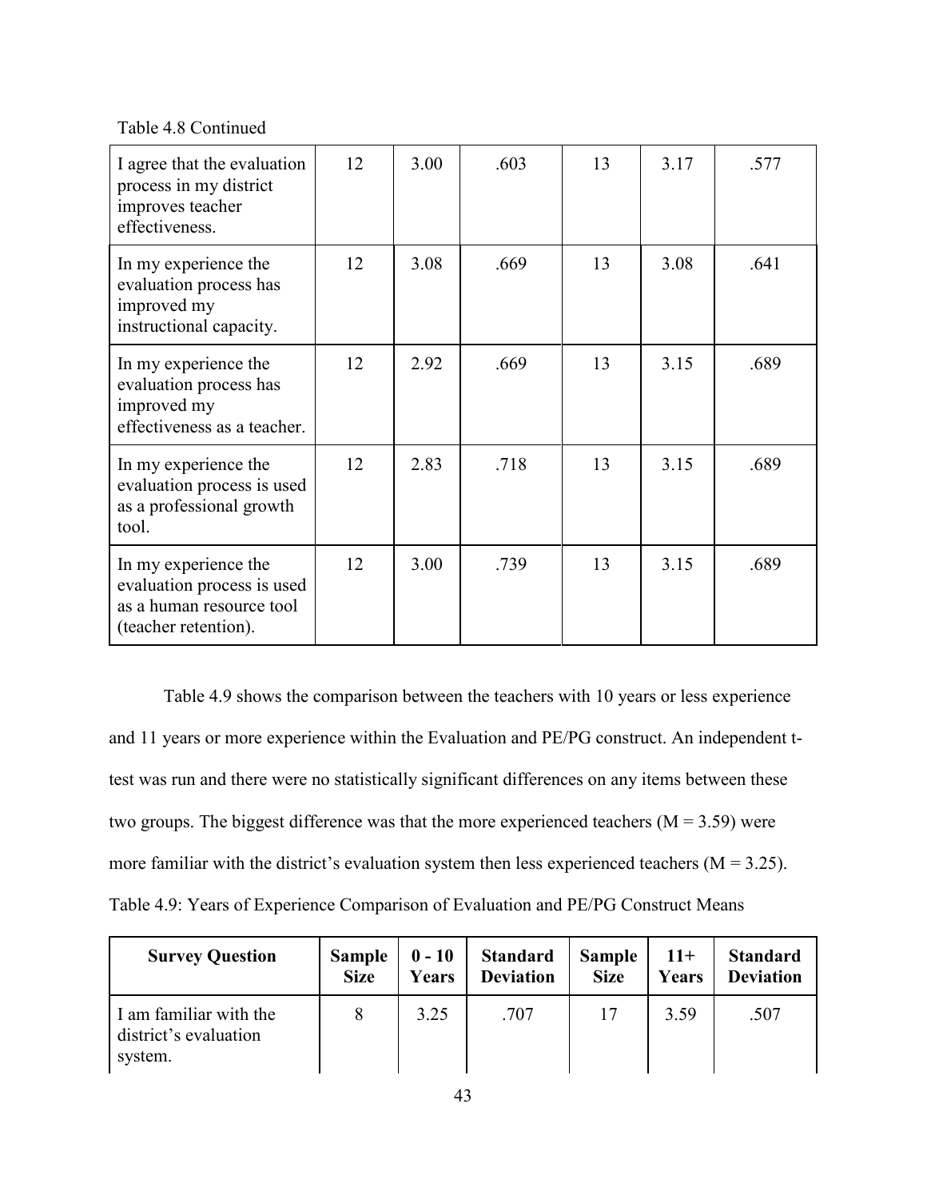Table 4.8 Continued

| | | | | | | |
|---|---|---|---|---|---|---|
| I agree that the evaluation process in my district improves teacher effectiveness. | 12 | 3.00 | .603 | 13 | 3.17 | .577 |
| In my experience the evaluation process has improved my instructional capacity. | 12 | 3.08 | .669 | 13 | 3.08 | .641 |
| In my experience the evaluation process has improved my effectiveness as a teacher. | 12 | 2.92 | .669 | 13 | 3.15 | .689 |
| In my experience the evaluation process is used as a professional growth tool. | 12 | 2.83 | .718 | 13 | 3.15 | .689 |
| In my experience the evaluation process is used as a human resource tool (teacher retention). | 12 | 3.00 | .739 | 13 | 3.15 | .689 |

Table 4.9 shows the comparison between the teachers with 10 years or less experience and 11 years or more experience within the Evaluation and PE/PG construct. An independent t-test was run and there were no statistically significant differences on any items between these two groups. The biggest difference was that the more experienced teachers ($M = 3.59$) were more familiar with the district's evaluation system then less experienced teachers ($M = 3.25$).

Table 4.9: Years of Experience Comparison of Evaluation and PE/PG Construct Means

| Survey Question | Sample Size | 0 - 10 Years | Standard Deviation | Sample Size | 11+ Years | Standard Deviation |
|---|---|---|---|---|---|---|
| I am familiar with the district's evaluation system. | 8 | 3.25 | .707 | 17 | 3.59 | .507 |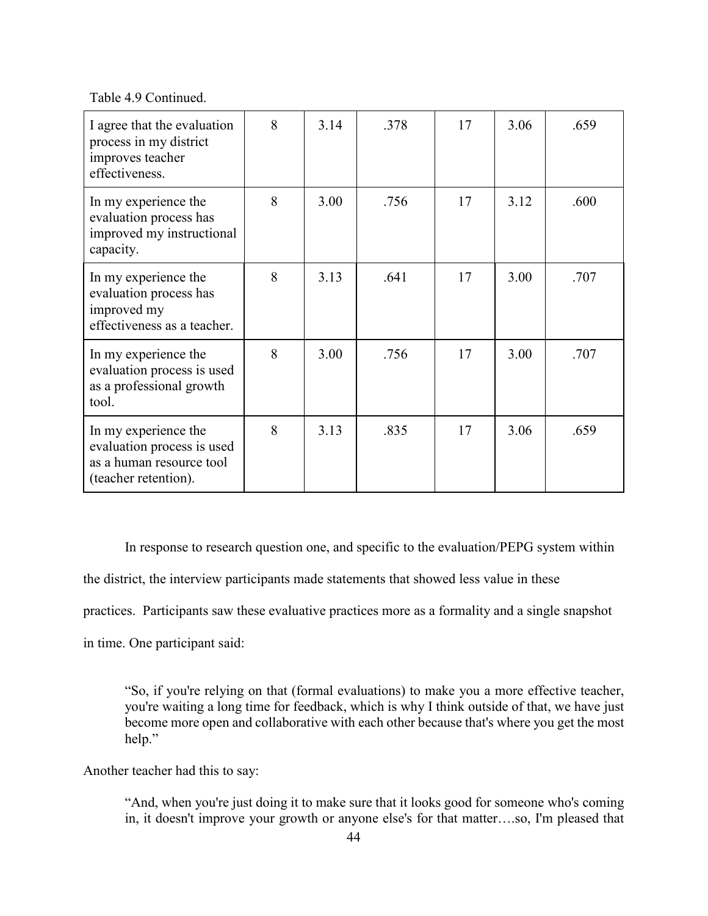Table 4.9 Continued.

| | | | | | | |
|---|---|---|---|---|---|---|
| I agree that the evaluation process in my district improves teacher effectiveness. | 8 | 3.14 | .378 | 17 | 3.06 | .659 |
| In my experience the evaluation process has improved my instructional capacity. | 8 | 3.00 | .756 | 17 | 3.12 | .600 |
| In my experience the evaluation process has improved my effectiveness as a teacher. | 8 | 3.13 | .641 | 17 | 3.00 | .707 |
| In my experience the evaluation process is used as a professional growth tool. | 8 | 3.00 | .756 | 17 | 3.00 | .707 |
| In my experience the evaluation process is used as a human resource tool (teacher retention). | 8 | 3.13 | .835 | 17 | 3.06 | .659 |

In response to research question one, and specific to the evaluation/PEPG system within the district, the interview participants made statements that showed less value in these practices. Participants saw these evaluative practices more as a formality and a single snapshot in time. One participant said:

> "So, if you're relying on that (formal evaluations) to make you a more effective teacher, you're waiting a long time for feedback, which is why I think outside of that, we have just become more open and collaborative with each other because that's where you get the most help."

Another teacher had this to say:

> "And, when you're just doing it to make sure that it looks good for someone who's coming in, it doesn't improve your growth or anyone else's for that matter….so, I'm pleased that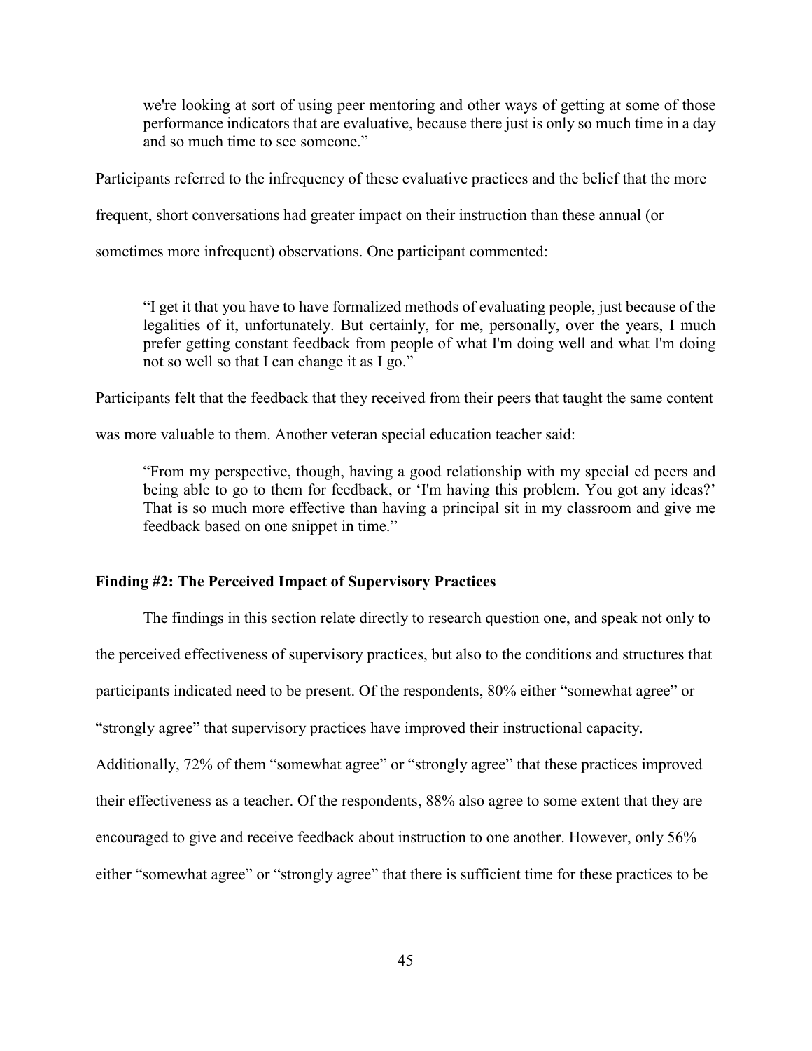> we're looking at sort of using peer mentoring and other ways of getting at some of those performance indicators that are evaluative, because there just is only so much time in a day and so much time to see someone."

Participants referred to the infrequency of these evaluative practices and the belief that the more frequent, short conversations had greater impact on their instruction than these annual (or sometimes more infrequent) observations. One participant commented:

> "I get it that you have to have formalized methods of evaluating people, just because of the legalities of it, unfortunately. But certainly, for me, personally, over the years, I much prefer getting constant feedback from people of what I'm doing well and what I'm doing not so well so that I can change it as I go."

Participants felt that the feedback that they received from their peers that taught the same content was more valuable to them. Another veteran special education teacher said:

> "From my perspective, though, having a good relationship with my special ed peers and being able to go to them for feedback, or 'I'm having this problem. You got any ideas?' That is so much more effective than having a principal sit in my classroom and give me feedback based on one snippet in time."

### Finding #2: The Perceived Impact of Supervisory Practices

The findings in this section relate directly to research question one, and speak not only to the perceived effectiveness of supervisory practices, but also to the conditions and structures that participants indicated need to be present. Of the respondents, 80% either "somewhat agree" or "strongly agree" that supervisory practices have improved their instructional capacity. Additionally, 72% of them "somewhat agree" or "strongly agree" that these practices improved their effectiveness as a teacher. Of the respondents, 88% also agree to some extent that they are encouraged to give and receive feedback about instruction to one another. However, only 56% either "somewhat agree" or "strongly agree" that there is sufficient time for these practices to be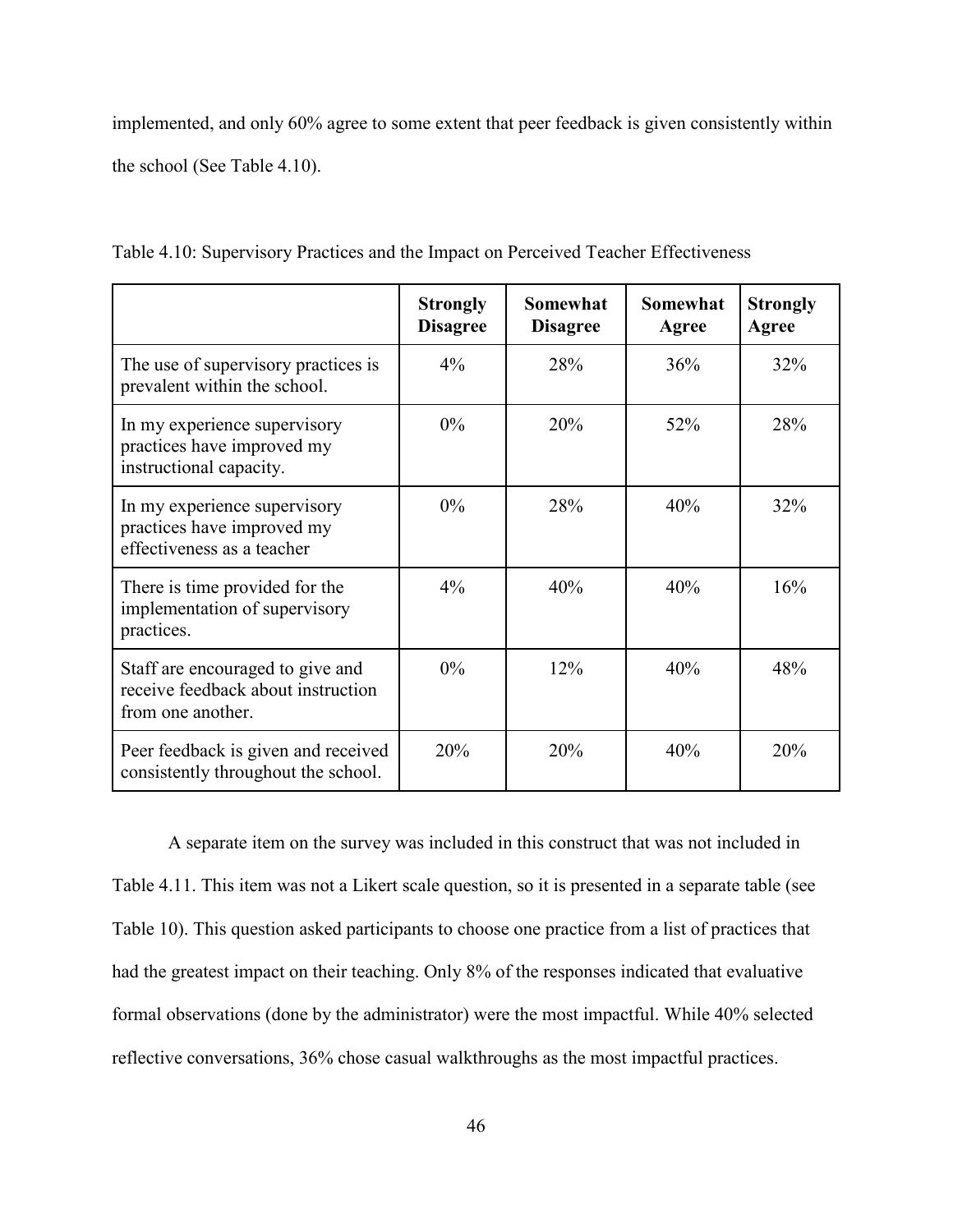implemented, and only 60% agree to some extent that peer feedback is given consistently within the school (See Table 4.10).

Table 4.10: Supervisory Practices and the Impact on Perceived Teacher Effectiveness

| | **Strongly Disagree** | **Somewhat Disagree** | **Somewhat Agree** | **Strongly Agree** |
|---|---|---|---|---|
| The use of supervisory practices is prevalent within the school. | 4% | 28% | 36% | 32% |
| In my experience supervisory practices have improved my instructional capacity. | 0% | 20% | 52% | 28% |
| In my experience supervisory practices have improved my effectiveness as a teacher | 0% | 28% | 40% | 32% |
| There is time provided for the implementation of supervisory practices. | 4% | 40% | 40% | 16% |
| Staff are encouraged to give and receive feedback about instruction from one another. | 0% | 12% | 40% | 48% |
| Peer feedback is given and received consistently throughout the school. | 20% | 20% | 40% | 20% |

A separate item on the survey was included in this construct that was not included in Table 4.11. This item was not a Likert scale question, so it is presented in a separate table (see Table 10). This question asked participants to choose one practice from a list of practices that had the greatest impact on their teaching. Only 8% of the responses indicated that evaluative formal observations (done by the administrator) were the most impactful. While 40% selected reflective conversations, 36% chose casual walkthroughs as the most impactful practices.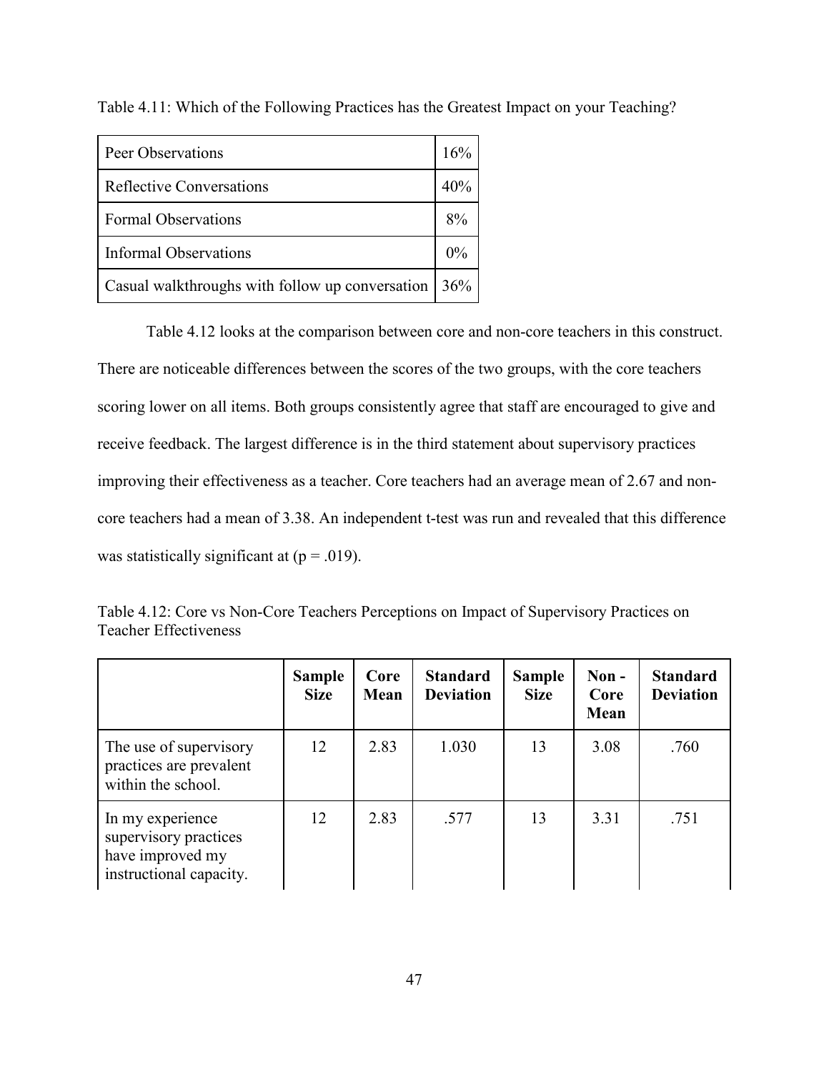Table 4.11: Which of the Following Practices has the Greatest Impact on your Teaching?

| | |
|---|---|
| Peer Observations | 16% |
| Reflective Conversations | 40% |
| Formal Observations | 8% |
| Informal Observations | 0% |
| Casual walkthroughs with follow up conversation | 36% |

Table 4.12 looks at the comparison between core and non-core teachers in this construct. There are noticeable differences between the scores of the two groups, with the core teachers scoring lower on all items. Both groups consistently agree that staff are encouraged to give and receive feedback. The largest difference is in the third statement about supervisory practices improving their effectiveness as a teacher. Core teachers had an average mean of 2.67 and non-core teachers had a mean of 3.38. An independent t-test was run and revealed that this difference was statistically significant at ($p = .019$).

Table 4.12: Core vs Non-Core Teachers Perceptions on Impact of Supervisory Practices on Teacher Effectiveness

| | **Sample Size** | **Core Mean** | **Standard Deviation** | **Sample Size** | **Non - Core Mean** | **Standard Deviation** |
|---|---|---|---|---|---|---|
| The use of supervisory practices are prevalent within the school. | 12 | 2.83 | 1.030 | 13 | 3.08 | .760 |
| In my experience supervisory practices have improved my instructional capacity. | 12 | 2.83 | .577 | 13 | 3.31 | .751 |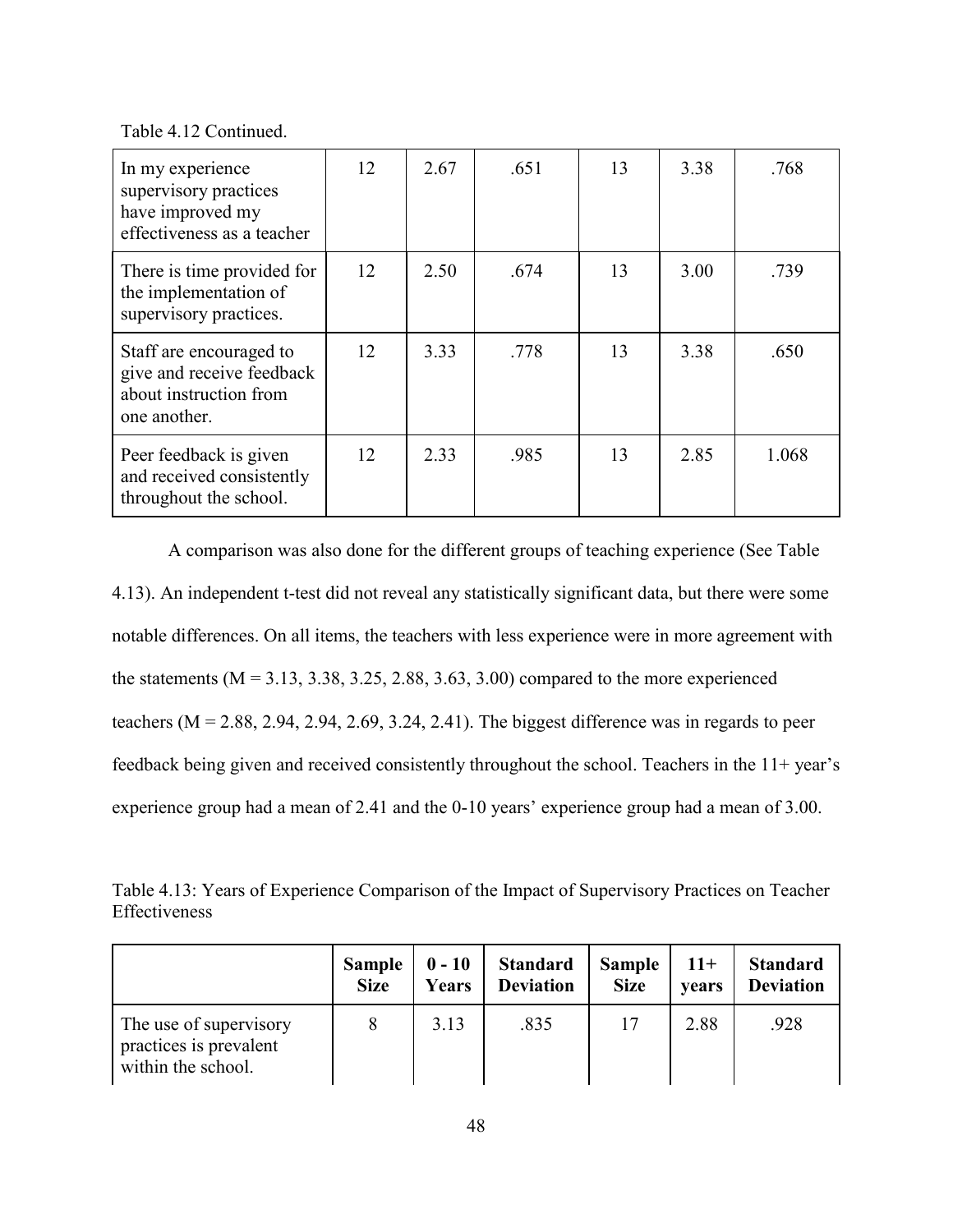Table 4.12 Continued.

| | | | | | | |
|---|---|---|---|---|---|---|
| In my experience supervisory practices have improved my effectiveness as a teacher | 12 | 2.67 | .651 | 13 | 3.38 | .768 |
| There is time provided for the implementation of supervisory practices. | 12 | 2.50 | .674 | 13 | 3.00 | .739 |
| Staff are encouraged to give and receive feedback about instruction from one another. | 12 | 3.33 | .778 | 13 | 3.38 | .650 |
| Peer feedback is given and received consistently throughout the school. | 12 | 2.33 | .985 | 13 | 2.85 | 1.068 |

A comparison was also done for the different groups of teaching experience (See Table 4.13). An independent t-test did not reveal any statistically significant data, but there were some notable differences. On all items, the teachers with less experience were in more agreement with the statements (M = 3.13, 3.38, 3.25, 2.88, 3.63, 3.00) compared to the more experienced teachers (M = 2.88, 2.94, 2.94, 2.69, 3.24, 2.41). The biggest difference was in regards to peer feedback being given and received consistently throughout the school. Teachers in the 11+ year's experience group had a mean of 2.41 and the 0-10 years' experience group had a mean of 3.00.

Table 4.13: Years of Experience Comparison of the Impact of Supervisory Practices on Teacher Effectiveness

| | **Sample Size** | **0 - 10 Years** | **Standard Deviation** | **Sample Size** | **11+ years** | **Standard Deviation** |
|---|---|---|---|---|---|---|
| The use of supervisory practices is prevalent within the school. | 8 | 3.13 | .835 | 17 | 2.88 | .928 |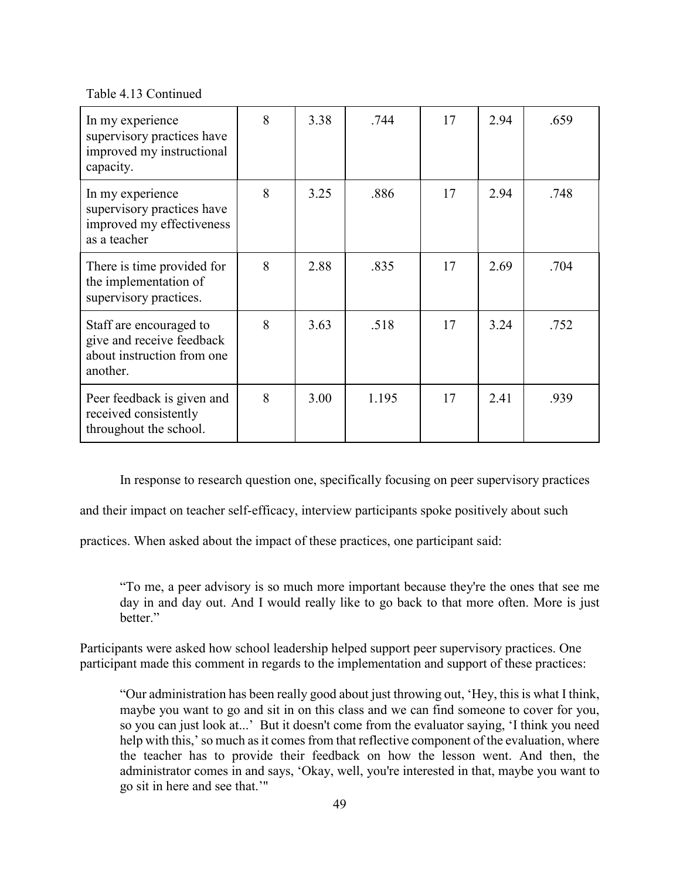Table 4.13 Continued

| | | | | | | |
|---|---|---|---|---|---|---|
| In my experience supervisory practices have improved my instructional capacity. | 8 | 3.38 | .744 | 17 | 2.94 | .659 |
| In my experience supervisory practices have improved my effectiveness as a teacher | 8 | 3.25 | .886 | 17 | 2.94 | .748 |
| There is time provided for the implementation of supervisory practices. | 8 | 2.88 | .835 | 17 | 2.69 | .704 |
| Staff are encouraged to give and receive feedback about instruction from one another. | 8 | 3.63 | .518 | 17 | 3.24 | .752 |
| Peer feedback is given and received consistently throughout the school. | 8 | 3.00 | 1.195 | 17 | 2.41 | .939 |

In response to research question one, specifically focusing on peer supervisory practices and their impact on teacher self-efficacy, interview participants spoke positively about such practices. When asked about the impact of these practices, one participant said:

> "To me, a peer advisory is so much more important because they're the ones that see me day in and day out. And I would really like to go back to that more often. More is just better."

Participants were asked how school leadership helped support peer supervisory practices. One participant made this comment in regards to the implementation and support of these practices:

> "Our administration has been really good about just throwing out, 'Hey, this is what I think, maybe you want to go and sit in on this class and we can find someone to cover for you, so you can just look at...' But it doesn't come from the evaluator saying, 'I think you need help with this,' so much as it comes from that reflective component of the evaluation, where the teacher has to provide their feedback on how the lesson went. And then, the administrator comes in and says, 'Okay, well, you're interested in that, maybe you want to go sit in here and see that.'"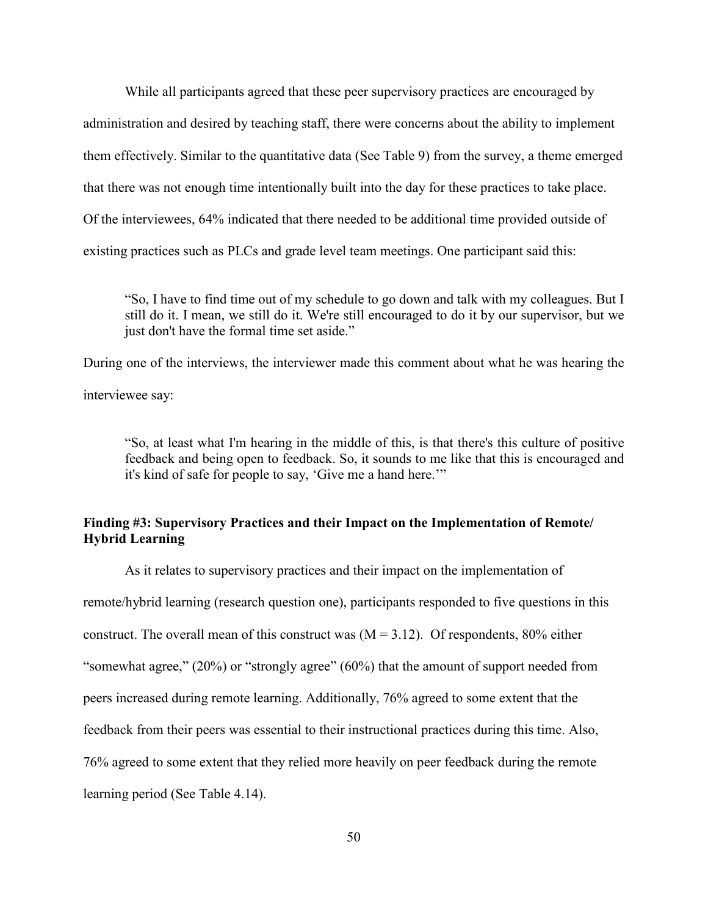While all participants agreed that these peer supervisory practices are encouraged by administration and desired by teaching staff, there were concerns about the ability to implement them effectively. Similar to the quantitative data (See Table 9) from the survey, a theme emerged that there was not enough time intentionally built into the day for these practices to take place. Of the interviewees, 64% indicated that there needed to be additional time provided outside of existing practices such as PLCs and grade level team meetings. One participant said this:

> "So, I have to find time out of my schedule to go down and talk with my colleagues. But I still do it. I mean, we still do it. We're still encouraged to do it by our supervisor, but we just don't have the formal time set aside."

During one of the interviews, the interviewer made this comment about what he was hearing the interviewee say:

> "So, at least what I'm hearing in the middle of this, is that there's this culture of positive feedback and being open to feedback. So, it sounds to me like that this is encouraged and it's kind of safe for people to say, 'Give me a hand here.'"

### Finding #3: Supervisory Practices and their Impact on the Implementation of Remote/ Hybrid Learning

As it relates to supervisory practices and their impact on the implementation of remote/hybrid learning (research question one), participants responded to five questions in this construct. The overall mean of this construct was ($M = 3.12$). Of respondents, 80% either "somewhat agree," (20%) or "strongly agree" (60%) that the amount of support needed from peers increased during remote learning. Additionally, 76% agreed to some extent that the feedback from their peers was essential to their instructional practices during this time. Also, 76% agreed to some extent that they relied more heavily on peer feedback during the remote learning period (See Table 4.14).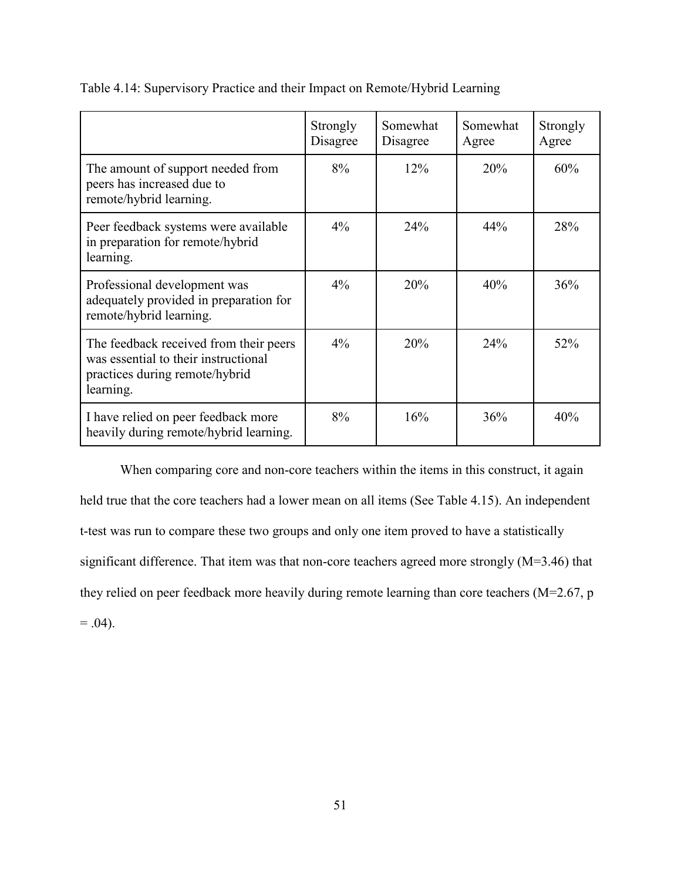Table 4.14: Supervisory Practice and their Impact on Remote/Hybrid Learning

| | Strongly Disagree | Somewhat Disagree | Somewhat Agree | Strongly Agree |
|---|---|---|---|---|
| The amount of support needed from peers has increased due to remote/hybrid learning. | 8% | 12% | 20% | 60% |
| Peer feedback systems were available in preparation for remote/hybrid learning. | 4% | 24% | 44% | 28% |
| Professional development was adequately provided in preparation for remote/hybrid learning. | 4% | 20% | 40% | 36% |
| The feedback received from their peers was essential to their instructional practices during remote/hybrid learning. | 4% | 20% | 24% | 52% |
| I have relied on peer feedback more heavily during remote/hybrid learning. | 8% | 16% | 36% | 40% |

When comparing core and non-core teachers within the items in this construct, it again held true that the core teachers had a lower mean on all items (See Table 4.15). An independent t-test was run to compare these two groups and only one item proved to have a statistically significant difference. That item was that non-core teachers agreed more strongly ($M=3.46$) that they relied on peer feedback more heavily during remote learning than core teachers ($M=2.67$, $p = .04$).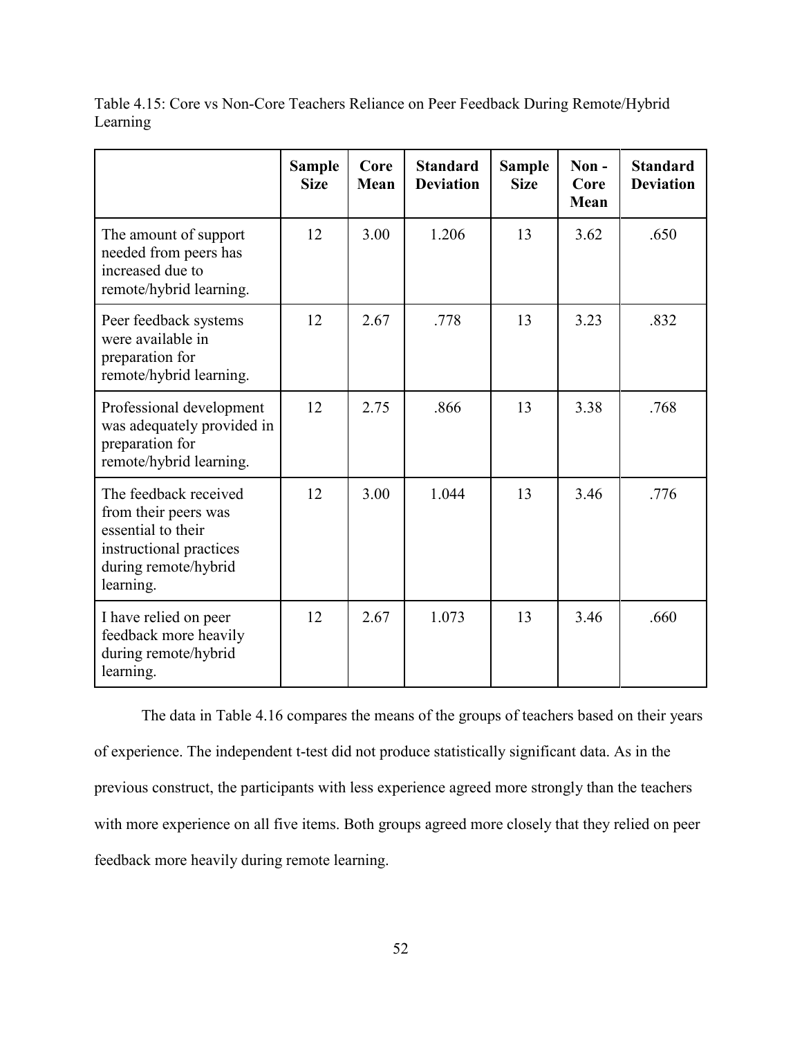Table 4.15: Core vs Non-Core Teachers Reliance on Peer Feedback During Remote/Hybrid Learning

| | Sample Size | Core Mean | Standard Deviation | Sample Size | Non - Core Mean | Standard Deviation |
|---|---|---|---|---|---|---|
| The amount of support needed from peers has increased due to remote/hybrid learning. | 12 | 3.00 | 1.206 | 13 | 3.62 | .650 |
| Peer feedback systems were available in preparation for remote/hybrid learning. | 12 | 2.67 | .778 | 13 | 3.23 | .832 |
| Professional development was adequately provided in preparation for remote/hybrid learning. | 12 | 2.75 | .866 | 13 | 3.38 | .768 |
| The feedback received from their peers was essential to their instructional practices during remote/hybrid learning. | 12 | 3.00 | 1.044 | 13 | 3.46 | .776 |
| I have relied on peer feedback more heavily during remote/hybrid learning. | 12 | 2.67 | 1.073 | 13 | 3.46 | .660 |

The data in Table 4.16 compares the means of the groups of teachers based on their years of experience. The independent t-test did not produce statistically significant data. As in the previous construct, the participants with less experience agreed more strongly than the teachers with more experience on all five items. Both groups agreed more closely that they relied on peer feedback more heavily during remote learning.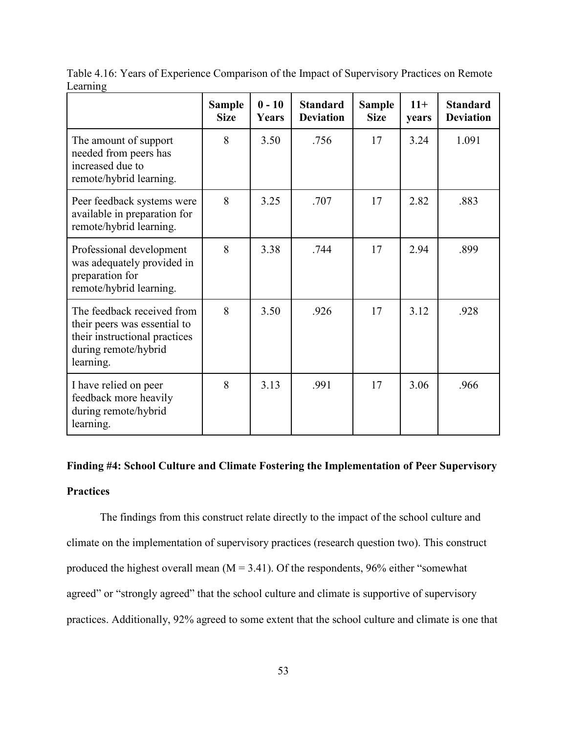Table 4.16: Years of Experience Comparison of the Impact of Supervisory Practices on Remote Learning

| | Sample Size | 0 - 10 Years | Standard Deviation | Sample Size | 11+ years | Standard Deviation |
|---|---|---|---|---|---|---|
| The amount of support needed from peers has increased due to remote/hybrid learning. | 8 | 3.50 | .756 | 17 | 3.24 | 1.091 |
| Peer feedback systems were available in preparation for remote/hybrid learning. | 8 | 3.25 | .707 | 17 | 2.82 | .883 |
| Professional development was adequately provided in preparation for remote/hybrid learning. | 8 | 3.38 | .744 | 17 | 2.94 | .899 |
| The feedback received from their peers was essential to their instructional practices during remote/hybrid learning. | 8 | 3.50 | .926 | 17 | 3.12 | .928 |
| I have relied on peer feedback more heavily during remote/hybrid learning. | 8 | 3.13 | .991 | 17 | 3.06 | .966 |

**Finding #4: School Culture and Climate Fostering the Implementation of Peer Supervisory Practices**

The findings from this construct relate directly to the impact of the school culture and climate on the implementation of supervisory practices (research question two). This construct produced the highest overall mean (M = 3.41). Of the respondents, 96% either "somewhat agreed" or "strongly agreed" that the school culture and climate is supportive of supervisory practices. Additionally, 92% agreed to some extent that the school culture and climate is one that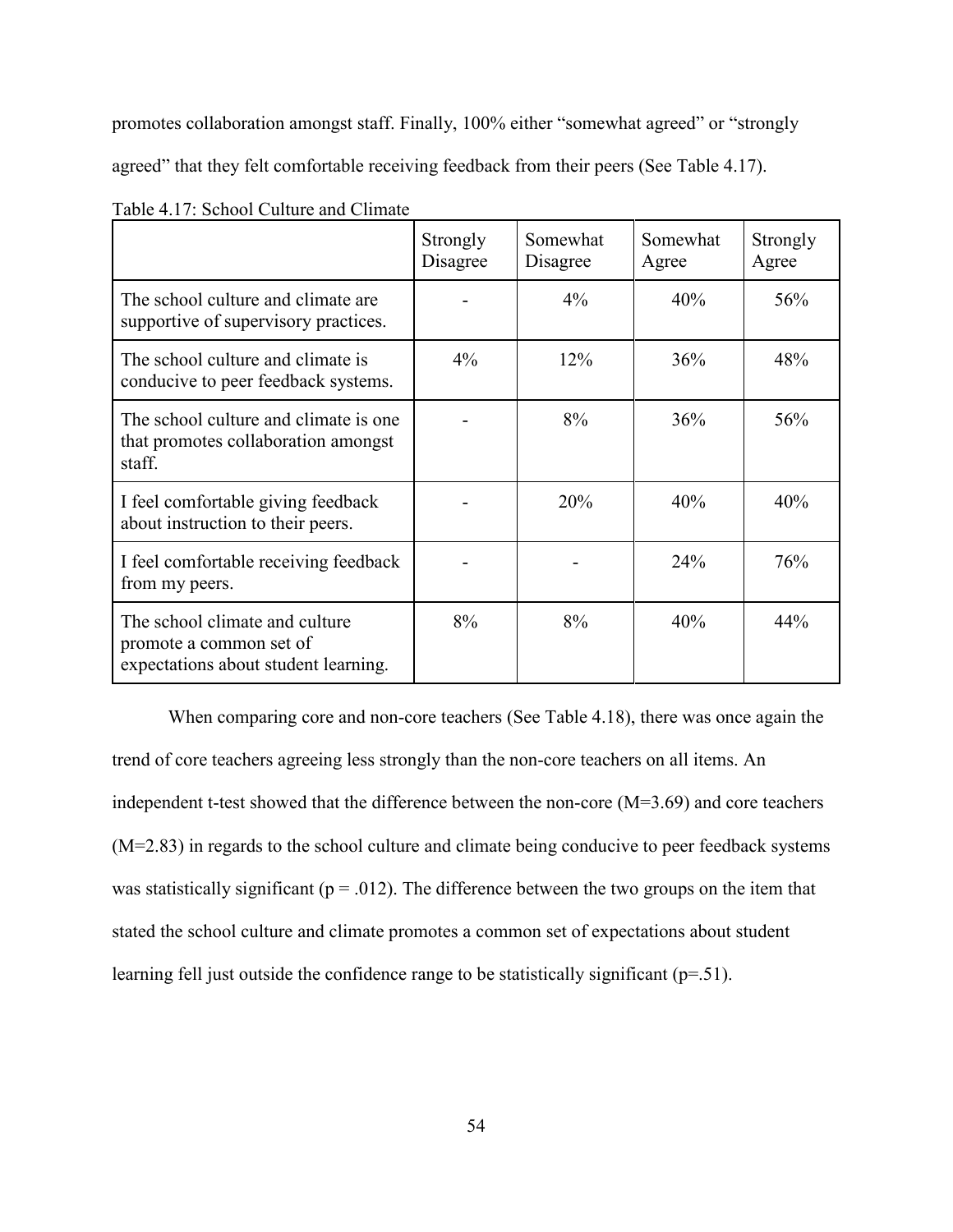promotes collaboration amongst staff. Finally, 100% either “somewhat agreed” or “strongly agreed” that they felt comfortable receiving feedback from their peers (See Table 4.17).

Table 4.17: School Culture and Climate

| | Strongly Disagree | Somewhat Disagree | Somewhat Agree | Strongly Agree |
|---|---|---|---|---|
| The school culture and climate are supportive of supervisory practices. | - | 4% | 40% | 56% |
| The school culture and climate is conducive to peer feedback systems. | 4% | 12% | 36% | 48% |
| The school culture and climate is one that promotes collaboration amongst staff. | - | 8% | 36% | 56% |
| I feel comfortable giving feedback about instruction to their peers. | - | 20% | 40% | 40% |
| I feel comfortable receiving feedback from my peers. | - | - | 24% | 76% |
| The school climate and culture promote a common set of expectations about student learning. | 8% | 8% | 40% | 44% |

When comparing core and non-core teachers (See Table 4.18), there was once again the trend of core teachers agreeing less strongly than the non-core teachers on all items. An independent t-test showed that the difference between the non-core ($M=3.69$) and core teachers ($M=2.83$) in regards to the school culture and climate being conducive to peer feedback systems was statistically significant ($p = .012$). The difference between the two groups on the item that stated the school culture and climate promotes a common set of expectations about student learning fell just outside the confidence range to be statistically significant ($p=.51$).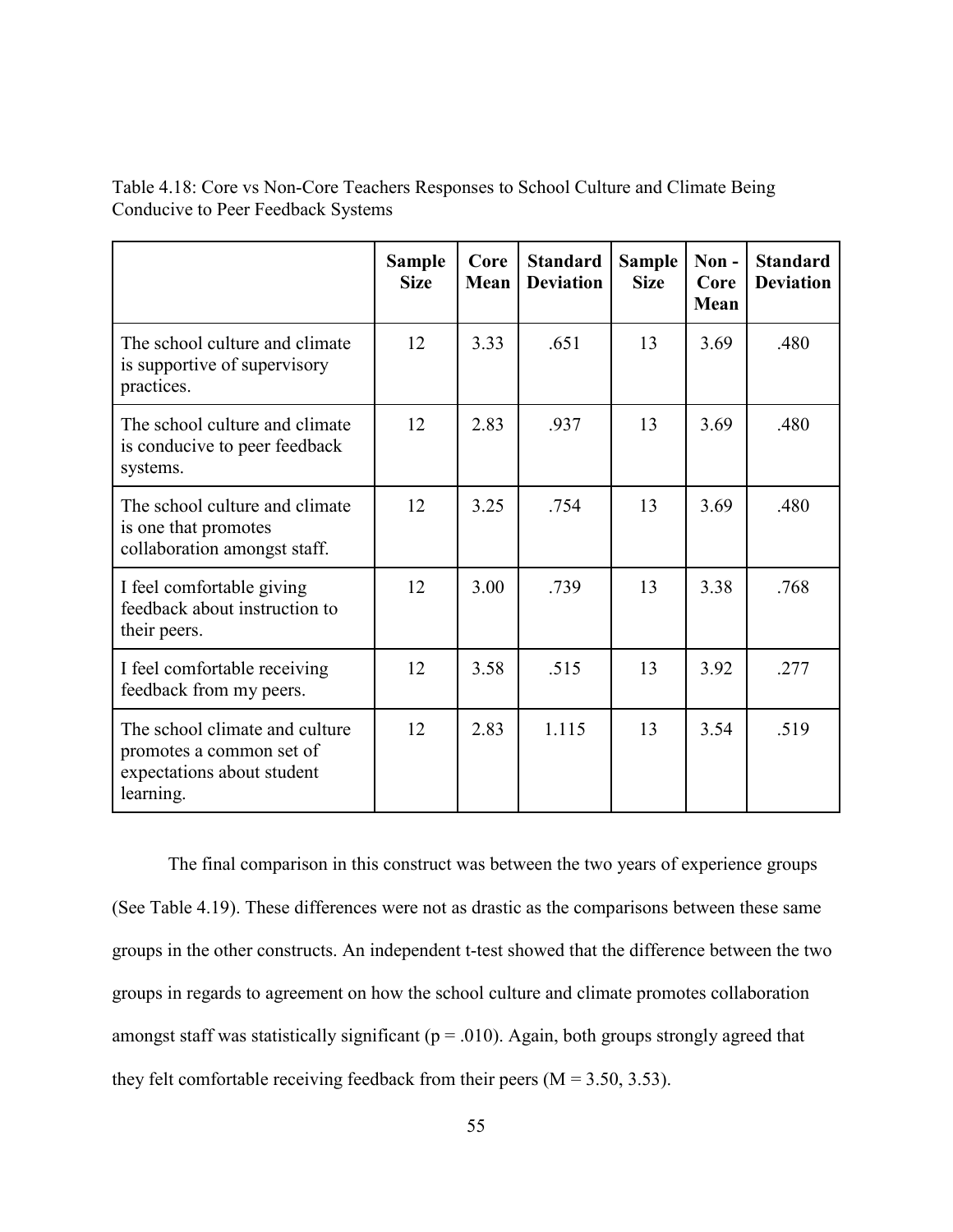Table 4.18: Core vs Non-Core Teachers Responses to School Culture and Climate Being Conducive to Peer Feedback Systems

| | Sample Size | Core Mean | Standard Deviation | Sample Size | Non - Core Mean | Standard Deviation |
|---|---|---|---|---|---|---|
| The school culture and climate is supportive of supervisory practices. | 12 | 3.33 | .651 | 13 | 3.69 | .480 |
| The school culture and climate is conducive to peer feedback systems. | 12 | 2.83 | .937 | 13 | 3.69 | .480 |
| The school culture and climate is one that promotes collaboration amongst staff. | 12 | 3.25 | .754 | 13 | 3.69 | .480 |
| I feel comfortable giving feedback about instruction to their peers. | 12 | 3.00 | .739 | 13 | 3.38 | .768 |
| I feel comfortable receiving feedback from my peers. | 12 | 3.58 | .515 | 13 | 3.92 | .277 |
| The school climate and culture promotes a common set of expectations about student learning. | 12 | 2.83 | 1.115 | 13 | 3.54 | .519 |

The final comparison in this construct was between the two years of experience groups (See Table 4.19). These differences were not as drastic as the comparisons between these same groups in the other constructs. An independent t-test showed that the difference between the two groups in regards to agreement on how the school culture and climate promotes collaboration amongst staff was statistically significant ($p = .010$). Again, both groups strongly agreed that they felt comfortable receiving feedback from their peers ($M = 3.50, 3.53$).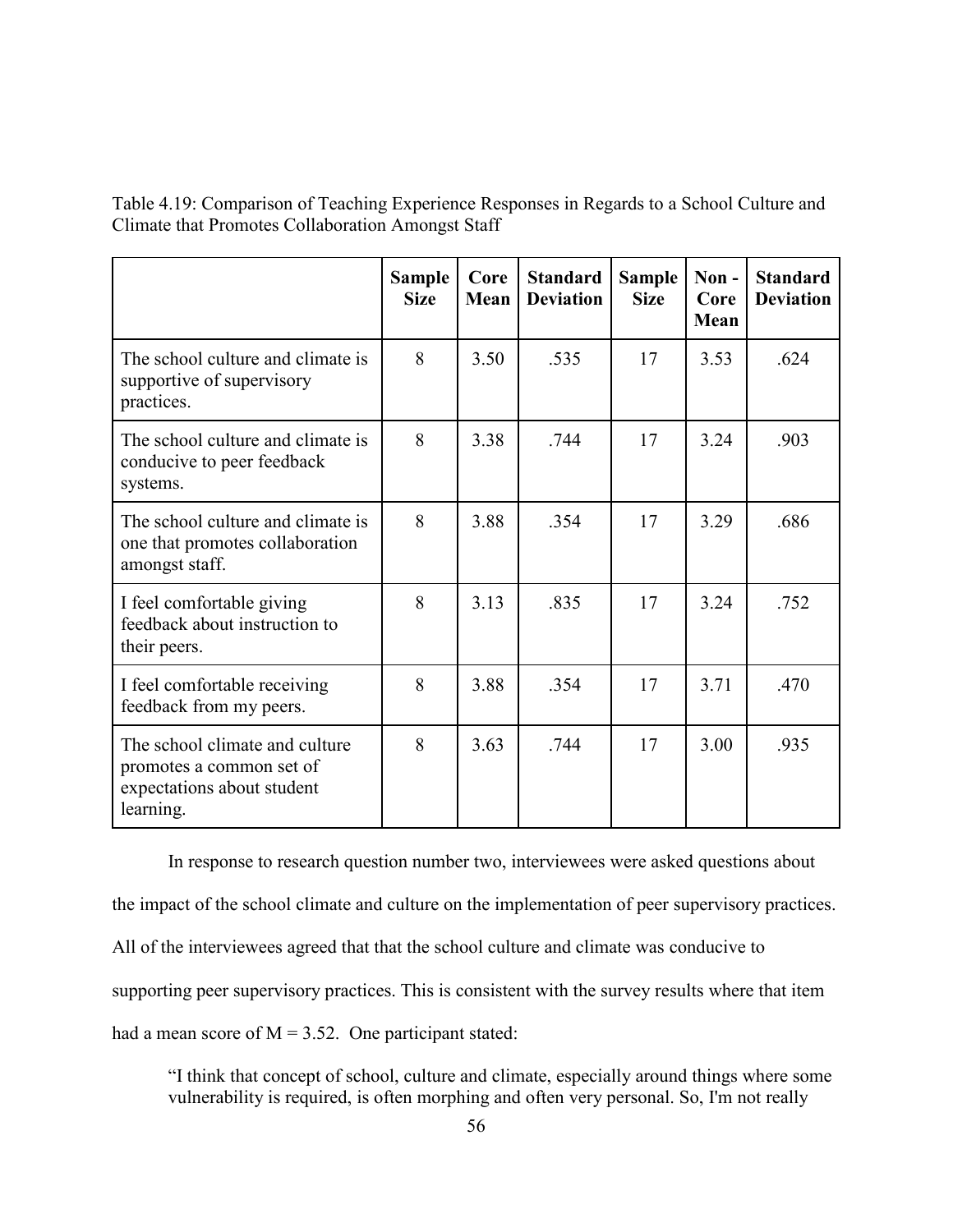Table 4.19: Comparison of Teaching Experience Responses in Regards to a School Culture and Climate that Promotes Collaboration Amongst Staff

| | Sample Size | Core Mean | Standard Deviation | Sample Size | Non - Core Mean | Standard Deviation |
|---|---|---|---|---|---|---|
| The school culture and climate is supportive of supervisory practices. | 8 | 3.50 | .535 | 17 | 3.53 | .624 |
| The school culture and climate is conducive to peer feedback systems. | 8 | 3.38 | .744 | 17 | 3.24 | .903 |
| The school culture and climate is one that promotes collaboration amongst staff. | 8 | 3.88 | .354 | 17 | 3.29 | .686 |
| I feel comfortable giving feedback about instruction to their peers. | 8 | 3.13 | .835 | 17 | 3.24 | .752 |
| I feel comfortable receiving feedback from my peers. | 8 | 3.88 | .354 | 17 | 3.71 | .470 |
| The school climate and culture promotes a common set of expectations about student learning. | 8 | 3.63 | .744 | 17 | 3.00 | .935 |

In response to research question number two, interviewees were asked questions about the impact of the school climate and culture on the implementation of peer supervisory practices. All of the interviewees agreed that that the school culture and climate was conducive to supporting peer supervisory practices. This is consistent with the survey results where that item had a mean score of $M = 3.52$. One participant stated:

> "I think that concept of school, culture and climate, especially around things where some vulnerability is required, is often morphing and often very personal. So, I'm not really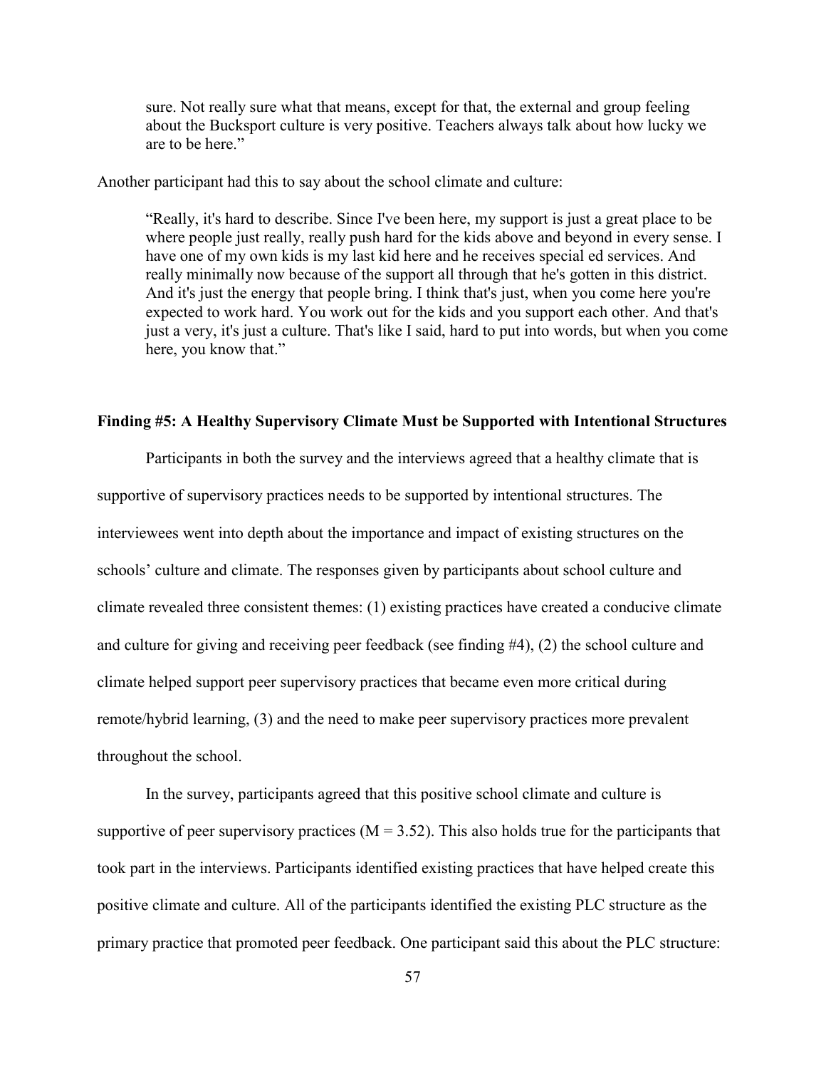sure. Not really sure what that means, except for that, the external and group feeling about the Bucksport culture is very positive. Teachers always talk about how lucky we are to be here."

Another participant had this to say about the school climate and culture:

> "Really, it's hard to describe. Since I've been here, my support is just a great place to be where people just really, really push hard for the kids above and beyond in every sense. I have one of my own kids is my last kid here and he receives special ed services. And really minimally now because of the support all through that he's gotten in this district. And it's just the energy that people bring. I think that's just, when you come here you're expected to work hard. You work out for the kids and you support each other. And that's just a very, it's just a culture. That's like I said, hard to put into words, but when you come here, you know that."

### Finding #5: A Healthy Supervisory Climate Must be Supported with Intentional Structures

Participants in both the survey and the interviews agreed that a healthy climate that is supportive of supervisory practices needs to be supported by intentional structures. The interviewees went into depth about the importance and impact of existing structures on the schools' culture and climate. The responses given by participants about school culture and climate revealed three consistent themes: (1) existing practices have created a conducive climate and culture for giving and receiving peer feedback (see finding #4), (2) the school culture and climate helped support peer supervisory practices that became even more critical during remote/hybrid learning, (3) and the need to make peer supervisory practices more prevalent throughout the school.

In the survey, participants agreed that this positive school climate and culture is supportive of peer supervisory practices ($M = 3.52$). This also holds true for the participants that took part in the interviews. Participants identified existing practices that have helped create this positive climate and culture. All of the participants identified the existing PLC structure as the primary practice that promoted peer feedback. One participant said this about the PLC structure: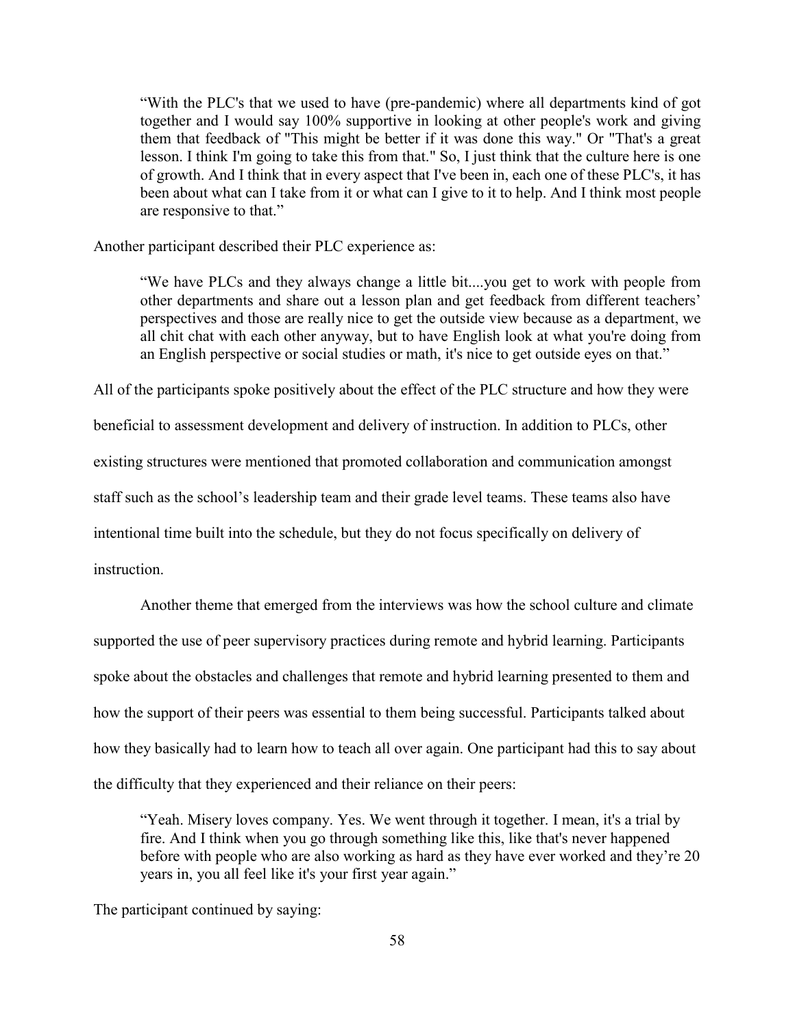> "With the PLC's that we used to have (pre-pandemic) where all departments kind of got together and I would say 100% supportive in looking at other people's work and giving them that feedback of "This might be better if it was done this way." Or "That's a great lesson. I think I'm going to take this from that." So, I just think that the culture here is one of growth. And I think that in every aspect that I've been in, each one of these PLC's, it has been about what can I take from it or what can I give to it to help. And I think most people are responsive to that."

Another participant described their PLC experience as:

> "We have PLCs and they always change a little bit....you get to work with people from other departments and share out a lesson plan and get feedback from different teachers' perspectives and those are really nice to get the outside view because as a department, we all chit chat with each other anyway, but to have English look at what you're doing from an English perspective or social studies or math, it's nice to get outside eyes on that."

All of the participants spoke positively about the effect of the PLC structure and how they were beneficial to assessment development and delivery of instruction. In addition to PLCs, other existing structures were mentioned that promoted collaboration and communication amongst staff such as the school's leadership team and their grade level teams. These teams also have intentional time built into the schedule, but they do not focus specifically on delivery of instruction.

Another theme that emerged from the interviews was how the school culture and climate supported the use of peer supervisory practices during remote and hybrid learning. Participants spoke about the obstacles and challenges that remote and hybrid learning presented to them and how the support of their peers was essential to them being successful. Participants talked about how they basically had to learn how to teach all over again. One participant had this to say about the difficulty that they experienced and their reliance on their peers:

> "Yeah. Misery loves company. Yes. We went through it together. I mean, it's a trial by fire. And I think when you go through something like this, like that's never happened before with people who are also working as hard as they have ever worked and they're 20 years in, you all feel like it's your first year again."

The participant continued by saying: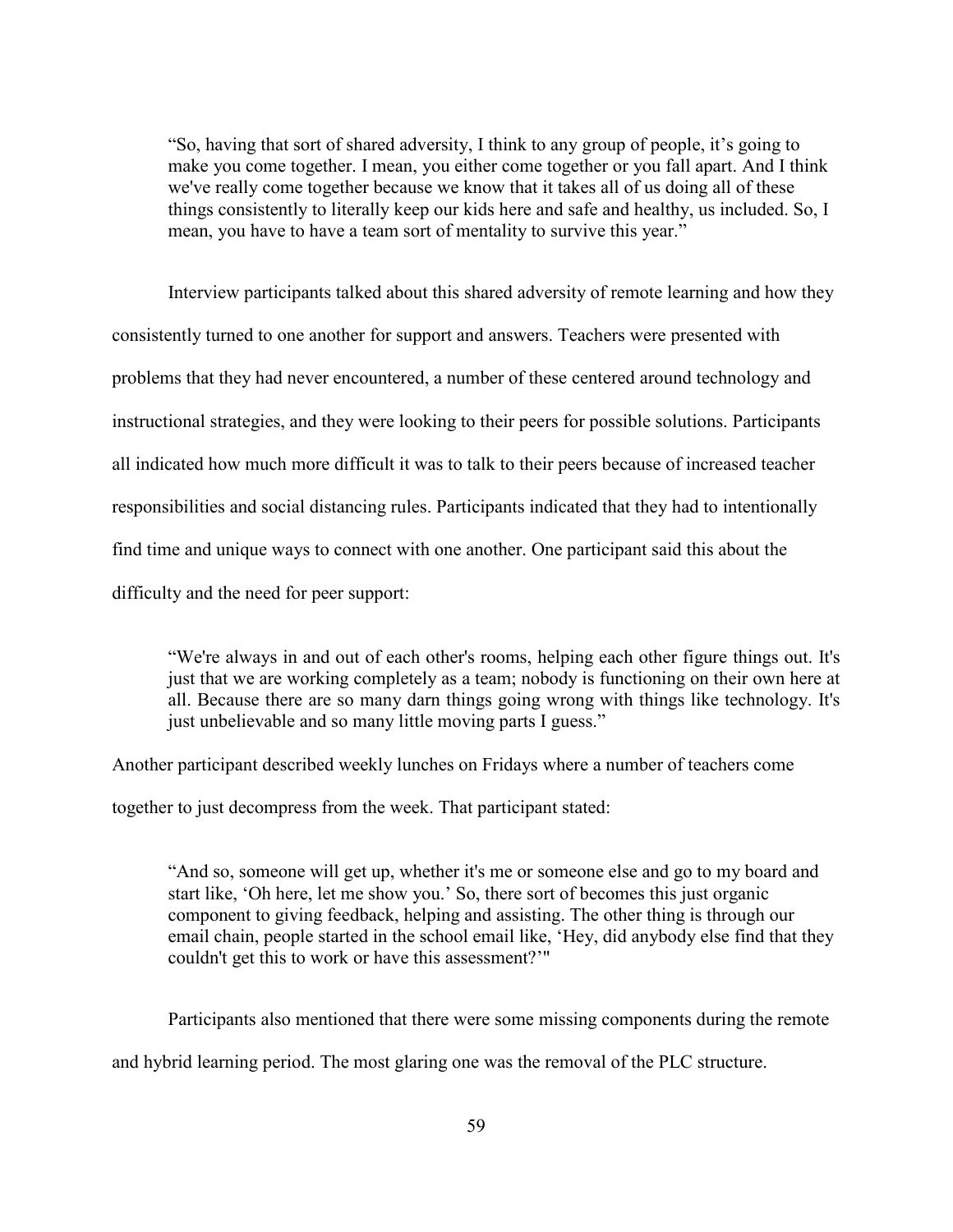> "So, having that sort of shared adversity, I think to any group of people, it's going to make you come together. I mean, you either come together or you fall apart. And I think we've really come together because we know that it takes all of us doing all of these things consistently to literally keep our kids here and safe and healthy, us included. So, I mean, you have to have a team sort of mentality to survive this year."

Interview participants talked about this shared adversity of remote learning and how they consistently turned to one another for support and answers. Teachers were presented with problems that they had never encountered, a number of these centered around technology and instructional strategies, and they were looking to their peers for possible solutions. Participants all indicated how much more difficult it was to talk to their peers because of increased teacher responsibilities and social distancing rules. Participants indicated that they had to intentionally find time and unique ways to connect with one another. One participant said this about the difficulty and the need for peer support:

> "We're always in and out of each other's rooms, helping each other figure things out. It's just that we are working completely as a team; nobody is functioning on their own here at all. Because there are so many darn things going wrong with things like technology. It's just unbelievable and so many little moving parts I guess."

Another participant described weekly lunches on Fridays where a number of teachers come together to just decompress from the week. That participant stated:

> "And so, someone will get up, whether it's me or someone else and go to my board and start like, 'Oh here, let me show you.' So, there sort of becomes this just organic component to giving feedback, helping and assisting. The other thing is through our email chain, people started in the school email like, 'Hey, did anybody else find that they couldn't get this to work or have this assessment?'"

Participants also mentioned that there were some missing components during the remote and hybrid learning period. The most glaring one was the removal of the PLC structure.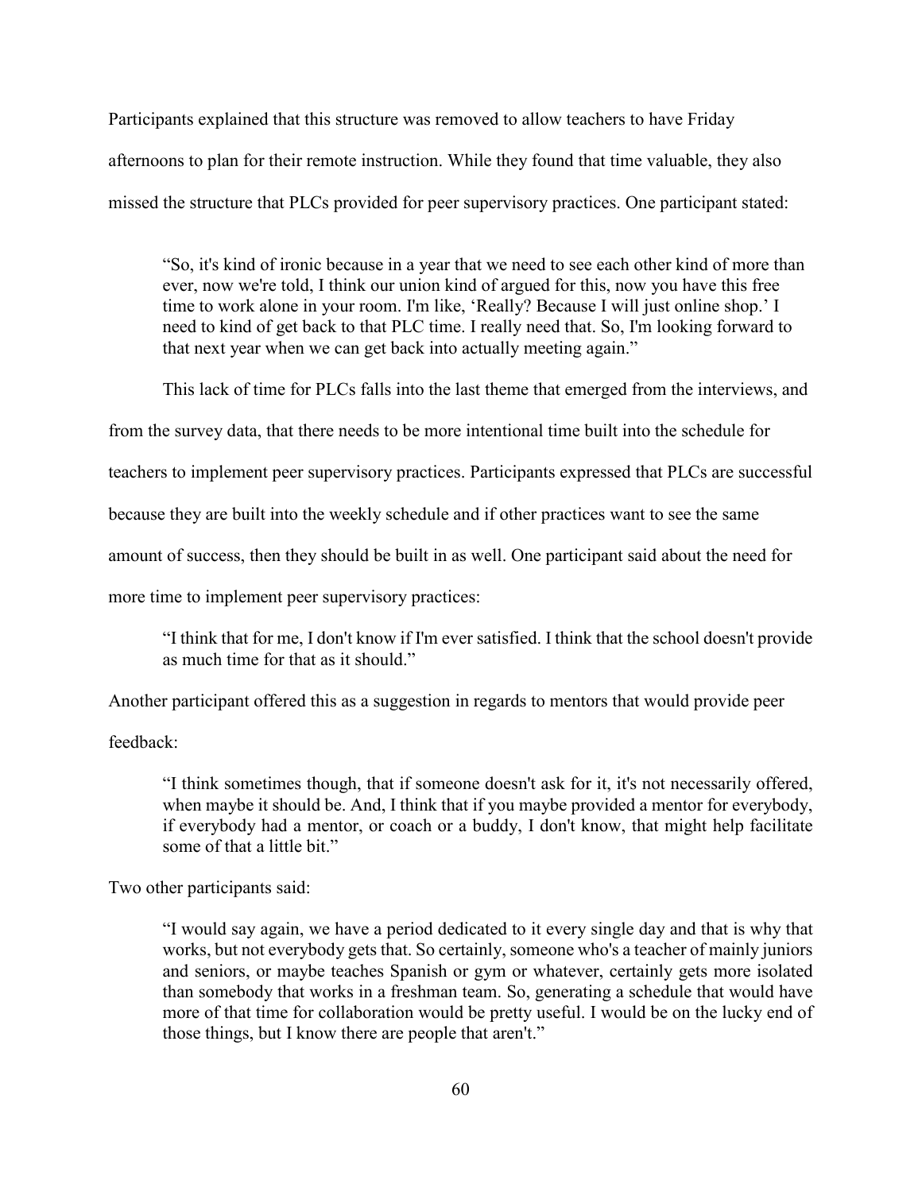Participants explained that this structure was removed to allow teachers to have Friday afternoons to plan for their remote instruction. While they found that time valuable, they also missed the structure that PLCs provided for peer supervisory practices. One participant stated:

> "So, it's kind of ironic because in a year that we need to see each other kind of more than ever, now we're told, I think our union kind of argued for this, now you have this free time to work alone in your room. I'm like, 'Really? Because I will just online shop.' I need to kind of get back to that PLC time. I really need that. So, I'm looking forward to that next year when we can get back into actually meeting again."

This lack of time for PLCs falls into the last theme that emerged from the interviews, and from the survey data, that there needs to be more intentional time built into the schedule for teachers to implement peer supervisory practices. Participants expressed that PLCs are successful because they are built into the weekly schedule and if other practices want to see the same amount of success, then they should be built in as well. One participant said about the need for more time to implement peer supervisory practices:

> "I think that for me, I don't know if I'm ever satisfied. I think that the school doesn't provide as much time for that as it should."

Another participant offered this as a suggestion in regards to mentors that would provide peer feedback:

> "I think sometimes though, that if someone doesn't ask for it, it's not necessarily offered, when maybe it should be. And, I think that if you maybe provided a mentor for everybody, if everybody had a mentor, or coach or a buddy, I don't know, that might help facilitate some of that a little bit."

Two other participants said:

> "I would say again, we have a period dedicated to it every single day and that is why that works, but not everybody gets that. So certainly, someone who's a teacher of mainly juniors and seniors, or maybe teaches Spanish or gym or whatever, certainly gets more isolated than somebody that works in a freshman team. So, generating a schedule that would have more of that time for collaboration would be pretty useful. I would be on the lucky end of those things, but I know there are people that aren't."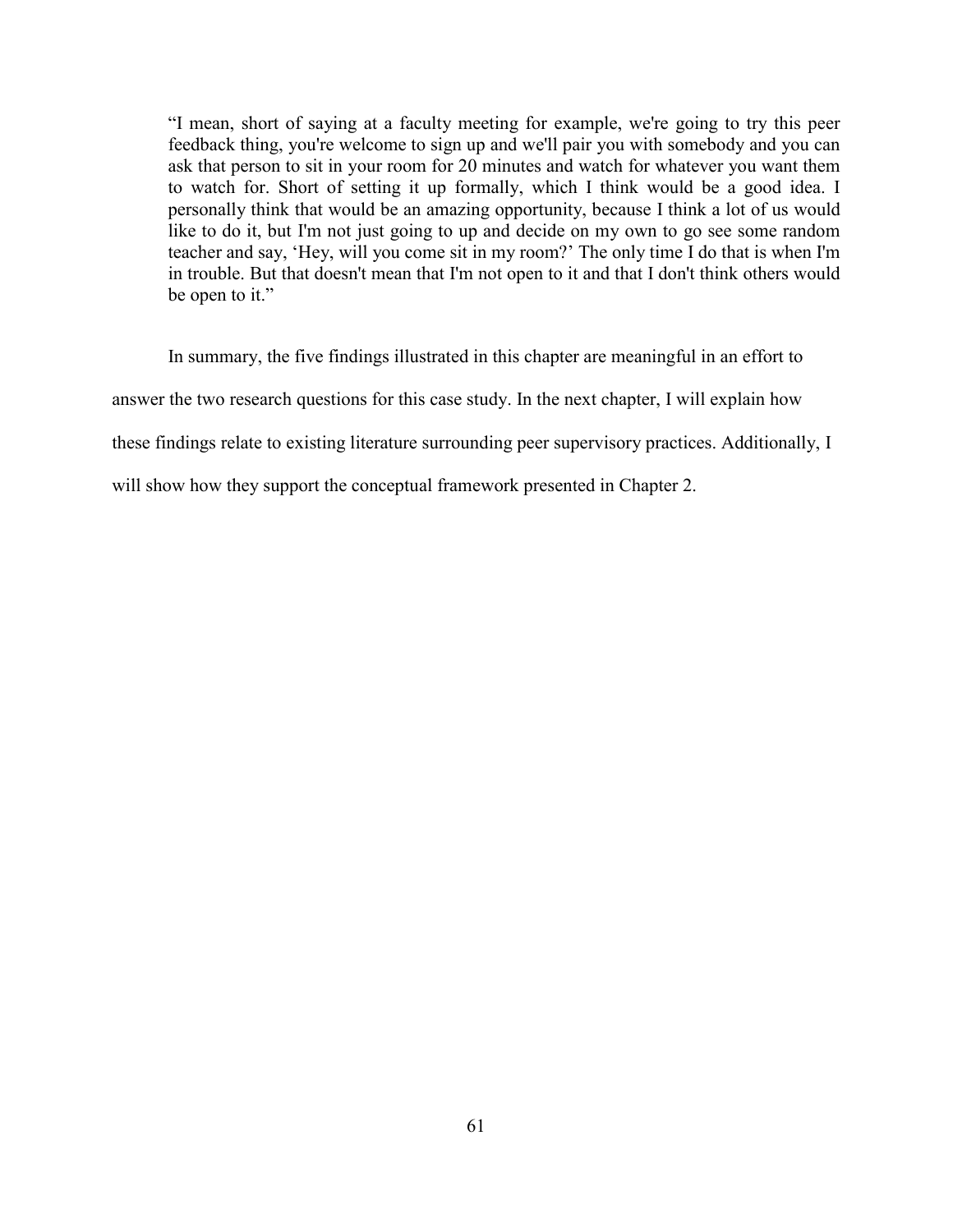> "I mean, short of saying at a faculty meeting for example, we're going to try this peer feedback thing, you're welcome to sign up and we'll pair you with somebody and you can ask that person to sit in your room for 20 minutes and watch for whatever you want them to watch for. Short of setting it up formally, which I think would be a good idea. I personally think that would be an amazing opportunity, because I think a lot of us would like to do it, but I'm not just going to up and decide on my own to go see some random teacher and say, 'Hey, will you come sit in my room?' The only time I do that is when I'm in trouble. But that doesn't mean that I'm not open to it and that I don't think others would be open to it."

In summary, the five findings illustrated in this chapter are meaningful in an effort to answer the two research questions for this case study. In the next chapter, I will explain how these findings relate to existing literature surrounding peer supervisory practices. Additionally, I will show how they support the conceptual framework presented in Chapter 2.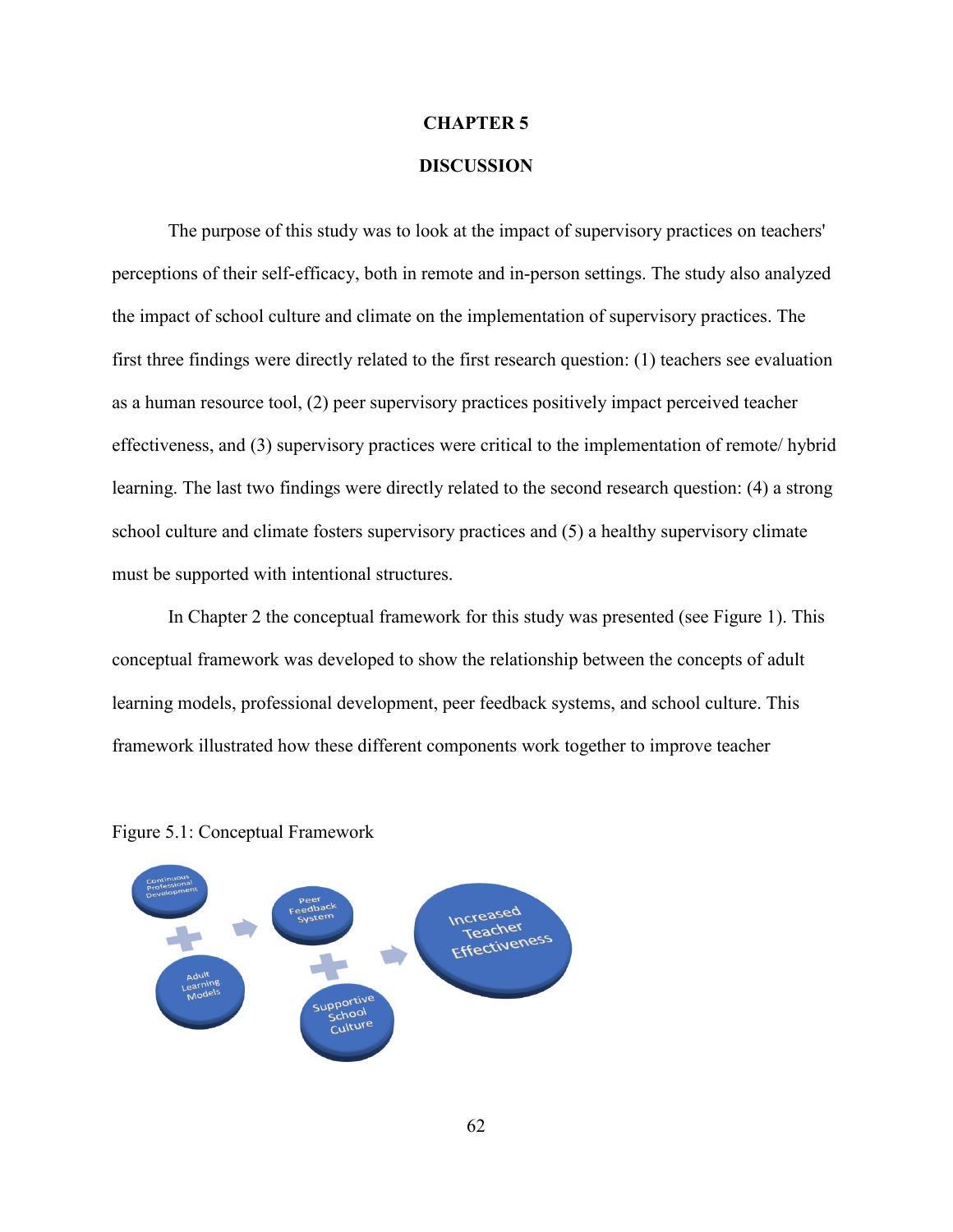# CHAPTER 5

## DISCUSSION

The purpose of this study was to look at the impact of supervisory practices on teachers' perceptions of their self-efficacy, both in remote and in-person settings. The study also analyzed the impact of school culture and climate on the implementation of supervisory practices. The first three findings were directly related to the first research question: (1) teachers see evaluation as a human resource tool, (2) peer supervisory practices positively impact perceived teacher effectiveness, and (3) supervisory practices were critical to the implementation of remote/ hybrid learning. The last two findings were directly related to the second research question: (4) a strong school culture and climate fosters supervisory practices and (5) a healthy supervisory climate must be supported with intentional structures.

In Chapter 2 the conceptual framework for this study was presented (see Figure 1). This conceptual framework was developed to show the relationship between the concepts of adult learning models, professional development, peer feedback systems, and school culture. This framework illustrated how these different components work together to improve teacher

Figure 5.1: Conceptual Framework

Continuous Professional Development + Adult Learning Models → Peer Feedback System + Supportive School Culture → Increased Teacher Effectiveness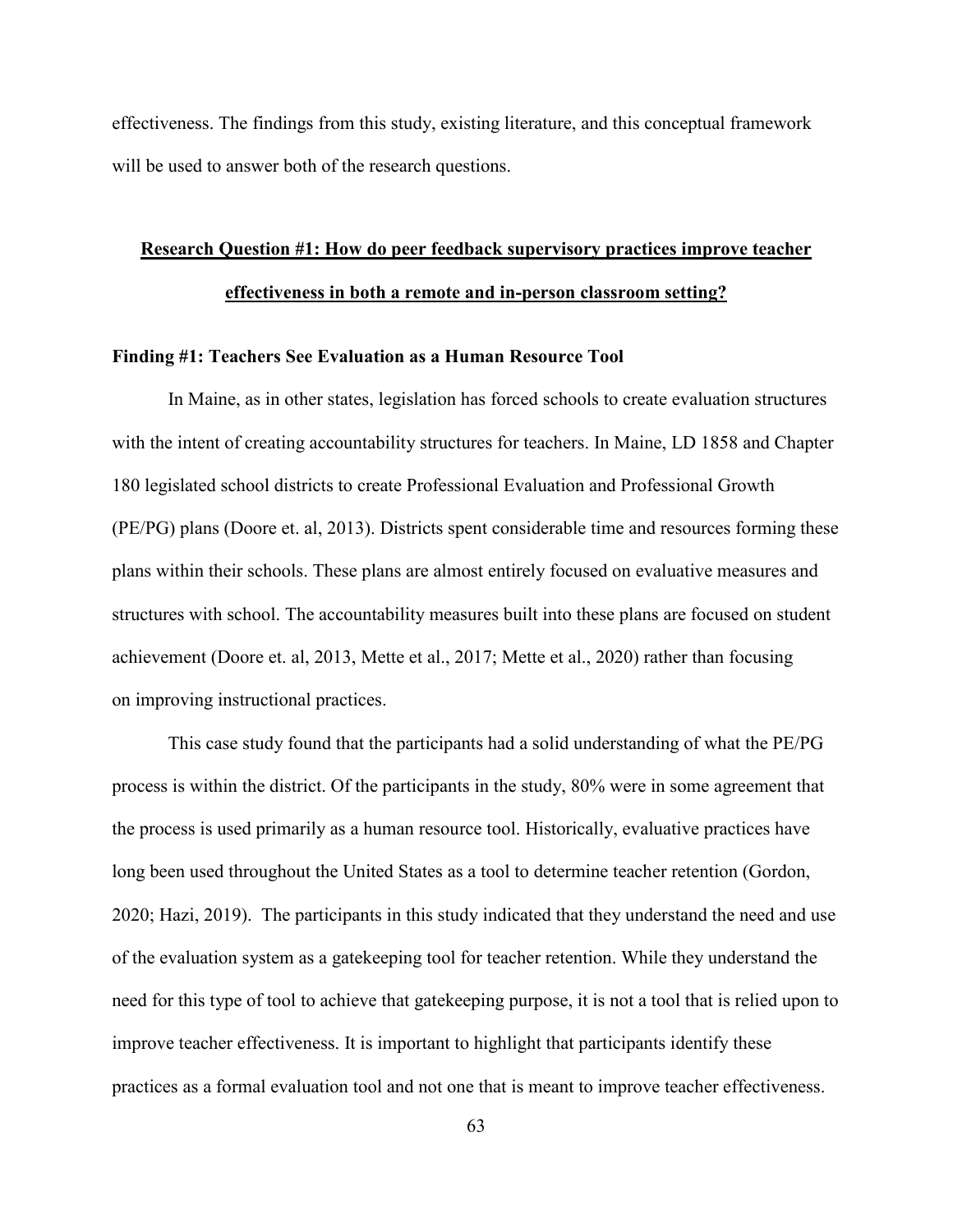effectiveness. The findings from this study, existing literature, and this conceptual framework will be used to answer both of the research questions.

## Research Question #1: How do peer feedback supervisory practices improve teacher effectiveness in both a remote and in-person classroom setting?

### Finding #1: Teachers See Evaluation as a Human Resource Tool

In Maine, as in other states, legislation has forced schools to create evaluation structures with the intent of creating accountability structures for teachers. In Maine, LD 1858 and Chapter 180 legislated school districts to create Professional Evaluation and Professional Growth (PE/PG) plans (Doore et. al, 2013). Districts spent considerable time and resources forming these plans within their schools. These plans are almost entirely focused on evaluative measures and structures with school. The accountability measures built into these plans are focused on student achievement (Doore et. al, 2013, Mette et al., 2017; Mette et al., 2020) rather than focusing on improving instructional practices.

This case study found that the participants had a solid understanding of what the PE/PG process is within the district. Of the participants in the study, 80% were in some agreement that the process is used primarily as a human resource tool. Historically, evaluative practices have long been used throughout the United States as a tool to determine teacher retention (Gordon, 2020; Hazi, 2019). The participants in this study indicated that they understand the need and use of the evaluation system as a gatekeeping tool for teacher retention. While they understand the need for this type of tool to achieve that gatekeeping purpose, it is not a tool that is relied upon to improve teacher effectiveness. It is important to highlight that participants identify these practices as a formal evaluation tool and not one that is meant to improve teacher effectiveness.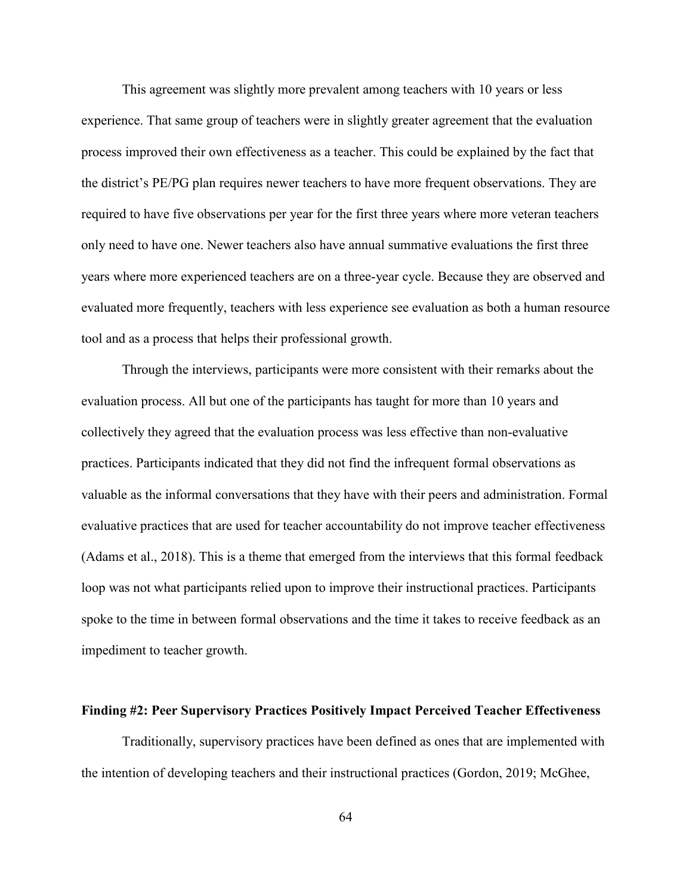This agreement was slightly more prevalent among teachers with 10 years or less experience. That same group of teachers were in slightly greater agreement that the evaluation process improved their own effectiveness as a teacher. This could be explained by the fact that the district's PE/PG plan requires newer teachers to have more frequent observations. They are required to have five observations per year for the first three years where more veteran teachers only need to have one. Newer teachers also have annual summative evaluations the first three years where more experienced teachers are on a three-year cycle. Because they are observed and evaluated more frequently, teachers with less experience see evaluation as both a human resource tool and as a process that helps their professional growth.

Through the interviews, participants were more consistent with their remarks about the evaluation process. All but one of the participants has taught for more than 10 years and collectively they agreed that the evaluation process was less effective than non-evaluative practices. Participants indicated that they did not find the infrequent formal observations as valuable as the informal conversations that they have with their peers and administration. Formal evaluative practices that are used for teacher accountability do not improve teacher effectiveness (Adams et al., 2018). This is a theme that emerged from the interviews that this formal feedback loop was not what participants relied upon to improve their instructional practices. Participants spoke to the time in between formal observations and the time it takes to receive feedback as an impediment to teacher growth.

### Finding #2: Peer Supervisory Practices Positively Impact Perceived Teacher Effectiveness

Traditionally, supervisory practices have been defined as ones that are implemented with the intention of developing teachers and their instructional practices (Gordon, 2019; McGhee,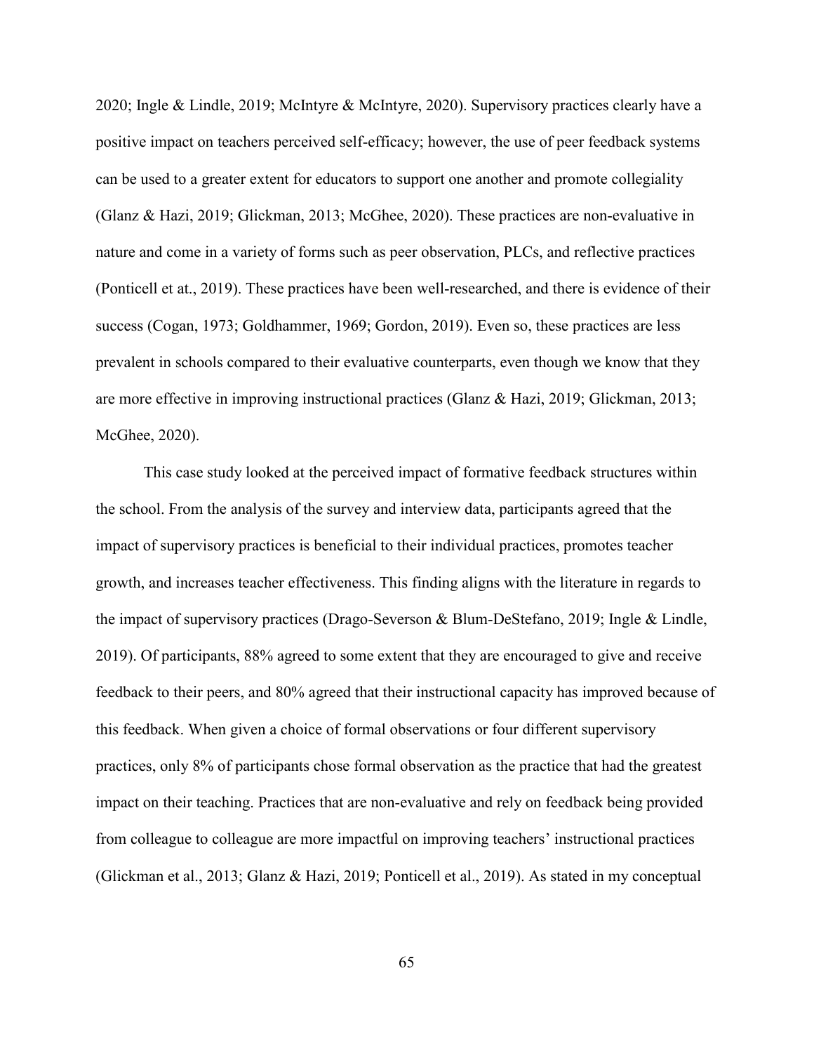2020; Ingle & Lindle, 2019; McIntyre & McIntyre, 2020). Supervisory practices clearly have a positive impact on teachers perceived self-efficacy; however, the use of peer feedback systems can be used to a greater extent for educators to support one another and promote collegiality (Glanz & Hazi, 2019; Glickman, 2013; McGhee, 2020). These practices are non-evaluative in nature and come in a variety of forms such as peer observation, PLCs, and reflective practices (Ponticell et at., 2019). These practices have been well-researched, and there is evidence of their success (Cogan, 1973; Goldhammer, 1969; Gordon, 2019). Even so, these practices are less prevalent in schools compared to their evaluative counterparts, even though we know that they are more effective in improving instructional practices (Glanz & Hazi, 2019; Glickman, 2013; McGhee, 2020).

This case study looked at the perceived impact of formative feedback structures within the school. From the analysis of the survey and interview data, participants agreed that the impact of supervisory practices is beneficial to their individual practices, promotes teacher growth, and increases teacher effectiveness. This finding aligns with the literature in regards to the impact of supervisory practices (Drago-Severson & Blum-DeStefano, 2019; Ingle & Lindle, 2019). Of participants, 88% agreed to some extent that they are encouraged to give and receive feedback to their peers, and 80% agreed that their instructional capacity has improved because of this feedback. When given a choice of formal observations or four different supervisory practices, only 8% of participants chose formal observation as the practice that had the greatest impact on their teaching. Practices that are non-evaluative and rely on feedback being provided from colleague to colleague are more impactful on improving teachers' instructional practices (Glickman et al., 2013; Glanz & Hazi, 2019; Ponticell et al., 2019). As stated in my conceptual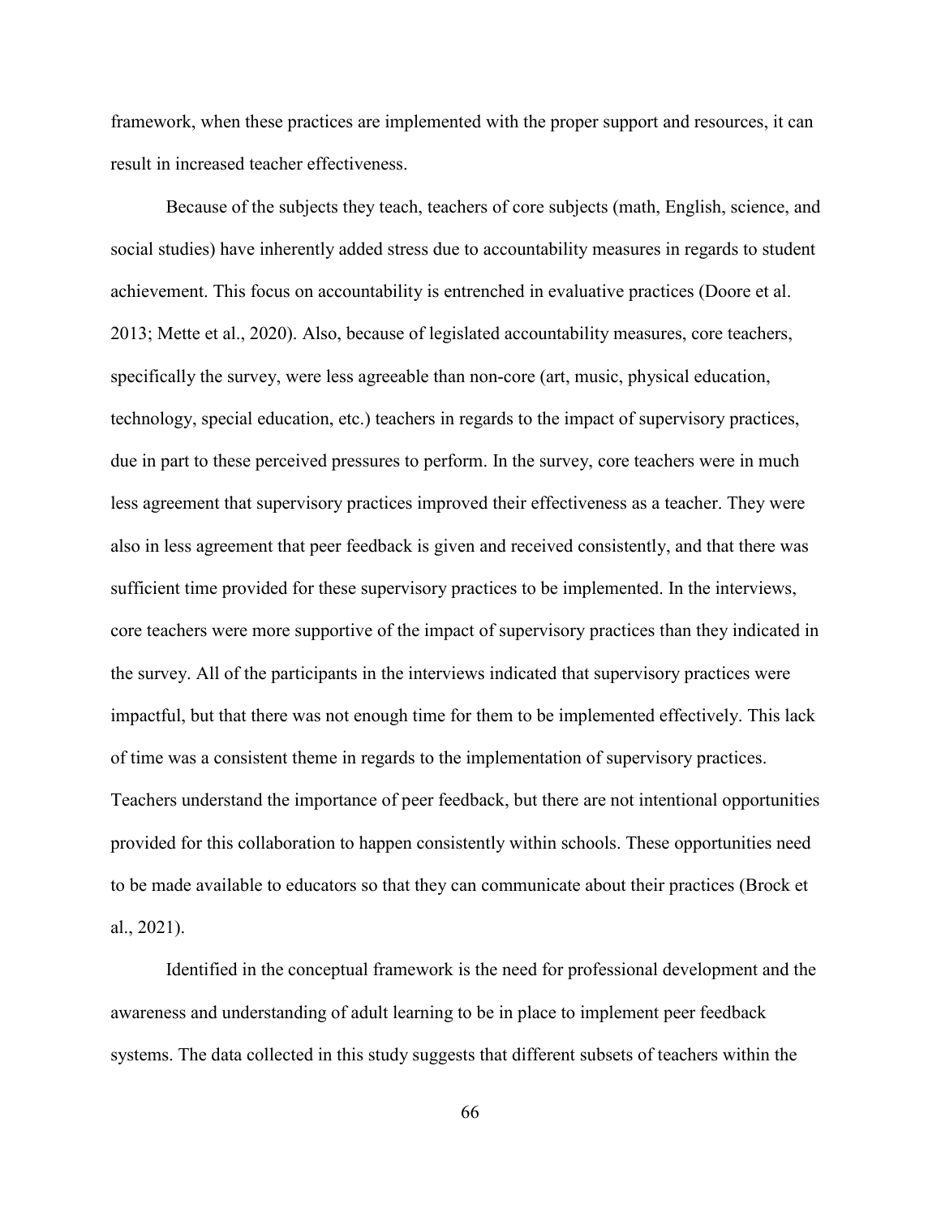framework, when these practices are implemented with the proper support and resources, it can result in increased teacher effectiveness.

Because of the subjects they teach, teachers of core subjects (math, English, science, and social studies) have inherently added stress due to accountability measures in regards to student achievement. This focus on accountability is entrenched in evaluative practices (Doore et al. 2013; Mette et al., 2020). Also, because of legislated accountability measures, core teachers, specifically the survey, were less agreeable than non-core (art, music, physical education, technology, special education, etc.) teachers in regards to the impact of supervisory practices, due in part to these perceived pressures to perform. In the survey, core teachers were in much less agreement that supervisory practices improved their effectiveness as a teacher. They were also in less agreement that peer feedback is given and received consistently, and that there was sufficient time provided for these supervisory practices to be implemented. In the interviews, core teachers were more supportive of the impact of supervisory practices than they indicated in the survey. All of the participants in the interviews indicated that supervisory practices were impactful, but that there was not enough time for them to be implemented effectively. This lack of time was a consistent theme in regards to the implementation of supervisory practices. Teachers understand the importance of peer feedback, but there are not intentional opportunities provided for this collaboration to happen consistently within schools. These opportunities need to be made available to educators so that they can communicate about their practices (Brock et al., 2021).

Identified in the conceptual framework is the need for professional development and the awareness and understanding of adult learning to be in place to implement peer feedback systems. The data collected in this study suggests that different subsets of teachers within the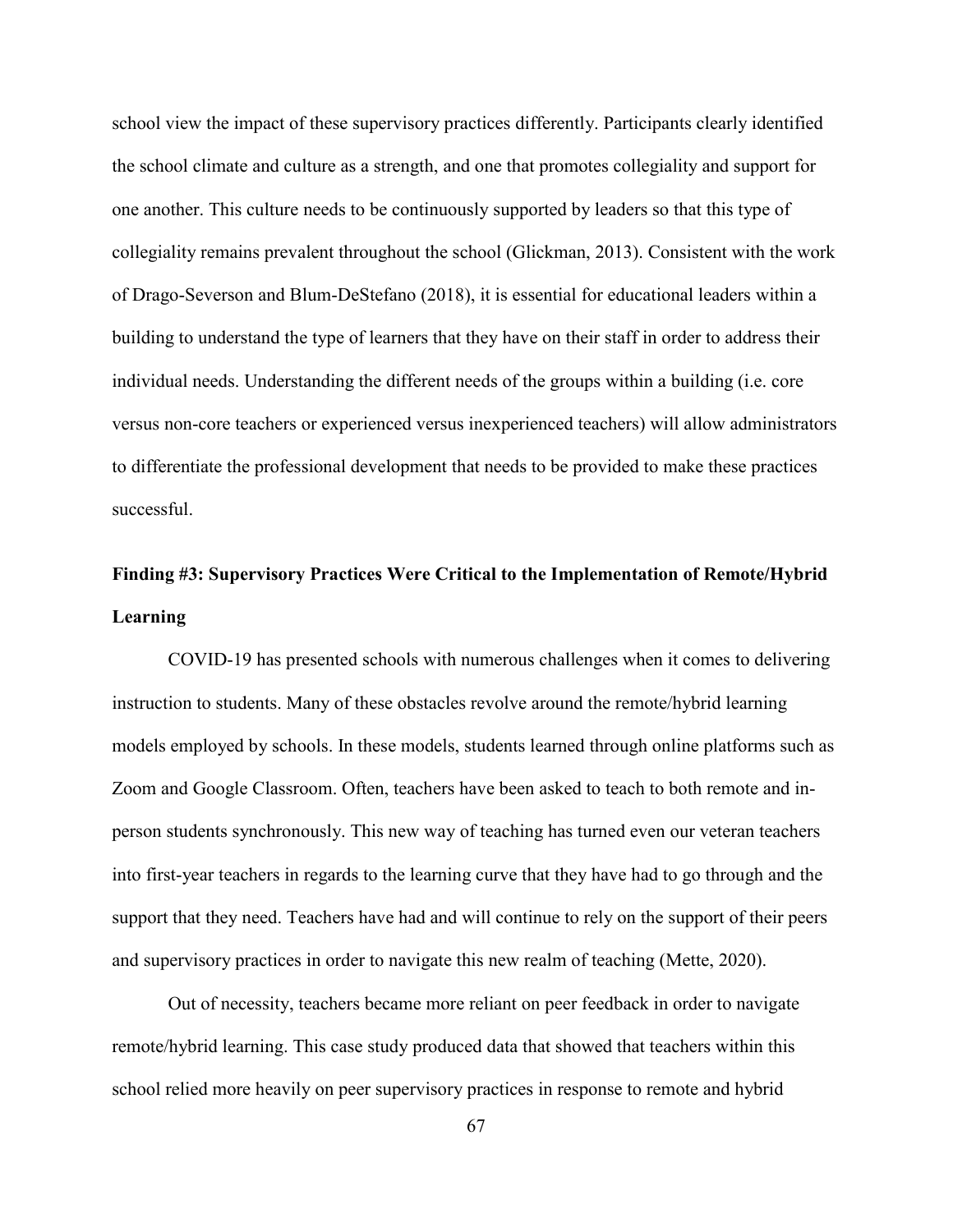school view the impact of these supervisory practices differently. Participants clearly identified the school climate and culture as a strength, and one that promotes collegiality and support for one another. This culture needs to be continuously supported by leaders so that this type of collegiality remains prevalent throughout the school (Glickman, 2013). Consistent with the work of Drago-Severson and Blum-DeStefano (2018), it is essential for educational leaders within a building to understand the type of learners that they have on their staff in order to address their individual needs. Understanding the different needs of the groups within a building (i.e. core versus non-core teachers or experienced versus inexperienced teachers) will allow administrators to differentiate the professional development that needs to be provided to make these practices successful.

## Finding #3: Supervisory Practices Were Critical to the Implementation of Remote/Hybrid Learning

COVID-19 has presented schools with numerous challenges when it comes to delivering instruction to students. Many of these obstacles revolve around the remote/hybrid learning models employed by schools. In these models, students learned through online platforms such as Zoom and Google Classroom. Often, teachers have been asked to teach to both remote and in-person students synchronously. This new way of teaching has turned even our veteran teachers into first-year teachers in regards to the learning curve that they have had to go through and the support that they need. Teachers have had and will continue to rely on the support of their peers and supervisory practices in order to navigate this new realm of teaching (Mette, 2020).

Out of necessity, teachers became more reliant on peer feedback in order to navigate remote/hybrid learning. This case study produced data that showed that teachers within this school relied more heavily on peer supervisory practices in response to remote and hybrid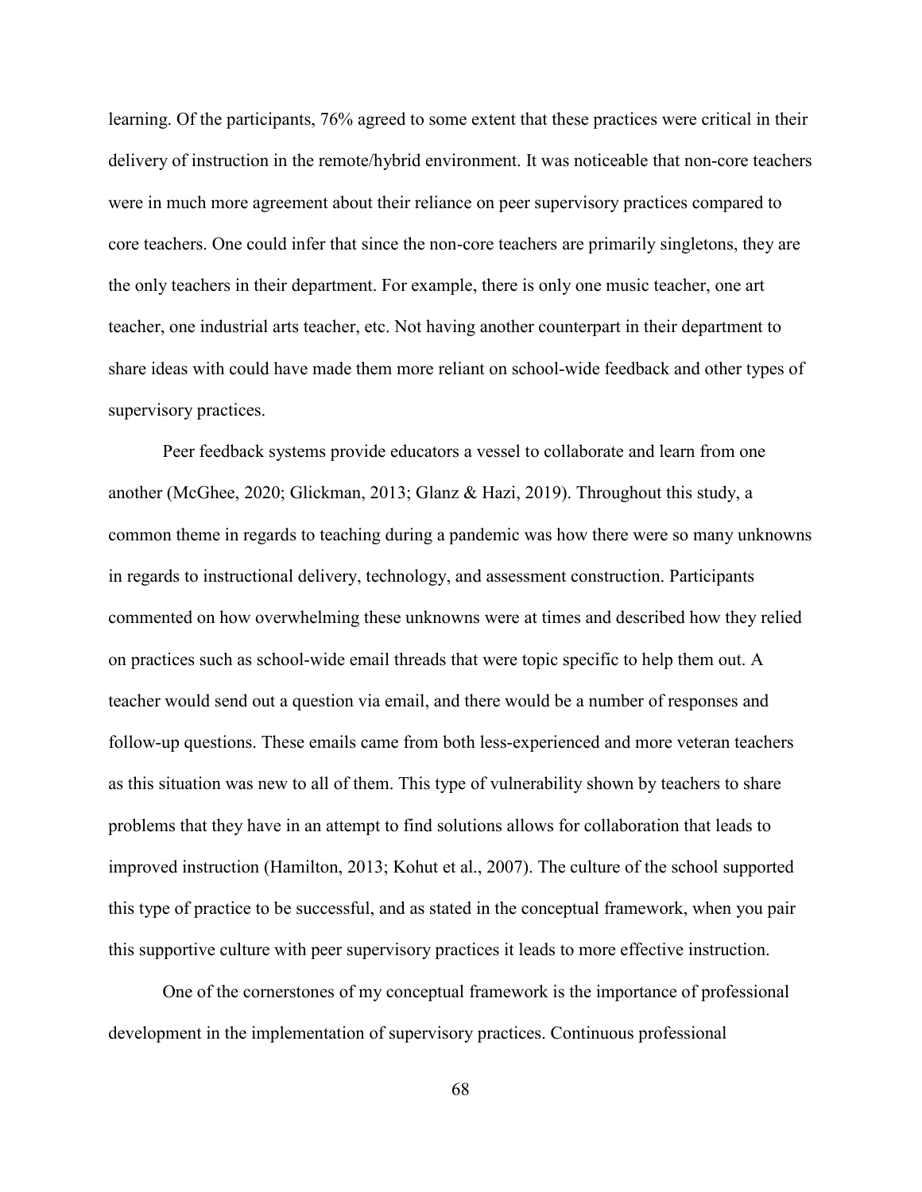learning. Of the participants, 76% agreed to some extent that these practices were critical in their delivery of instruction in the remote/hybrid environment. It was noticeable that non-core teachers were in much more agreement about their reliance on peer supervisory practices compared to core teachers. One could infer that since the non-core teachers are primarily singletons, they are the only teachers in their department. For example, there is only one music teacher, one art teacher, one industrial arts teacher, etc. Not having another counterpart in their department to share ideas with could have made them more reliant on school-wide feedback and other types of supervisory practices.

Peer feedback systems provide educators a vessel to collaborate and learn from one another (McGhee, 2020; Glickman, 2013; Glanz & Hazi, 2019). Throughout this study, a common theme in regards to teaching during a pandemic was how there were so many unknowns in regards to instructional delivery, technology, and assessment construction. Participants commented on how overwhelming these unknowns were at times and described how they relied on practices such as school-wide email threads that were topic specific to help them out. A teacher would send out a question via email, and there would be a number of responses and follow-up questions. These emails came from both less-experienced and more veteran teachers as this situation was new to all of them. This type of vulnerability shown by teachers to share problems that they have in an attempt to find solutions allows for collaboration that leads to improved instruction (Hamilton, 2013; Kohut et al., 2007). The culture of the school supported this type of practice to be successful, and as stated in the conceptual framework, when you pair this supportive culture with peer supervisory practices it leads to more effective instruction.

One of the cornerstones of my conceptual framework is the importance of professional development in the implementation of supervisory practices. Continuous professional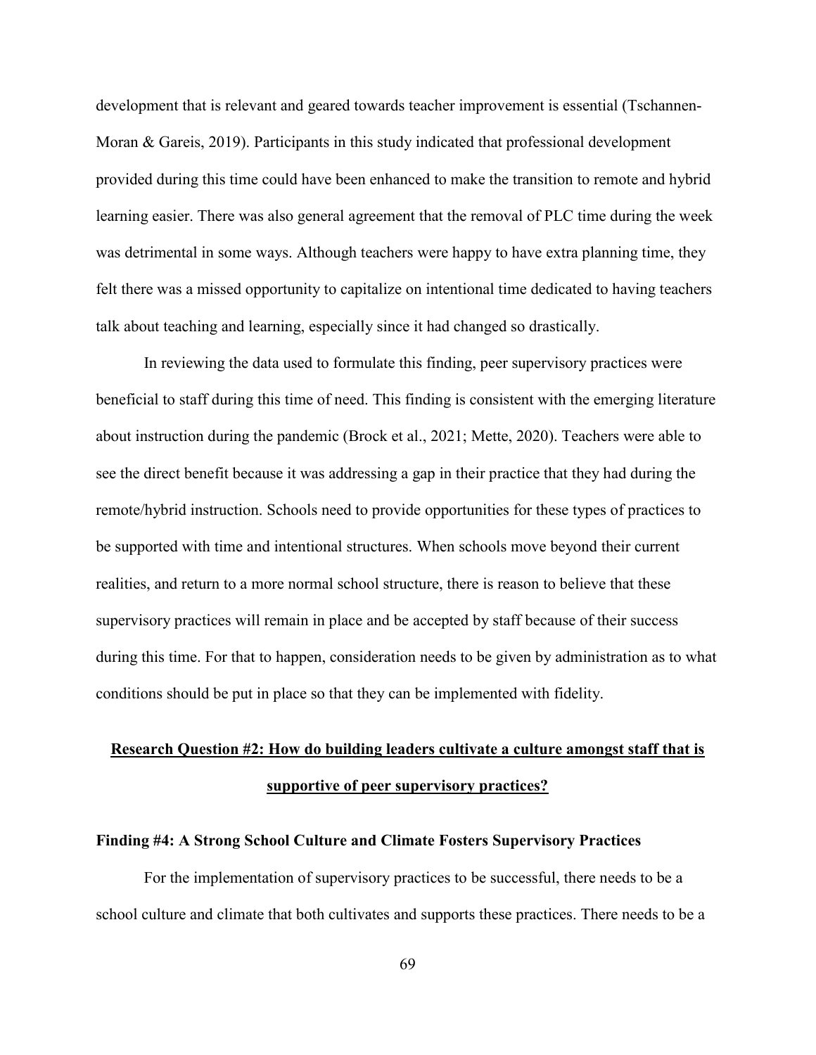development that is relevant and geared towards teacher improvement is essential (Tschannen-Moran & Gareis, 2019). Participants in this study indicated that professional development provided during this time could have been enhanced to make the transition to remote and hybrid learning easier. There was also general agreement that the removal of PLC time during the week was detrimental in some ways. Although teachers were happy to have extra planning time, they felt there was a missed opportunity to capitalize on intentional time dedicated to having teachers talk about teaching and learning, especially since it had changed so drastically.

In reviewing the data used to formulate this finding, peer supervisory practices were beneficial to staff during this time of need. This finding is consistent with the emerging literature about instruction during the pandemic (Brock et al., 2021; Mette, 2020). Teachers were able to see the direct benefit because it was addressing a gap in their practice that they had during the remote/hybrid instruction. Schools need to provide opportunities for these types of practices to be supported with time and intentional structures. When schools move beyond their current realities, and return to a more normal school structure, there is reason to believe that these supervisory practices will remain in place and be accepted by staff because of their success during this time. For that to happen, consideration needs to be given by administration as to what conditions should be put in place so that they can be implemented with fidelity.

## Research Question #2: How do building leaders cultivate a culture amongst staff that is supportive of peer supervisory practices?

### Finding #4: A Strong School Culture and Climate Fosters Supervisory Practices

For the implementation of supervisory practices to be successful, there needs to be a school culture and climate that both cultivates and supports these practices. There needs to be a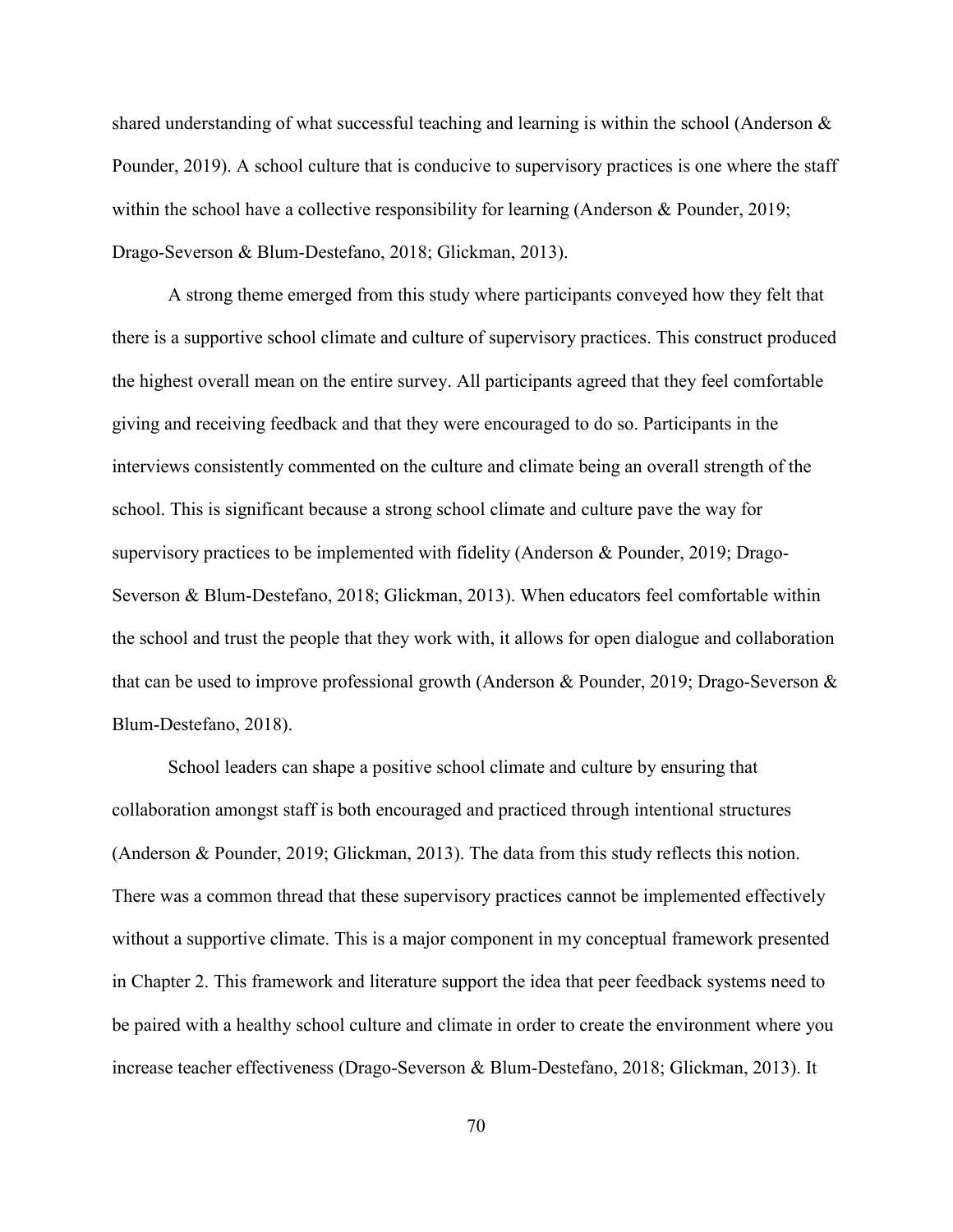shared understanding of what successful teaching and learning is within the school (Anderson & Pounder, 2019). A school culture that is conducive to supervisory practices is one where the staff within the school have a collective responsibility for learning (Anderson & Pounder, 2019; Drago-Severson & Blum-Destefano, 2018; Glickman, 2013).

A strong theme emerged from this study where participants conveyed how they felt that there is a supportive school climate and culture of supervisory practices. This construct produced the highest overall mean on the entire survey. All participants agreed that they feel comfortable giving and receiving feedback and that they were encouraged to do so. Participants in the interviews consistently commented on the culture and climate being an overall strength of the school. This is significant because a strong school climate and culture pave the way for supervisory practices to be implemented with fidelity (Anderson & Pounder, 2019; Drago-Severson & Blum-Destefano, 2018; Glickman, 2013). When educators feel comfortable within the school and trust the people that they work with, it allows for open dialogue and collaboration that can be used to improve professional growth (Anderson & Pounder, 2019; Drago-Severson & Blum-Destefano, 2018).

School leaders can shape a positive school climate and culture by ensuring that collaboration amongst staff is both encouraged and practiced through intentional structures (Anderson & Pounder, 2019; Glickman, 2013). The data from this study reflects this notion. There was a common thread that these supervisory practices cannot be implemented effectively without a supportive climate. This is a major component in my conceptual framework presented in Chapter 2. This framework and literature support the idea that peer feedback systems need to be paired with a healthy school culture and climate in order to create the environment where you increase teacher effectiveness (Drago-Severson & Blum-Destefano, 2018; Glickman, 2013). It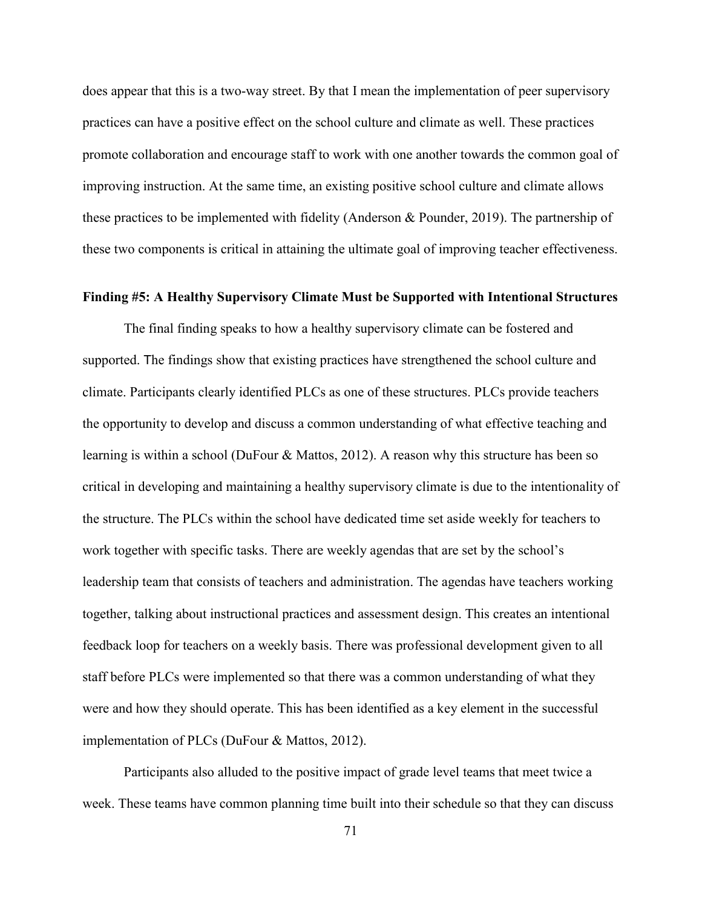does appear that this is a two-way street. By that I mean the implementation of peer supervisory practices can have a positive effect on the school culture and climate as well. These practices promote collaboration and encourage staff to work with one another towards the common goal of improving instruction. At the same time, an existing positive school culture and climate allows these practices to be implemented with fidelity (Anderson & Pounder, 2019). The partnership of these two components is critical in attaining the ultimate goal of improving teacher effectiveness.

**Finding #5: A Healthy Supervisory Climate Must be Supported with Intentional Structures**

The final finding speaks to how a healthy supervisory climate can be fostered and supported. The findings show that existing practices have strengthened the school culture and climate. Participants clearly identified PLCs as one of these structures. PLCs provide teachers the opportunity to develop and discuss a common understanding of what effective teaching and learning is within a school (DuFour & Mattos, 2012). A reason why this structure has been so critical in developing and maintaining a healthy supervisory climate is due to the intentionality of the structure. The PLCs within the school have dedicated time set aside weekly for teachers to work together with specific tasks. There are weekly agendas that are set by the school's leadership team that consists of teachers and administration. The agendas have teachers working together, talking about instructional practices and assessment design. This creates an intentional feedback loop for teachers on a weekly basis. There was professional development given to all staff before PLCs were implemented so that there was a common understanding of what they were and how they should operate. This has been identified as a key element in the successful implementation of PLCs (DuFour & Mattos, 2012).

Participants also alluded to the positive impact of grade level teams that meet twice a week. These teams have common planning time built into their schedule so that they can discuss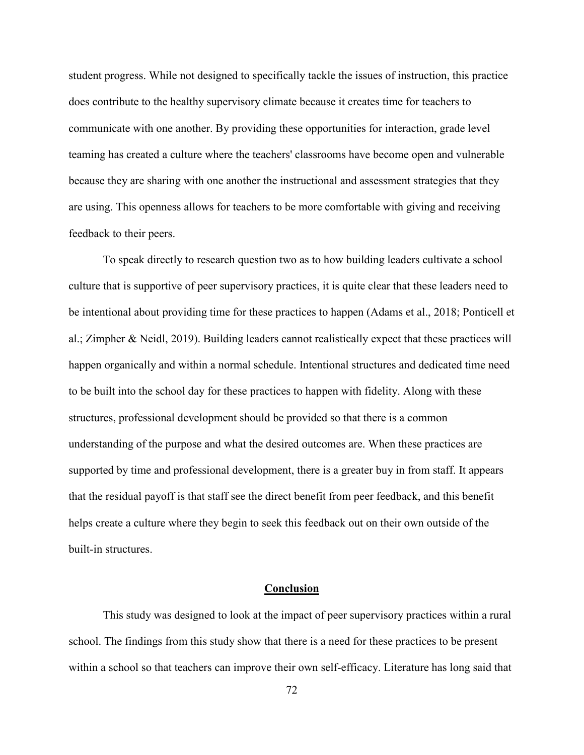student progress. While not designed to specifically tackle the issues of instruction, this practice does contribute to the healthy supervisory climate because it creates time for teachers to communicate with one another. By providing these opportunities for interaction, grade level teaming has created a culture where the teachers' classrooms have become open and vulnerable because they are sharing with one another the instructional and assessment strategies that they are using. This openness allows for teachers to be more comfortable with giving and receiving feedback to their peers.

To speak directly to research question two as to how building leaders cultivate a school culture that is supportive of peer supervisory practices, it is quite clear that these leaders need to be intentional about providing time for these practices to happen (Adams et al., 2018; Ponticell et al.; Zimpher & Neidl, 2019). Building leaders cannot realistically expect that these practices will happen organically and within a normal schedule. Intentional structures and dedicated time need to be built into the school day for these practices to happen with fidelity. Along with these structures, professional development should be provided so that there is a common understanding of the purpose and what the desired outcomes are. When these practices are supported by time and professional development, there is a greater buy in from staff. It appears that the residual payoff is that staff see the direct benefit from peer feedback, and this benefit helps create a culture where they begin to seek this feedback out on their own outside of the built-in structures.

## Conclusion

This study was designed to look at the impact of peer supervisory practices within a rural school. The findings from this study show that there is a need for these practices to be present within a school so that teachers can improve their own self-efficacy. Literature has long said that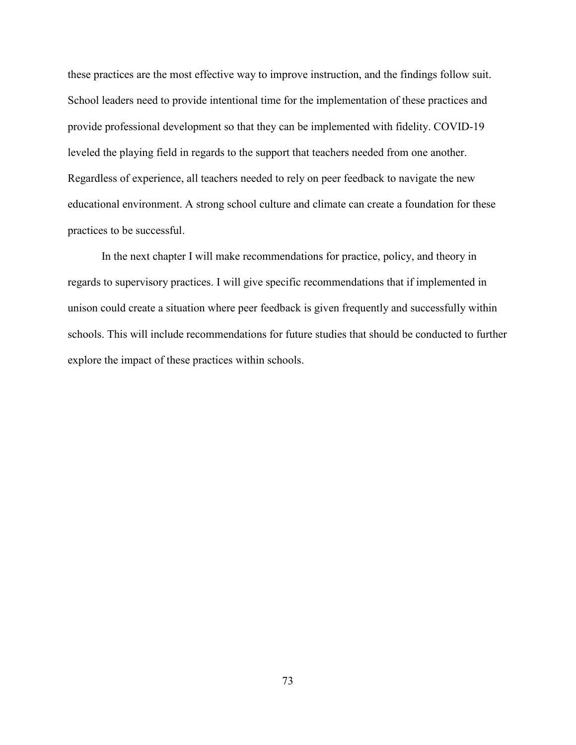these practices are the most effective way to improve instruction, and the findings follow suit. School leaders need to provide intentional time for the implementation of these practices and provide professional development so that they can be implemented with fidelity. COVID-19 leveled the playing field in regards to the support that teachers needed from one another. Regardless of experience, all teachers needed to rely on peer feedback to navigate the new educational environment. A strong school culture and climate can create a foundation for these practices to be successful.

In the next chapter I will make recommendations for practice, policy, and theory in regards to supervisory practices. I will give specific recommendations that if implemented in unison could create a situation where peer feedback is given frequently and successfully within schools. This will include recommendations for future studies that should be conducted to further explore the impact of these practices within schools.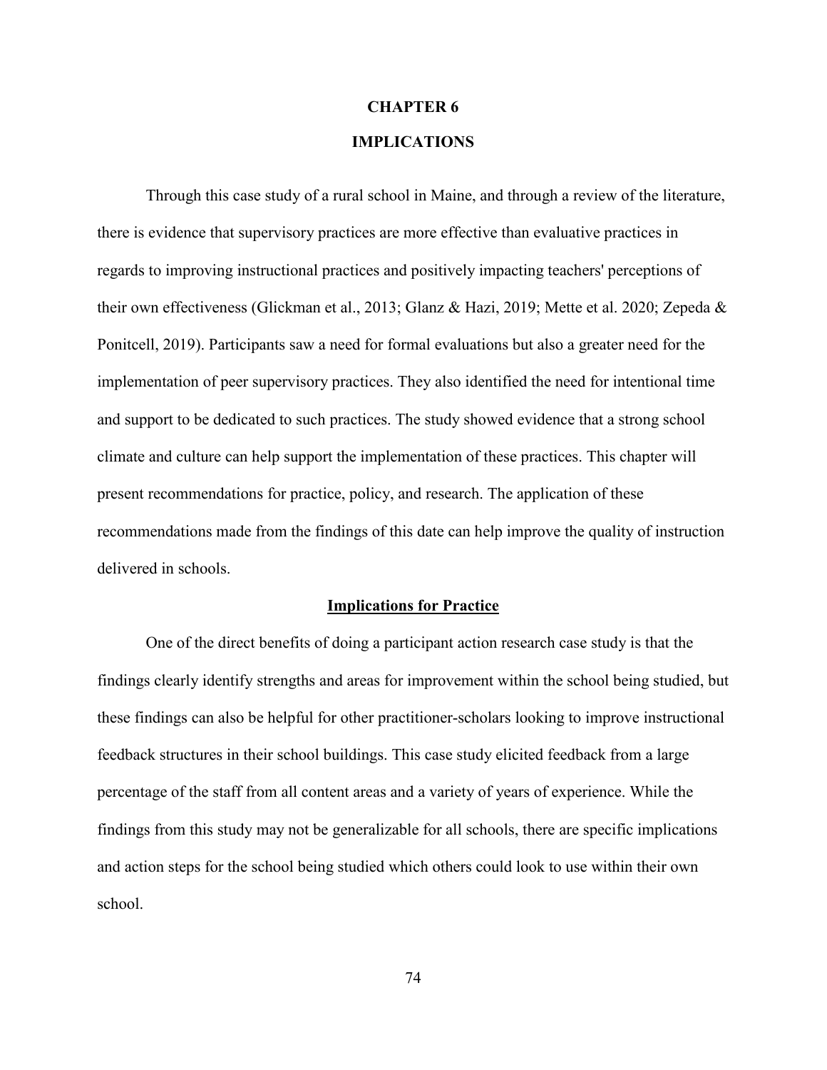# CHAPTER 6

# IMPLICATIONS

Through this case study of a rural school in Maine, and through a review of the literature, there is evidence that supervisory practices are more effective than evaluative practices in regards to improving instructional practices and positively impacting teachers' perceptions of their own effectiveness (Glickman et al., 2013; Glanz & Hazi, 2019; Mette et al. 2020; Zepeda & Ponitcell, 2019). Participants saw a need for formal evaluations but also a greater need for the implementation of peer supervisory practices. They also identified the need for intentional time and support to be dedicated to such practices. The study showed evidence that a strong school climate and culture can help support the implementation of these practices. This chapter will present recommendations for practice, policy, and research. The application of these recommendations made from the findings of this date can help improve the quality of instruction delivered in schools.

## Implications for Practice

One of the direct benefits of doing a participant action research case study is that the findings clearly identify strengths and areas for improvement within the school being studied, but these findings can also be helpful for other practitioner-scholars looking to improve instructional feedback structures in their school buildings. This case study elicited feedback from a large percentage of the staff from all content areas and a variety of years of experience. While the findings from this study may not be generalizable for all schools, there are specific implications and action steps for the school being studied which others could look to use within their own school.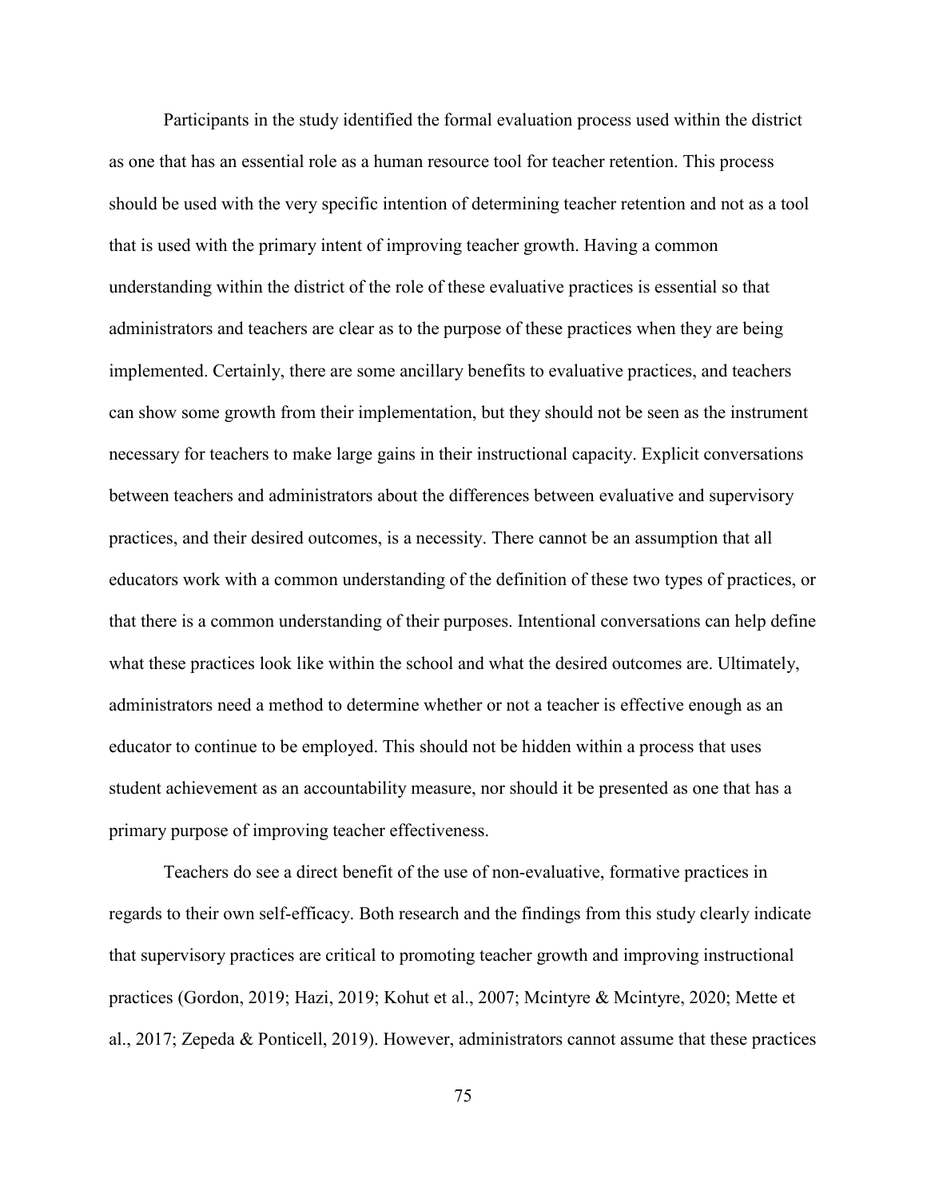Participants in the study identified the formal evaluation process used within the district as one that has an essential role as a human resource tool for teacher retention. This process should be used with the very specific intention of determining teacher retention and not as a tool that is used with the primary intent of improving teacher growth. Having a common understanding within the district of the role of these evaluative practices is essential so that administrators and teachers are clear as to the purpose of these practices when they are being implemented. Certainly, there are some ancillary benefits to evaluative practices, and teachers can show some growth from their implementation, but they should not be seen as the instrument necessary for teachers to make large gains in their instructional capacity. Explicit conversations between teachers and administrators about the differences between evaluative and supervisory practices, and their desired outcomes, is a necessity. There cannot be an assumption that all educators work with a common understanding of the definition of these two types of practices, or that there is a common understanding of their purposes. Intentional conversations can help define what these practices look like within the school and what the desired outcomes are. Ultimately, administrators need a method to determine whether or not a teacher is effective enough as an educator to continue to be employed. This should not be hidden within a process that uses student achievement as an accountability measure, nor should it be presented as one that has a primary purpose of improving teacher effectiveness.

Teachers do see a direct benefit of the use of non-evaluative, formative practices in regards to their own self-efficacy. Both research and the findings from this study clearly indicate that supervisory practices are critical to promoting teacher growth and improving instructional practices (Gordon, 2019; Hazi, 2019; Kohut et al., 2007; Mcintyre & Mcintyre, 2020; Mette et al., 2017; Zepeda & Ponticell, 2019). However, administrators cannot assume that these practices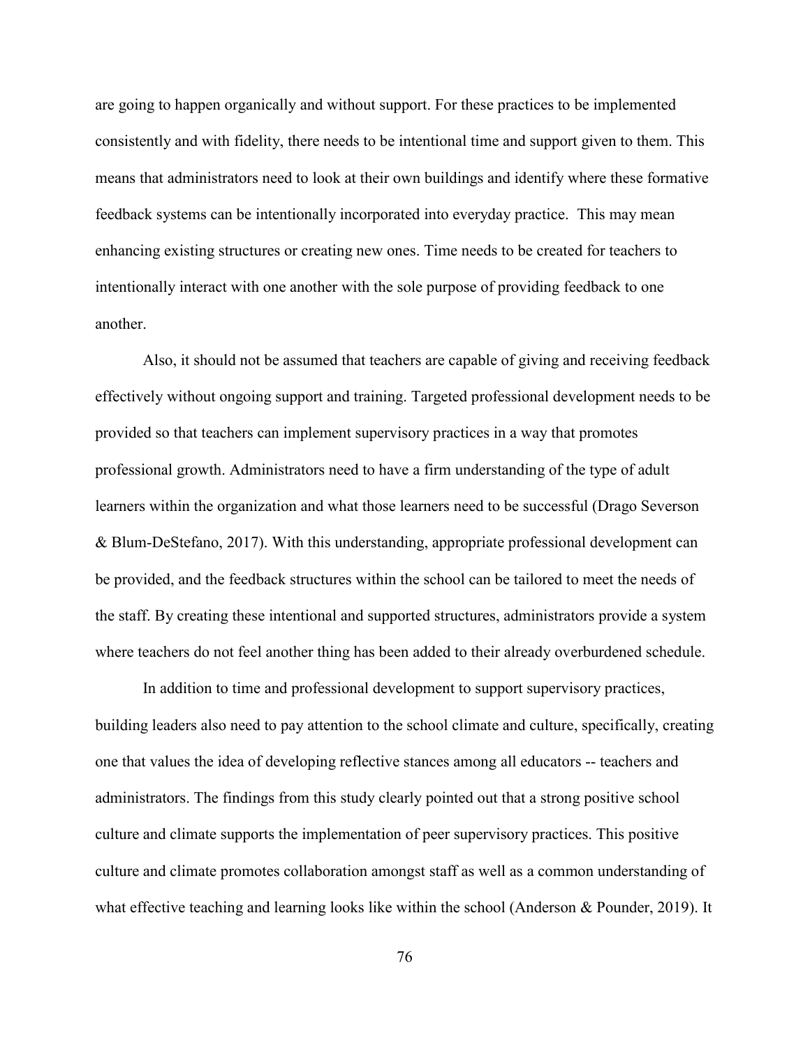are going to happen organically and without support. For these practices to be implemented consistently and with fidelity, there needs to be intentional time and support given to them. This means that administrators need to look at their own buildings and identify where these formative feedback systems can be intentionally incorporated into everyday practice. This may mean enhancing existing structures or creating new ones. Time needs to be created for teachers to intentionally interact with one another with the sole purpose of providing feedback to one another.

Also, it should not be assumed that teachers are capable of giving and receiving feedback effectively without ongoing support and training. Targeted professional development needs to be provided so that teachers can implement supervisory practices in a way that promotes professional growth. Administrators need to have a firm understanding of the type of adult learners within the organization and what those learners need to be successful (Drago Severson & Blum-DeStefano, 2017). With this understanding, appropriate professional development can be provided, and the feedback structures within the school can be tailored to meet the needs of the staff. By creating these intentional and supported structures, administrators provide a system where teachers do not feel another thing has been added to their already overburdened schedule.

In addition to time and professional development to support supervisory practices, building leaders also need to pay attention to the school climate and culture, specifically, creating one that values the idea of developing reflective stances among all educators -- teachers and administrators. The findings from this study clearly pointed out that a strong positive school culture and climate supports the implementation of peer supervisory practices. This positive culture and climate promotes collaboration amongst staff as well as a common understanding of what effective teaching and learning looks like within the school (Anderson & Pounder, 2019). It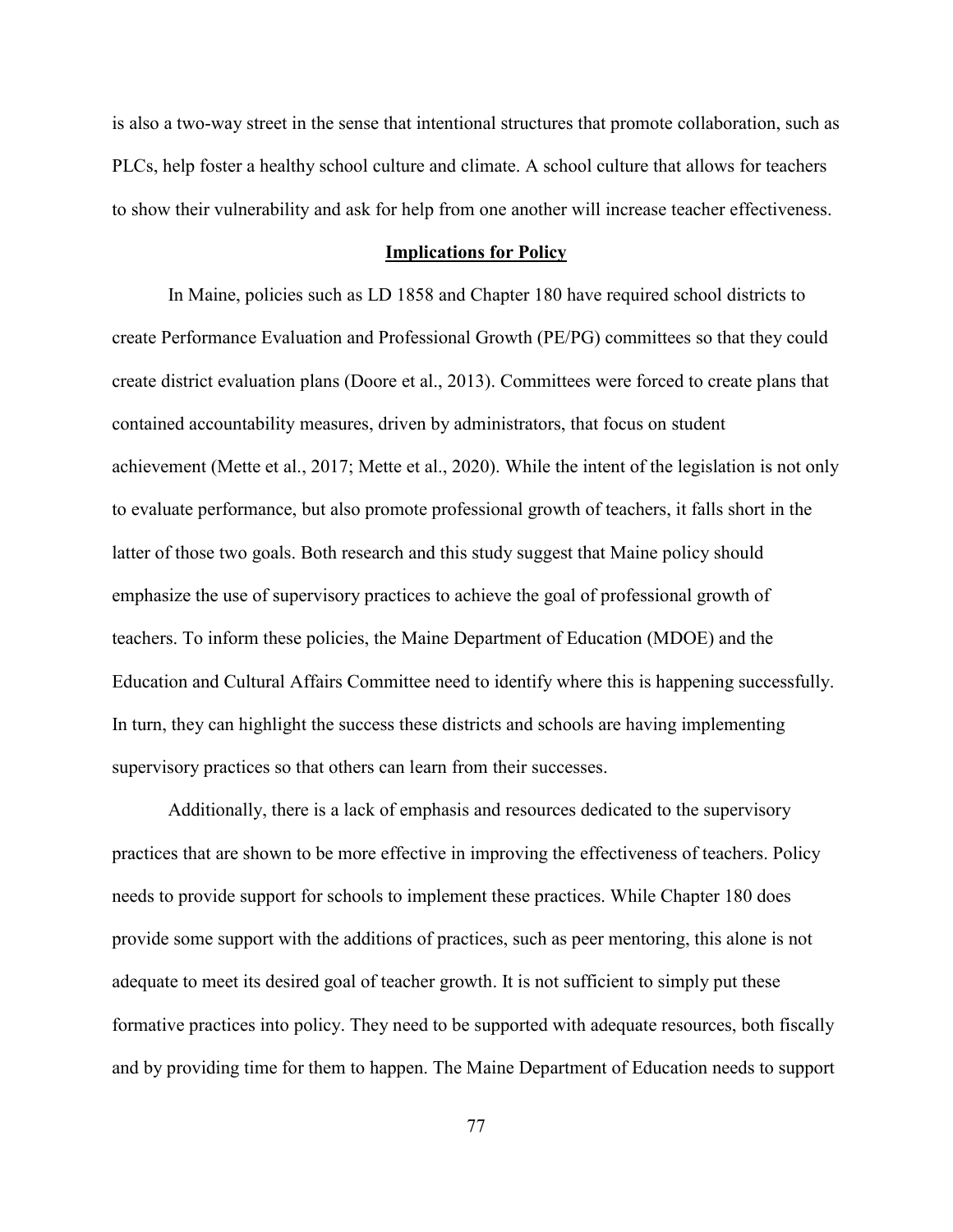is also a two-way street in the sense that intentional structures that promote collaboration, such as PLCs, help foster a healthy school culture and climate. A school culture that allows for teachers to show their vulnerability and ask for help from one another will increase teacher effectiveness.

## Implications for Policy

In Maine, policies such as LD 1858 and Chapter 180 have required school districts to create Performance Evaluation and Professional Growth (PE/PG) committees so that they could create district evaluation plans (Doore et al., 2013). Committees were forced to create plans that contained accountability measures, driven by administrators, that focus on student achievement (Mette et al., 2017; Mette et al., 2020). While the intent of the legislation is not only to evaluate performance, but also promote professional growth of teachers, it falls short in the latter of those two goals. Both research and this study suggest that Maine policy should emphasize the use of supervisory practices to achieve the goal of professional growth of teachers. To inform these policies, the Maine Department of Education (MDOE) and the Education and Cultural Affairs Committee need to identify where this is happening successfully. In turn, they can highlight the success these districts and schools are having implementing supervisory practices so that others can learn from their successes.

Additionally, there is a lack of emphasis and resources dedicated to the supervisory practices that are shown to be more effective in improving the effectiveness of teachers. Policy needs to provide support for schools to implement these practices. While Chapter 180 does provide some support with the additions of practices, such as peer mentoring, this alone is not adequate to meet its desired goal of teacher growth. It is not sufficient to simply put these formative practices into policy. They need to be supported with adequate resources, both fiscally and by providing time for them to happen. The Maine Department of Education needs to support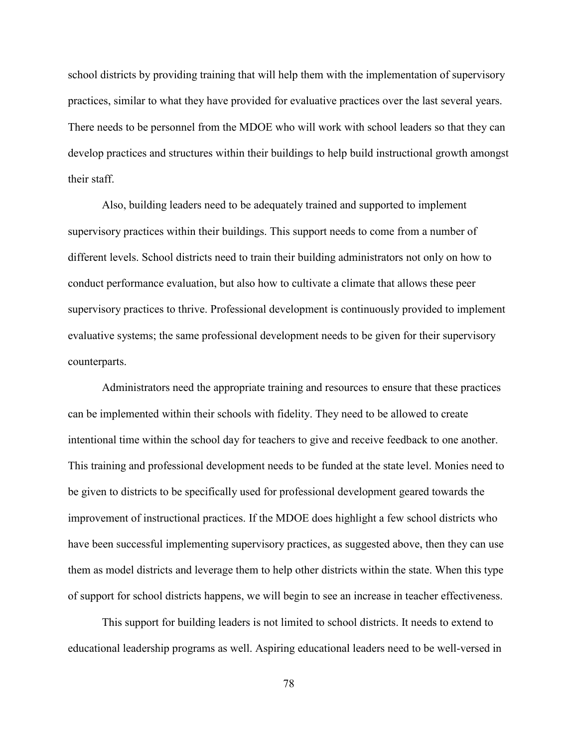school districts by providing training that will help them with the implementation of supervisory practices, similar to what they have provided for evaluative practices over the last several years. There needs to be personnel from the MDOE who will work with school leaders so that they can develop practices and structures within their buildings to help build instructional growth amongst their staff.

Also, building leaders need to be adequately trained and supported to implement supervisory practices within their buildings. This support needs to come from a number of different levels. School districts need to train their building administrators not only on how to conduct performance evaluation, but also how to cultivate a climate that allows these peer supervisory practices to thrive. Professional development is continuously provided to implement evaluative systems; the same professional development needs to be given for their supervisory counterparts.

Administrators need the appropriate training and resources to ensure that these practices can be implemented within their schools with fidelity. They need to be allowed to create intentional time within the school day for teachers to give and receive feedback to one another. This training and professional development needs to be funded at the state level. Monies need to be given to districts to be specifically used for professional development geared towards the improvement of instructional practices. If the MDOE does highlight a few school districts who have been successful implementing supervisory practices, as suggested above, then they can use them as model districts and leverage them to help other districts within the state. When this type of support for school districts happens, we will begin to see an increase in teacher effectiveness.

This support for building leaders is not limited to school districts. It needs to extend to educational leadership programs as well. Aspiring educational leaders need to be well-versed in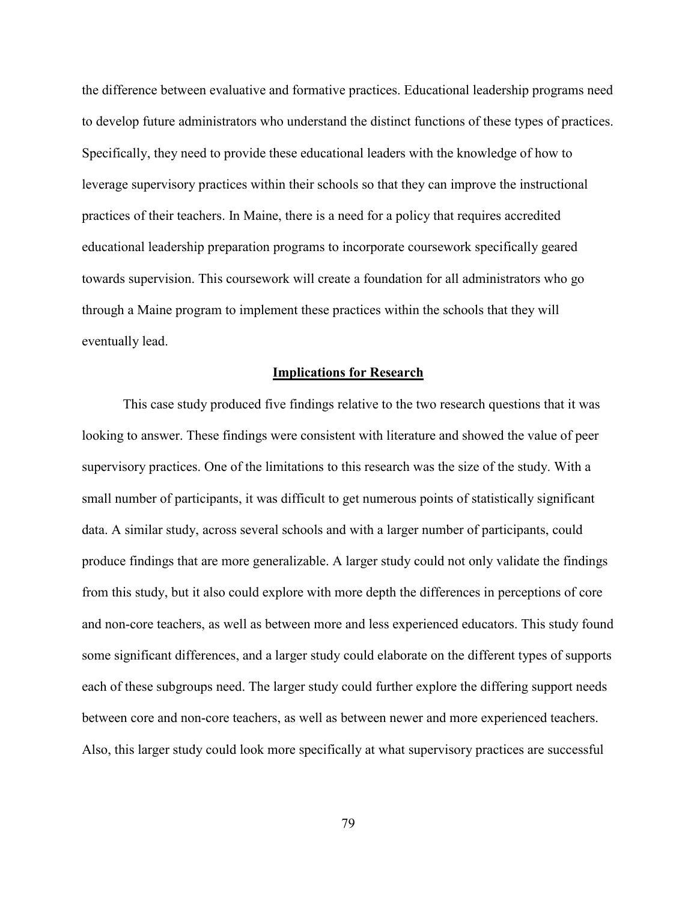the difference between evaluative and formative practices. Educational leadership programs need to develop future administrators who understand the distinct functions of these types of practices. Specifically, they need to provide these educational leaders with the knowledge of how to leverage supervisory practices within their schools so that they can improve the instructional practices of their teachers. In Maine, there is a need for a policy that requires accredited educational leadership preparation programs to incorporate coursework specifically geared towards supervision. This coursework will create a foundation for all administrators who go through a Maine program to implement these practices within the schools that they will eventually lead.

## Implications for Research

This case study produced five findings relative to the two research questions that it was looking to answer. These findings were consistent with literature and showed the value of peer supervisory practices. One of the limitations to this research was the size of the study. With a small number of participants, it was difficult to get numerous points of statistically significant data. A similar study, across several schools and with a larger number of participants, could produce findings that are more generalizable. A larger study could not only validate the findings from this study, but it also could explore with more depth the differences in perceptions of core and non-core teachers, as well as between more and less experienced educators. This study found some significant differences, and a larger study could elaborate on the different types of supports each of these subgroups need. The larger study could further explore the differing support needs between core and non-core teachers, as well as between newer and more experienced teachers. Also, this larger study could look more specifically at what supervisory practices are successful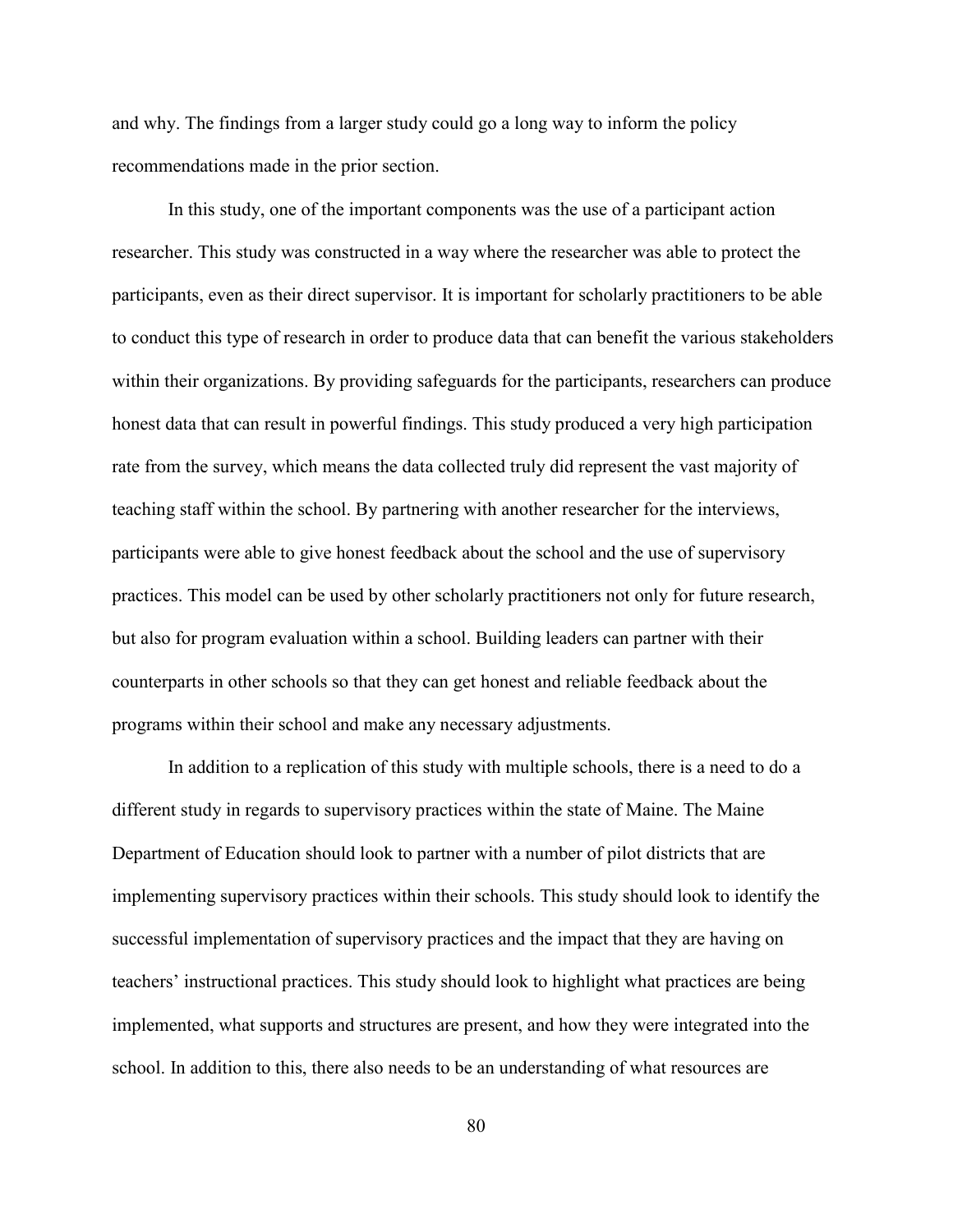and why. The findings from a larger study could go a long way to inform the policy recommendations made in the prior section.

In this study, one of the important components was the use of a participant action researcher. This study was constructed in a way where the researcher was able to protect the participants, even as their direct supervisor. It is important for scholarly practitioners to be able to conduct this type of research in order to produce data that can benefit the various stakeholders within their organizations. By providing safeguards for the participants, researchers can produce honest data that can result in powerful findings. This study produced a very high participation rate from the survey, which means the data collected truly did represent the vast majority of teaching staff within the school. By partnering with another researcher for the interviews, participants were able to give honest feedback about the school and the use of supervisory practices. This model can be used by other scholarly practitioners not only for future research, but also for program evaluation within a school. Building leaders can partner with their counterparts in other schools so that they can get honest and reliable feedback about the programs within their school and make any necessary adjustments.

In addition to a replication of this study with multiple schools, there is a need to do a different study in regards to supervisory practices within the state of Maine. The Maine Department of Education should look to partner with a number of pilot districts that are implementing supervisory practices within their schools. This study should look to identify the successful implementation of supervisory practices and the impact that they are having on teachers' instructional practices. This study should look to highlight what practices are being implemented, what supports and structures are present, and how they were integrated into the school. In addition to this, there also needs to be an understanding of what resources are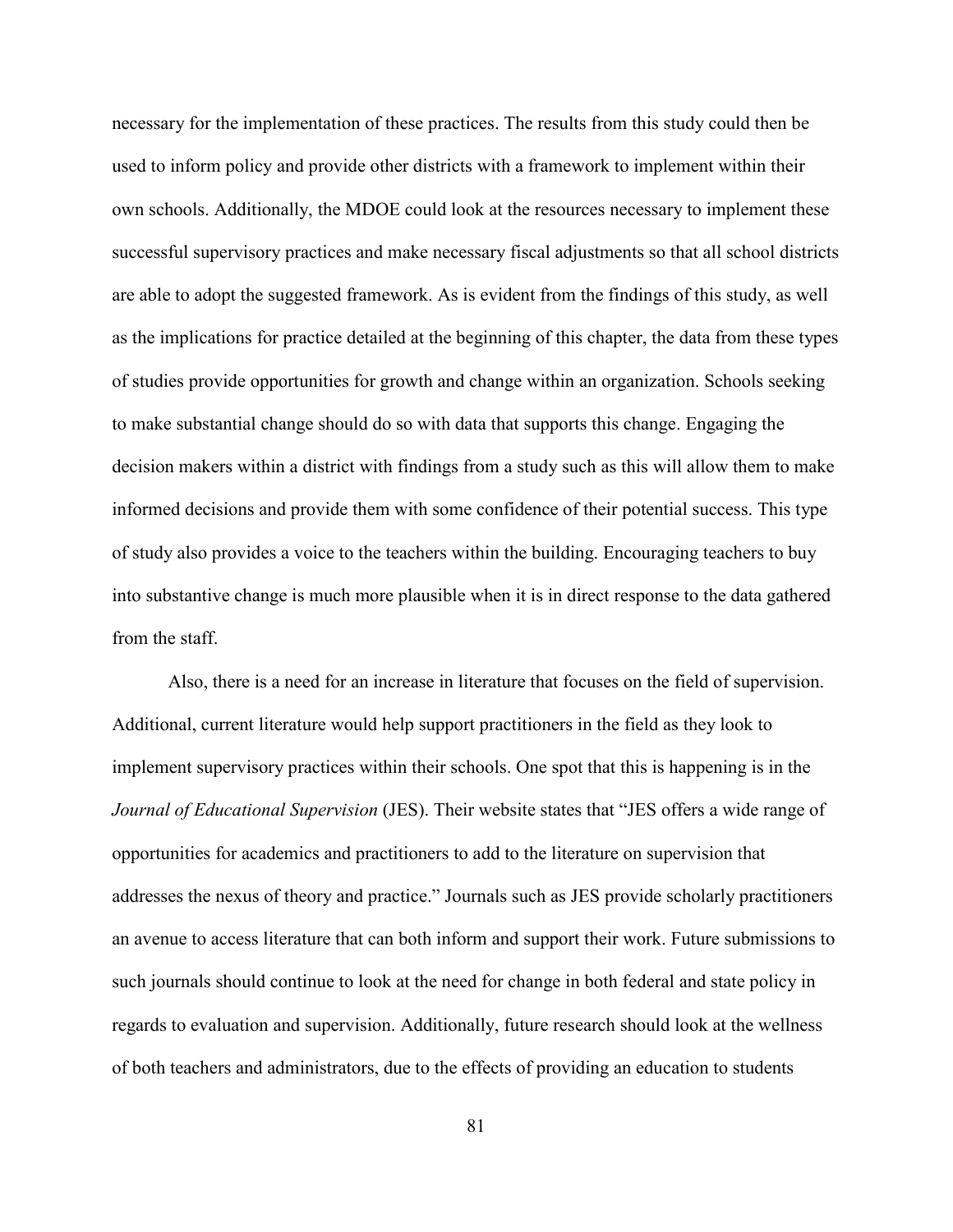necessary for the implementation of these practices. The results from this study could then be used to inform policy and provide other districts with a framework to implement within their own schools. Additionally, the MDOE could look at the resources necessary to implement these successful supervisory practices and make necessary fiscal adjustments so that all school districts are able to adopt the suggested framework. As is evident from the findings of this study, as well as the implications for practice detailed at the beginning of this chapter, the data from these types of studies provide opportunities for growth and change within an organization. Schools seeking to make substantial change should do so with data that supports this change. Engaging the decision makers within a district with findings from a study such as this will allow them to make informed decisions and provide them with some confidence of their potential success. This type of study also provides a voice to the teachers within the building. Encouraging teachers to buy into substantive change is much more plausible when it is in direct response to the data gathered from the staff.

Also, there is a need for an increase in literature that focuses on the field of supervision. Additional, current literature would help support practitioners in the field as they look to implement supervisory practices within their schools. One spot that this is happening is in the *Journal of Educational Supervision* (JES). Their website states that "JES offers a wide range of opportunities for academics and practitioners to add to the literature on supervision that addresses the nexus of theory and practice." Journals such as JES provide scholarly practitioners an avenue to access literature that can both inform and support their work. Future submissions to such journals should continue to look at the need for change in both federal and state policy in regards to evaluation and supervision. Additionally, future research should look at the wellness of both teachers and administrators, due to the effects of providing an education to students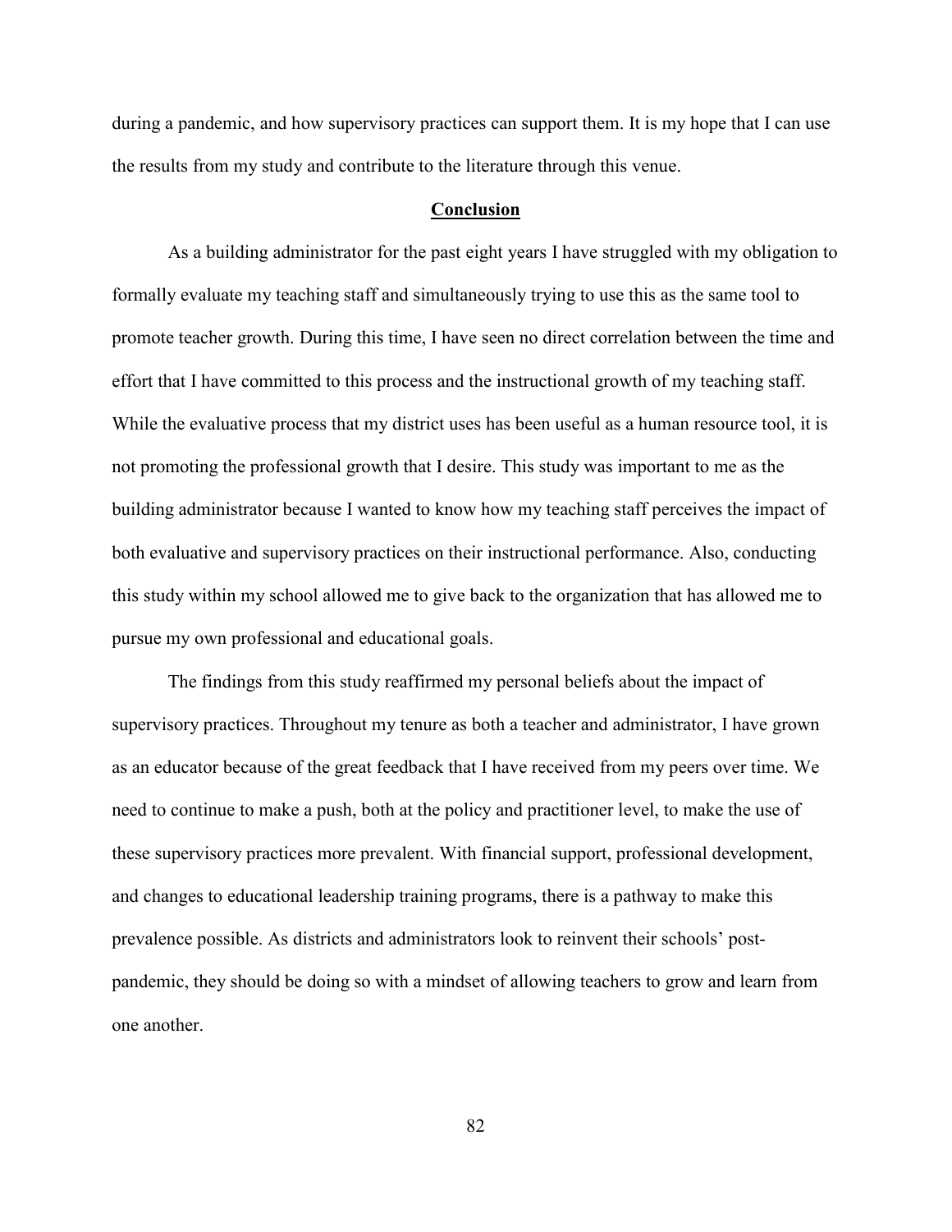during a pandemic, and how supervisory practices can support them. It is my hope that I can use the results from my study and contribute to the literature through this venue.

## Conclusion

As a building administrator for the past eight years I have struggled with my obligation to formally evaluate my teaching staff and simultaneously trying to use this as the same tool to promote teacher growth. During this time, I have seen no direct correlation between the time and effort that I have committed to this process and the instructional growth of my teaching staff. While the evaluative process that my district uses has been useful as a human resource tool, it is not promoting the professional growth that I desire. This study was important to me as the building administrator because I wanted to know how my teaching staff perceives the impact of both evaluative and supervisory practices on their instructional performance. Also, conducting this study within my school allowed me to give back to the organization that has allowed me to pursue my own professional and educational goals.

The findings from this study reaffirmed my personal beliefs about the impact of supervisory practices. Throughout my tenure as both a teacher and administrator, I have grown as an educator because of the great feedback that I have received from my peers over time. We need to continue to make a push, both at the policy and practitioner level, to make the use of these supervisory practices more prevalent. With financial support, professional development, and changes to educational leadership training programs, there is a pathway to make this prevalence possible. As districts and administrators look to reinvent their schools' post-pandemic, they should be doing so with a mindset of allowing teachers to grow and learn from one another.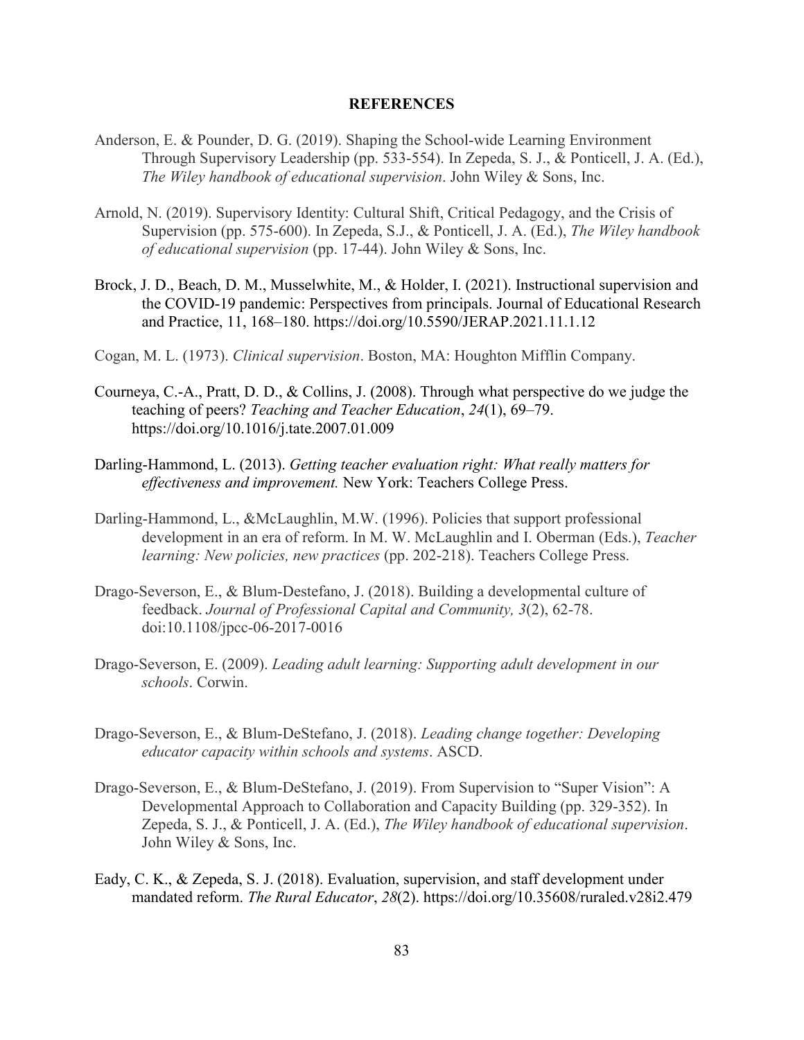# REFERENCES

Anderson, E. & Pounder, D. G. (2019). Shaping the School-wide Learning Environment Through Supervisory Leadership (pp. 533-554). In Zepeda, S. J., & Ponticell, J. A. (Ed.), *The Wiley handbook of educational supervision*. John Wiley & Sons, Inc.

Arnold, N. (2019). Supervisory Identity: Cultural Shift, Critical Pedagogy, and the Crisis of Supervision (pp. 575-600). In Zepeda, S.J., & Ponticell, J. A. (Ed.), *The Wiley handbook of educational supervision* (pp. 17-44). John Wiley & Sons, Inc.

Brock, J. D., Beach, D. M., Musselwhite, M., & Holder, I. (2021). Instructional supervision and the COVID-19 pandemic: Perspectives from principals. Journal of Educational Research and Practice, 11, 168–180. https://doi.org/10.5590/JERAP.2021.11.1.12

Cogan, M. L. (1973). *Clinical supervision*. Boston, MA: Houghton Mifflin Company.

Courneya, C.-A., Pratt, D. D., & Collins, J. (2008). Through what perspective do we judge the teaching of peers? *Teaching and Teacher Education*, *24*(1), 69–79. https://doi.org/10.1016/j.tate.2007.01.009

Darling-Hammond, L. (2013). *Getting teacher evaluation right: What really matters for effectiveness and improvement.* New York: Teachers College Press.

Darling-Hammond, L., &McLaughlin, M.W. (1996). Policies that support professional development in an era of reform. In M. W. McLaughlin and I. Oberman (Eds.), *Teacher learning: New policies, new practices* (pp. 202-218). Teachers College Press.

Drago-Severson, E., & Blum-Destefano, J. (2018). Building a developmental culture of feedback. *Journal of Professional Capital and Community, 3*(2), 62-78. doi:10.1108/jpcc-06-2017-0016

Drago-Severson, E. (2009). *Leading adult learning: Supporting adult development in our schools*. Corwin.

Drago-Severson, E., & Blum-DeStefano, J. (2018). *Leading change together: Developing educator capacity within schools and systems*. ASCD.

Drago-Severson, E., & Blum-DeStefano, J. (2019). From Supervision to "Super Vision": A Developmental Approach to Collaboration and Capacity Building (pp. 329-352). In Zepeda, S. J., & Ponticell, J. A. (Ed.), *The Wiley handbook of educational supervision*. John Wiley & Sons, Inc.

Eady, C. K., & Zepeda, S. J. (2018). Evaluation, supervision, and staff development under mandated reform. *The Rural Educator*, *28*(2). https://doi.org/10.35608/ruraled.v28i2.479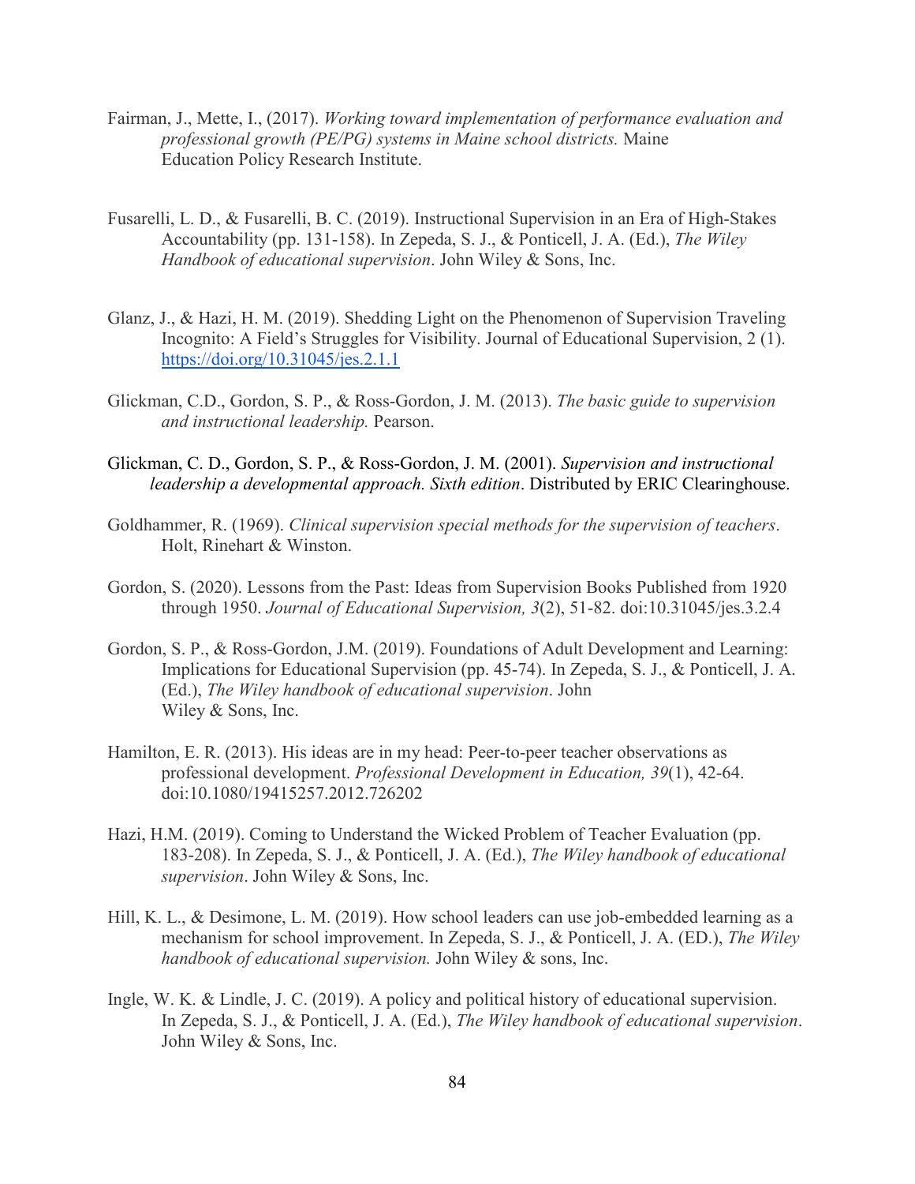Fairman, J., Mette, I., (2017). *Working toward implementation of performance evaluation and professional growth (PE/PG) systems in Maine school districts.* Maine Education Policy Research Institute.

Fusarelli, L. D., & Fusarelli, B. C. (2019). Instructional Supervision in an Era of High-Stakes Accountability (pp. 131-158). In Zepeda, S. J., & Ponticell, J. A. (Ed.), *The Wiley Handbook of educational supervision*. John Wiley & Sons, Inc.

Glanz, J., & Hazi, H. M. (2019). Shedding Light on the Phenomenon of Supervision Traveling Incognito: A Field's Struggles for Visibility. Journal of Educational Supervision, 2 (1). https://doi.org/10.31045/jes.2.1.1

Glickman, C.D., Gordon, S. P., & Ross-Gordon, J. M. (2013). *The basic guide to supervision and instructional leadership.* Pearson.

Glickman, C. D., Gordon, S. P., & Ross-Gordon, J. M. (2001). *Supervision and instructional leadership a developmental approach. Sixth edition*. Distributed by ERIC Clearinghouse.

Goldhammer, R. (1969). *Clinical supervision special methods for the supervision of teachers*. Holt, Rinehart & Winston.

Gordon, S. (2020). Lessons from the Past: Ideas from Supervision Books Published from 1920 through 1950. *Journal of Educational Supervision, 3*(2), 51-82. doi:10.31045/jes.3.2.4

Gordon, S. P., & Ross-Gordon, J.M. (2019). Foundations of Adult Development and Learning: Implications for Educational Supervision (pp. 45-74). In Zepeda, S. J., & Ponticell, J. A. (Ed.), *The Wiley handbook of educational supervision*. John Wiley & Sons, Inc.

Hamilton, E. R. (2013). His ideas are in my head: Peer-to-peer teacher observations as professional development. *Professional Development in Education, 39*(1), 42-64. doi:10.1080/19415257.2012.726202

Hazi, H.M. (2019). Coming to Understand the Wicked Problem of Teacher Evaluation (pp. 183-208). In Zepeda, S. J., & Ponticell, J. A. (Ed.), *The Wiley handbook of educational supervision*. John Wiley & Sons, Inc.

Hill, K. L., & Desimone, L. M. (2019). How school leaders can use job-embedded learning as a mechanism for school improvement. In Zepeda, S. J., & Ponticell, J. A. (ED.), *The Wiley handbook of educational supervision.* John Wiley & sons, Inc.

Ingle, W. K. & Lindle, J. C. (2019). A policy and political history of educational supervision. In Zepeda, S. J., & Ponticell, J. A. (Ed.), *The Wiley handbook of educational supervision*. John Wiley & Sons, Inc.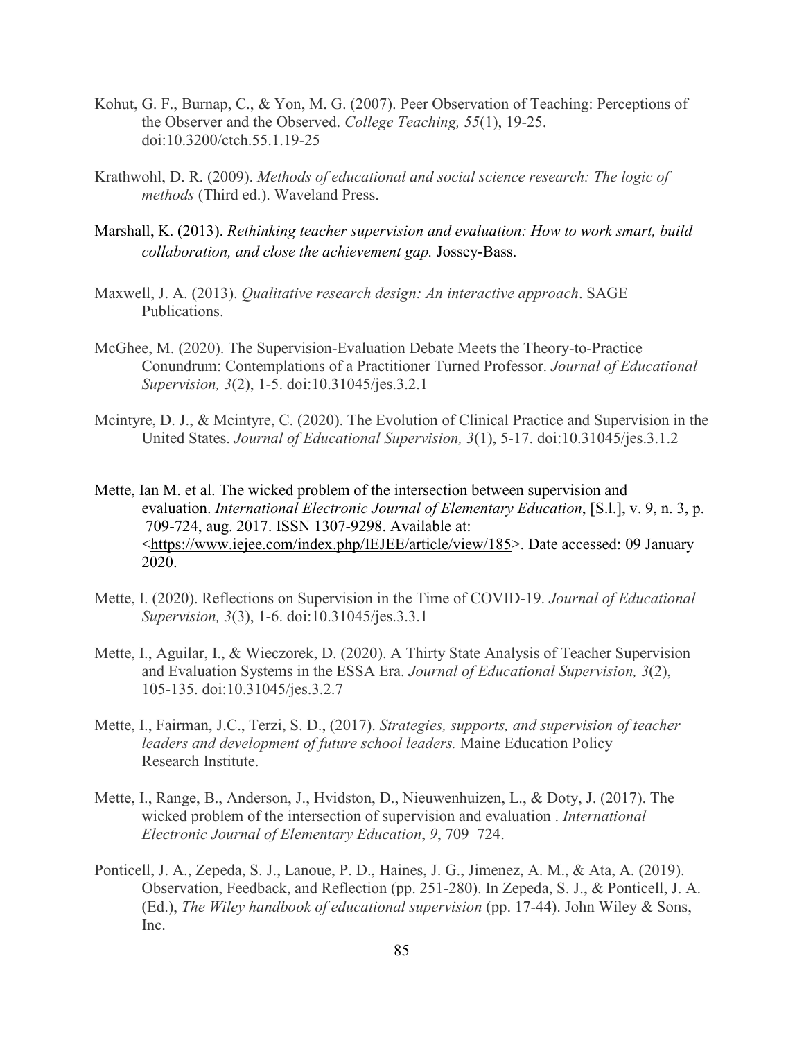Kohut, G. F., Burnap, C., & Yon, M. G. (2007). Peer Observation of Teaching: Perceptions of the Observer and the Observed. *College Teaching, 55*(1), 19-25. doi:10.3200/ctch.55.1.19-25

Krathwohl, D. R. (2009). *Methods of educational and social science research: The logic of methods* (Third ed.). Waveland Press.

Marshall, K. (2013). *Rethinking teacher supervision and evaluation: How to work smart, build collaboration, and close the achievement gap.* Jossey-Bass.

Maxwell, J. A. (2013). *Qualitative research design: An interactive approach*. SAGE Publications.

McGhee, M. (2020). The Supervision-Evaluation Debate Meets the Theory-to-Practice Conundrum: Contemplations of a Practitioner Turned Professor. *Journal of Educational Supervision, 3*(2), 1-5. doi:10.31045/jes.3.2.1

Mcintyre, D. J., & Mcintyre, C. (2020). The Evolution of Clinical Practice and Supervision in the United States. *Journal of Educational Supervision, 3*(1), 5-17. doi:10.31045/jes.3.1.2

Mette, Ian M. et al. The wicked problem of the intersection between supervision and evaluation. *International Electronic Journal of Elementary Education*, [S.l.], v. 9, n. 3, p. 709-724, aug. 2017. ISSN 1307-9298. Available at: <https://www.iejee.com/index.php/IEJEE/article/view/185>. Date accessed: 09 January 2020.

Mette, I. (2020). Reflections on Supervision in the Time of COVID-19. *Journal of Educational Supervision, 3*(3), 1-6. doi:10.31045/jes.3.3.1

Mette, I., Aguilar, I., & Wieczorek, D. (2020). A Thirty State Analysis of Teacher Supervision and Evaluation Systems in the ESSA Era. *Journal of Educational Supervision, 3*(2), 105-135. doi:10.31045/jes.3.2.7

Mette, I., Fairman, J.C., Terzi, S. D., (2017). *Strategies, supports, and supervision of teacher leaders and development of future school leaders.* Maine Education Policy Research Institute.

Mette, I., Range, B., Anderson, J., Hvidston, D., Nieuwenhuizen, L., & Doty, J. (2017). The wicked problem of the intersection of supervision and evaluation . *International Electronic Journal of Elementary Education*, *9*, 709–724.

Ponticell, J. A., Zepeda, S. J., Lanoue, P. D., Haines, J. G., Jimenez, A. M., & Ata, A. (2019). Observation, Feedback, and Reflection (pp. 251-280). In Zepeda, S. J., & Ponticell, J. A. (Ed.), *The Wiley handbook of educational supervision* (pp. 17-44). John Wiley & Sons, Inc.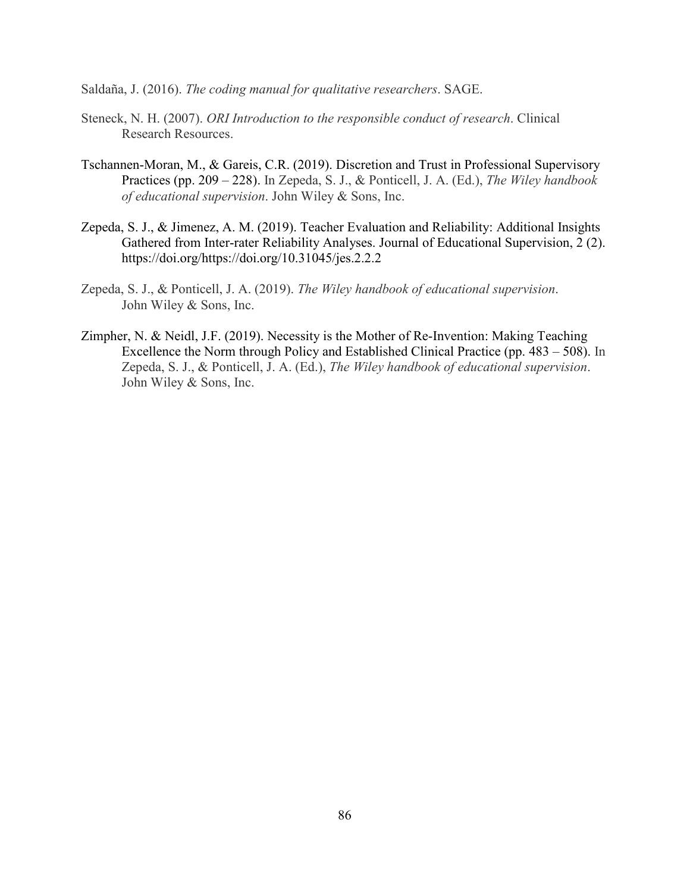Saldaña, J. (2016). *The coding manual for qualitative researchers*. SAGE.

Steneck, N. H. (2007). *ORI Introduction to the responsible conduct of research*. Clinical Research Resources.

Tschannen-Moran, M., & Gareis, C.R. (2019). Discretion and Trust in Professional Supervisory Practices (pp. 209 – 228). In Zepeda, S. J., & Ponticell, J. A. (Ed.), *The Wiley handbook of educational supervision*. John Wiley & Sons, Inc.

Zepeda, S. J., & Jimenez, A. M. (2019). Teacher Evaluation and Reliability: Additional Insights Gathered from Inter-rater Reliability Analyses. Journal of Educational Supervision, 2 (2). https://doi.org/https://doi.org/10.31045/jes.2.2.2

Zepeda, S. J., & Ponticell, J. A. (2019). *The Wiley handbook of educational supervision*. John Wiley & Sons, Inc.

Zimpher, N. & Neidl, J.F. (2019). Necessity is the Mother of Re-Invention: Making Teaching Excellence the Norm through Policy and Established Clinical Practice (pp. 483 – 508). In Zepeda, S. J., & Ponticell, J. A. (Ed.), *The Wiley handbook of educational supervision*. John Wiley & Sons, Inc.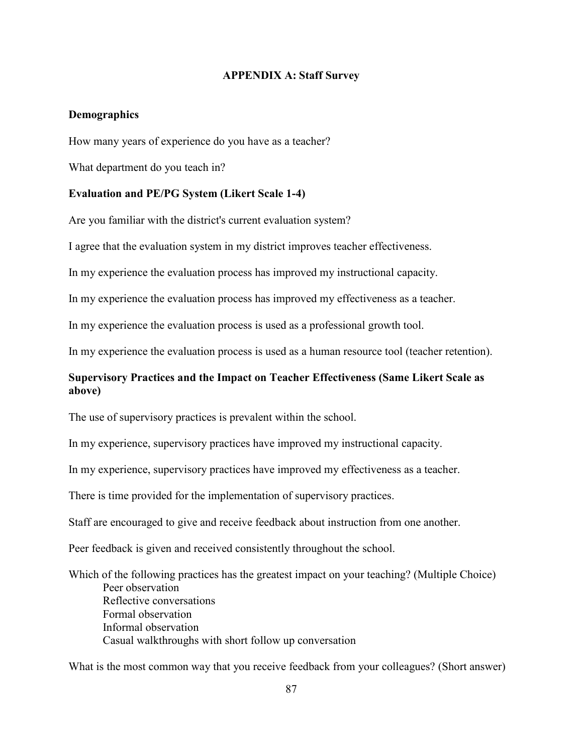# APPENDIX A: Staff Survey

## Demographics

How many years of experience do you have as a teacher?

What department do you teach in?

## Evaluation and PE/PG System (Likert Scale 1-4)

Are you familiar with the district's current evaluation system?

I agree that the evaluation system in my district improves teacher effectiveness.

In my experience the evaluation process has improved my instructional capacity.

In my experience the evaluation process has improved my effectiveness as a teacher.

In my experience the evaluation process is used as a professional growth tool.

In my experience the evaluation process is used as a human resource tool (teacher retention).

## Supervisory Practices and the Impact on Teacher Effectiveness (Same Likert Scale as above)

The use of supervisory practices is prevalent within the school.

In my experience, supervisory practices have improved my instructional capacity.

In my experience, supervisory practices have improved my effectiveness as a teacher.

There is time provided for the implementation of supervisory practices.

Staff are encouraged to give and receive feedback about instruction from one another.

Peer feedback is given and received consistently throughout the school.

Which of the following practices has the greatest impact on your teaching? (Multiple Choice)

- Peer observation
- Reflective conversations
- Formal observation
- Informal observation
- Casual walkthroughs with short follow up conversation

What is the most common way that you receive feedback from your colleagues? (Short answer)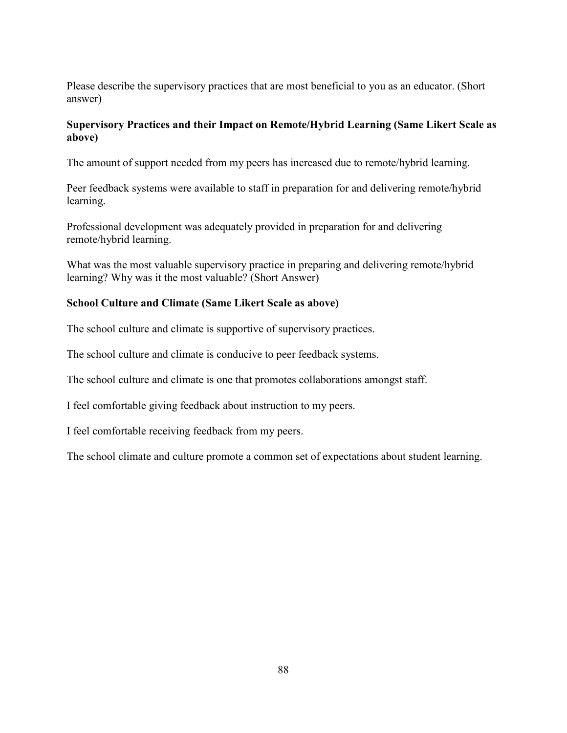Please describe the supervisory practices that are most beneficial to you as an educator. (Short answer)

**Supervisory Practices and their Impact on Remote/Hybrid Learning (Same Likert Scale as above)**

The amount of support needed from my peers has increased due to remote/hybrid learning.

Peer feedback systems were available to staff in preparation for and delivering remote/hybrid learning.

Professional development was adequately provided in preparation for and delivering remote/hybrid learning.

What was the most valuable supervisory practice in preparing and delivering remote/hybrid learning? Why was it the most valuable? (Short Answer)

**School Culture and Climate (Same Likert Scale as above)**

The school culture and climate is supportive of supervisory practices.

The school culture and climate is conducive to peer feedback systems.

The school culture and climate is one that promotes collaborations amongst staff.

I feel comfortable giving feedback about instruction to my peers.

I feel comfortable receiving feedback from my peers.

The school climate and culture promote a common set of expectations about student learning.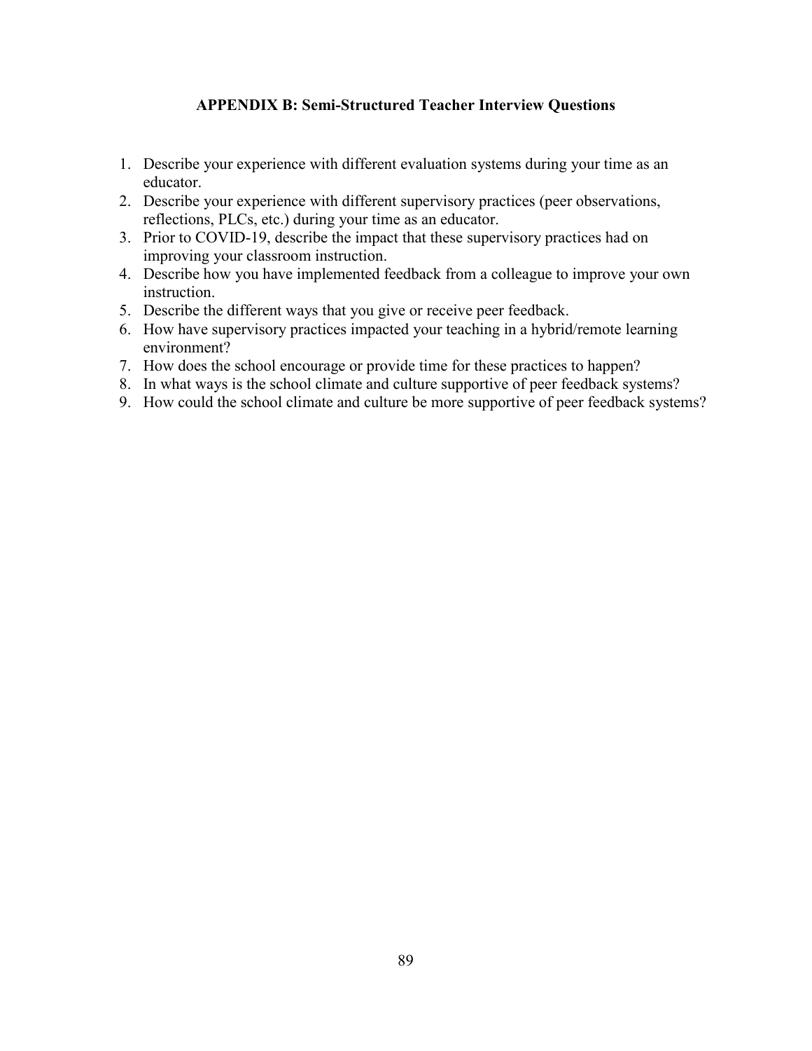## APPENDIX B: Semi-Structured Teacher Interview Questions

1. Describe your experience with different evaluation systems during your time as an educator.
2. Describe your experience with different supervisory practices (peer observations, reflections, PLCs, etc.) during your time as an educator.
3. Prior to COVID-19, describe the impact that these supervisory practices had on improving your classroom instruction.
4. Describe how you have implemented feedback from a colleague to improve your own instruction.
5. Describe the different ways that you give or receive peer feedback.
6. How have supervisory practices impacted your teaching in a hybrid/remote learning environment?
7. How does the school encourage or provide time for these practices to happen?
8. In what ways is the school climate and culture supportive of peer feedback systems?
9. How could the school climate and culture be more supportive of peer feedback systems?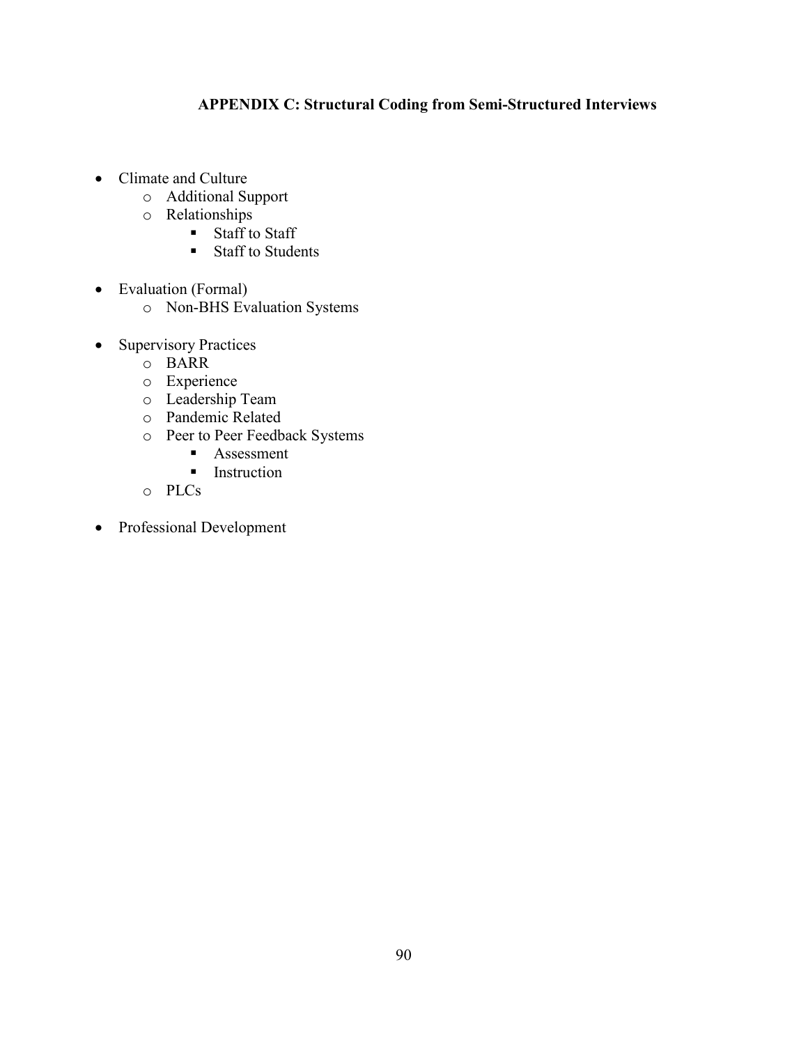## APPENDIX C: Structural Coding from Semi-Structured Interviews

- Climate and Culture
  - Additional Support
  - Relationships
    - Staff to Staff
    - Staff to Students
- Evaluation (Formal)
  - Non-BHS Evaluation Systems
- Supervisory Practices
  - BARR
  - Experience
  - Leadership Team
  - Pandemic Related
  - Peer to Peer Feedback Systems
    - Assessment
    - Instruction
  - PLCs
- Professional Development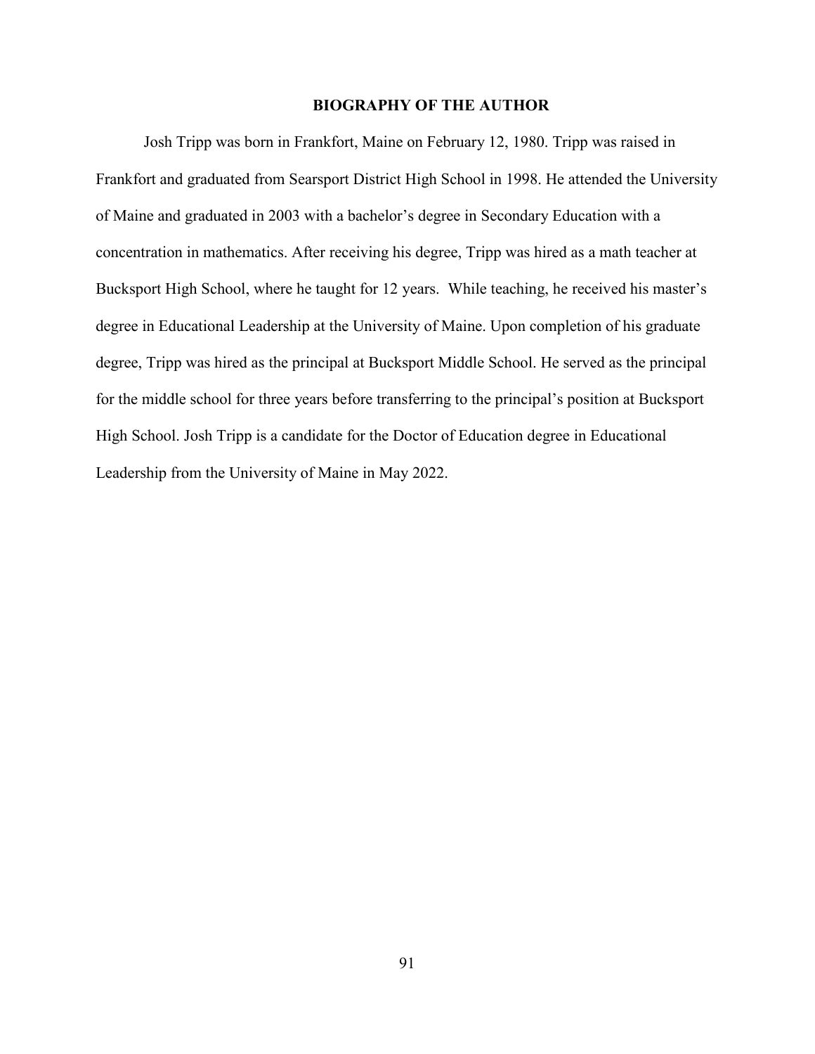## BIOGRAPHY OF THE AUTHOR

Josh Tripp was born in Frankfort, Maine on February 12, 1980. Tripp was raised in Frankfort and graduated from Searsport District High School in 1998. He attended the University of Maine and graduated in 2003 with a bachelor's degree in Secondary Education with a concentration in mathematics. After receiving his degree, Tripp was hired as a math teacher at Bucksport High School, where he taught for 12 years. While teaching, he received his master's degree in Educational Leadership at the University of Maine. Upon completion of his graduate degree, Tripp was hired as the principal at Bucksport Middle School. He served as the principal for the middle school for three years before transferring to the principal's position at Bucksport High School. Josh Tripp is a candidate for the Doctor of Education degree in Educational Leadership from the University of Maine in May 2022.